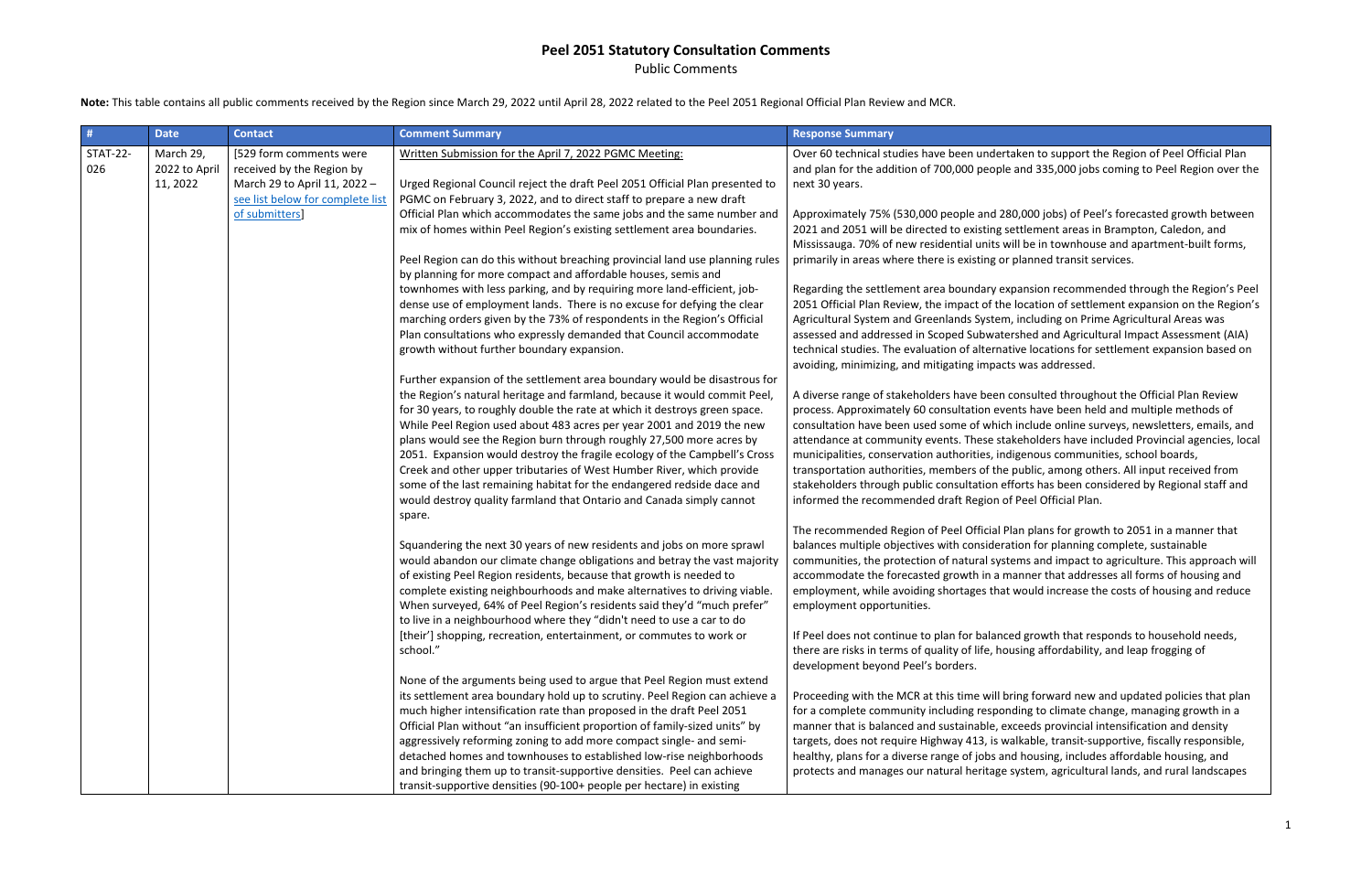# Peel 2051 Statutory Consultation Comments

Public Comments

**Note:** This table contains all public comments received by the Region since March 29, 2022 until April 28, 2022 related to the Peel 2051 Regional Official Plan Review and MCR.

| # | Date | Contact | Comment Summary | Response Summary |
|---|---|---|---|---|
| STAT-22-026 | March 29, 2022 to April 11, 2022 | [529 form comments were received by the Region by March 29 to April 11, 2022 – see list below for complete list of submitters] | Written Submission for the April 7, 2022 PGMC Meeting:<br><br>Urged Regional Council reject the draft Peel 2051 Official Plan presented to PGMC on February 3, 2022, and to direct staff to prepare a new draft Official Plan which accommodates the same jobs and the same number and mix of homes within Peel Region's existing settlement area boundaries.<br><br>Peel Region can do this without breaching provincial land use planning rules by planning for more compact and affordable houses, semis and townhomes with less parking, and by requiring more land-efficient, job-dense use of employment lands. There is no excuse for defying the clear marching orders given by the 73% of respondents in the Region's Official Plan consultations who expressly demanded that Council accommodate growth without further boundary expansion.<br><br>Further expansion of the settlement area boundary would be disastrous for the Region's natural heritage and farmland, because it would commit Peel, for 30 years, to roughly double the rate at which it destroys green space. While Peel Region used about 483 acres per year 2001 and 2019 the new plans would see the Region burn through roughly 27,500 more acres by 2051. Expansion would destroy the fragile ecology of the Campbell's Cross Creek and other upper tributaries of West Humber River, which provide some of the last remaining habitat for the endangered redside dace and would destroy quality farmland that Ontario and Canada simply cannot spare.<br><br>Squandering the next 30 years of new residents and jobs on more sprawl would abandon our climate change obligations and betray the vast majority of existing Peel Region residents, because that growth is needed to complete existing neighbourhoods and make alternatives to driving viable. When surveyed, 64% of Peel Region's residents said they'd "much prefer" to live in a neighbourhood where they "didn't need to use a car to do [their'] shopping, recreation, entertainment, or commutes to work or school."<br><br>None of the arguments being used to argue that Peel Region must extend its settlement area boundary hold up to scrutiny. Peel Region can achieve a much higher intensification rate than proposed in the draft Peel 2051 Official Plan without "an insufficient proportion of family-sized units" by aggressively reforming zoning to add more compact single- and semi-detached homes and townhouses to established low-rise neighborhoods and bringing them up to transit-supportive densities. Peel can achieve transit-supportive densities (90-100+ people per hectare) in existing | Over 60 technical studies have been undertaken to support the Region of Peel Official Plan and plan for the addition of 700,000 people and 335,000 jobs coming to Peel Region over the next 30 years.<br><br>Approximately 75% (530,000 people and 280,000 jobs) of Peel's forecasted growth between 2021 and 2051 will be directed to existing settlement areas in Brampton, Caledon, and Mississauga. 70% of new residential units will be in townhouse and apartment-built forms, primarily in areas where there is existing or planned transit services.<br><br>Regarding the settlement area boundary expansion recommended through the Region's Peel 2051 Official Plan Review, the impact of the location of settlement expansion on the Region's Agricultural System and Greenlands System, including on Prime Agricultural Areas was assessed and addressed in Scoped Subwatershed and Agricultural Impact Assessment (AIA) technical studies. The evaluation of alternative locations for settlement expansion based on avoiding, minimizing, and mitigating impacts was addressed.<br><br>A diverse range of stakeholders have been consulted throughout the Official Plan Review process. Approximately 60 consultation events have been held and multiple methods of consultation have been used some of which include online surveys, newsletters, emails, and attendance at community events. These stakeholders have included Provincial agencies, local municipalities, conservation authorities, indigenous communities, school boards, transportation authorities, members of the public, among others. All input received from stakeholders through public consultation efforts has been considered by Regional staff and informed the recommended draft Region of Peel Official Plan.<br><br>The recommended Region of Peel Official Plan plans for growth to 2051 in a manner that balances multiple objectives with consideration for planning complete, sustainable communities, the protection of natural systems and impact to agriculture. This approach will accommodate the forecasted growth in a manner that addresses all forms of housing and employment, while avoiding shortages that would increase the costs of housing and reduce employment opportunities.<br><br>If Peel does not continue to plan for balanced growth that responds to household needs, there are risks in terms of quality of life, housing affordability, and leap frogging of development beyond Peel's borders.<br><br>Proceeding with the MCR at this time will bring forward new and updated policies that plan for a complete community including responding to climate change, managing growth in a manner that is balanced and sustainable, exceeds provincial intensification and density targets, does not require Highway 413, is walkable, transit-supportive, fiscally responsible, healthy, plans for a diverse range of jobs and housing, includes affordable housing, and protects and manages our natural heritage system, agricultural lands, and rural landscapes |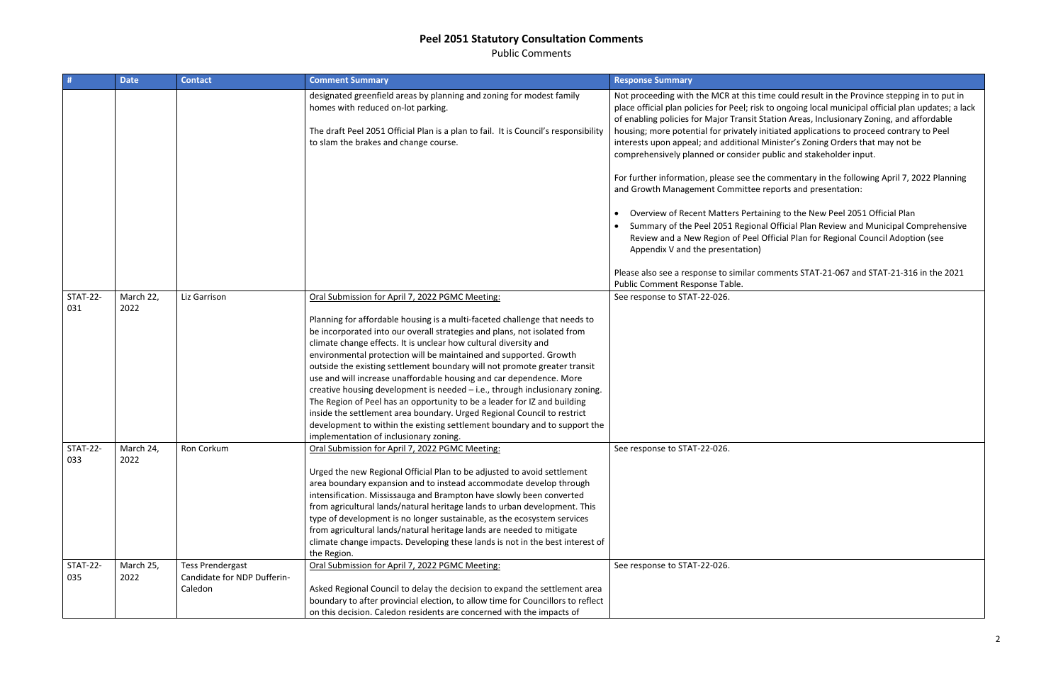# Peel 2051 Statutory Consultation Comments

Public Comments

| # | Date | Contact | Comment Summary | Response Summary |
|---|---|---|---|---|
| | | | designated greenfield areas by planning and zoning for modest family homes with reduced on-lot parking.<br><br>The draft Peel 2051 Official Plan is a plan to fail. It is Council's responsibility to slam the brakes and change course. | Not proceeding with the MCR at this time could result in the Province stepping in to put in place official plan policies for Peel; risk to ongoing local municipal official plan updates; a lack of enabling policies for Major Transit Station Areas, Inclusionary Zoning, and affordable housing; more potential for privately initiated applications to proceed contrary to Peel interests upon appeal; and additional Minister's Zoning Orders that may not be comprehensively planned or consider public and stakeholder input.<br><br>For further information, please see the commentary in the following April 7, 2022 Planning and Growth Management Committee reports and presentation:<br><br>• Overview of Recent Matters Pertaining to the New Peel 2051 Official Plan<br>• Summary of the Peel 2051 Regional Official Plan Review and Municipal Comprehensive Review and a New Region of Peel Official Plan for Regional Council Adoption (see Appendix V and the presentation)<br><br>Please also see a response to similar comments STAT-21-067 and STAT-21-316 in the 2021 Public Comment Response Table. |
| STAT-22-031 | March 22, 2022 | Liz Garrison | Oral Submission for April 7, 2022 PGMC Meeting:<br><br>Planning for affordable housing is a multi-faceted challenge that needs to be incorporated into our overall strategies and plans, not isolated from climate change effects. It is unclear how cultural diversity and environmental protection will be maintained and supported. Growth outside the existing settlement boundary will not promote greater transit use and will increase unaffordable housing and car dependence. More creative housing development is needed – i.e., through inclusionary zoning. The Region of Peel has an opportunity to be a leader for IZ and building inside the settlement area boundary. Urged Regional Council to restrict development to within the existing settlement boundary and to support the implementation of inclusionary zoning. | See response to STAT-22-026. |
| STAT-22-033 | March 24, 2022 | Ron Corkum | Oral Submission for April 7, 2022 PGMC Meeting:<br><br>Urged the new Regional Official Plan to be adjusted to avoid settlement area boundary expansion and to instead accommodate develop through intensification. Mississauga and Brampton have slowly been converted from agricultural lands/natural heritage lands to urban development. This type of development is no longer sustainable, as the ecosystem services from agricultural lands/natural heritage lands are needed to mitigate climate change impacts. Developing these lands is not in the best interest of the Region. | See response to STAT-22-026. |
| STAT-22-035 | March 25, 2022 | Tess Prendergast Candidate for NDP Dufferin-Caledon | Oral Submission for April 7, 2022 PGMC Meeting:<br><br>Asked Regional Council to delay the decision to expand the settlement area boundary to after provincial election, to allow time for Councillors to reflect on this decision. Caledon residents are concerned with the impacts of | See response to STAT-22-026. |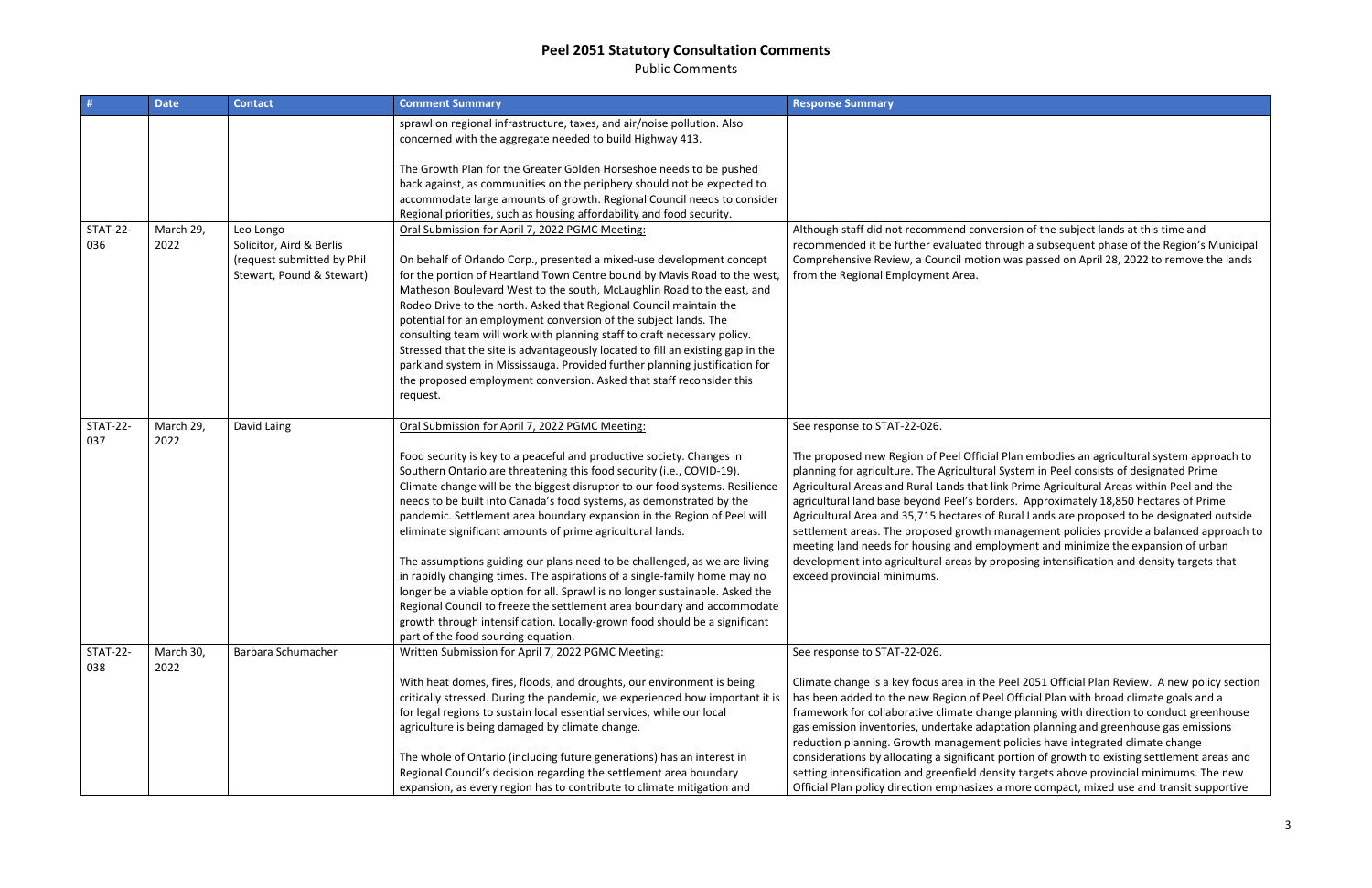# Peel 2051 Statutory Consultation Comments

Public Comments

| # | Date | Contact | Comment Summary | Response Summary |
|---|---|---|---|---|
| | | | sprawl on regional infrastructure, taxes, and air/noise pollution. Also concerned with the aggregate needed to build Highway 413.<br><br>The Growth Plan for the Greater Golden Horseshoe needs to be pushed back against, as communities on the periphery should not be expected to accommodate large amounts of growth. Regional Council needs to consider Regional priorities, such as housing affordability and food security. | |
| STAT-22-036 | March 29, 2022 | Leo Longo<br>Solicitor, Aird & Berlis<br>(request submitted by Phil Stewart, Pound & Stewart) | Oral Submission for April 7, 2022 PGMC Meeting:<br><br>On behalf of Orlando Corp., presented a mixed-use development concept for the portion of Heartland Town Centre bound by Mavis Road to the west, Matheson Boulevard West to the south, McLaughlin Road to the east, and Rodeo Drive to the north. Asked that Regional Council maintain the potential for an employment conversion of the subject lands. The consulting team will work with planning staff to craft necessary policy. Stressed that the site is advantageously located to fill an existing gap in the parkland system in Mississauga. Provided further planning justification for the proposed employment conversion. Asked that staff reconsider this request. | Although staff did not recommend conversion of the subject lands at this time and recommended it be further evaluated through a subsequent phase of the Region's Municipal Comprehensive Review, a Council motion was passed on April 28, 2022 to remove the lands from the Regional Employment Area. |
| STAT-22-037 | March 29, 2022 | David Laing | Oral Submission for April 7, 2022 PGMC Meeting:<br><br>Food security is key to a peaceful and productive society. Changes in Southern Ontario are threatening this food security (i.e., COVID-19). Climate change will be the biggest disruptor to our food systems. Resilience needs to be built into Canada's food systems, as demonstrated by the pandemic. Settlement area boundary expansion in the Region of Peel will eliminate significant amounts of prime agricultural lands.<br><br>The assumptions guiding our plans need to be challenged, as we are living in rapidly changing times. The aspirations of a single-family home may no longer be a viable option for all. Sprawl is no longer sustainable. Asked the Regional Council to freeze the settlement area boundary and accommodate growth through intensification. Locally-grown food should be a significant part of the food sourcing equation. | See response to STAT-22-026.<br><br>The proposed new Region of Peel Official Plan embodies an agricultural system approach to planning for agriculture. The Agricultural System in Peel consists of designated Prime Agricultural Areas and Rural Lands that link Prime Agricultural Areas within Peel and the agricultural land base beyond Peel's borders. Approximately 18,850 hectares of Prime Agricultural Area and 35,715 hectares of Rural Lands are proposed to be designated outside settlement areas. The proposed growth management policies provide a balanced approach to meeting land needs for housing and employment and minimize the expansion of urban development into agricultural areas by proposing intensification and density targets that exceed provincial minimums. |
| STAT-22-038 | March 30, 2022 | Barbara Schumacher | Written Submission for April 7, 2022 PGMC Meeting:<br><br>With heat domes, fires, floods, and droughts, our environment is being critically stressed. During the pandemic, we experienced how important it is for legal regions to sustain local essential services, while our local agriculture is being damaged by climate change.<br><br>The whole of Ontario (including future generations) has an interest in Regional Council's decision regarding the settlement area boundary expansion, as every region has to contribute to climate mitigation and | See response to STAT-22-026.<br><br>Climate change is a key focus area in the Peel 2051 Official Plan Review. A new policy section has been added to the new Region of Peel Official Plan with broad climate goals and a framework for collaborative climate change planning with direction to conduct greenhouse gas emission inventories, undertake adaptation planning and greenhouse gas emissions reduction planning. Growth management policies have integrated climate change considerations by allocating a significant portion of growth to existing settlement areas and setting intensification and greenfield density targets above provincial minimums. The new Official Plan policy direction emphasizes a more compact, mixed use and transit supportive |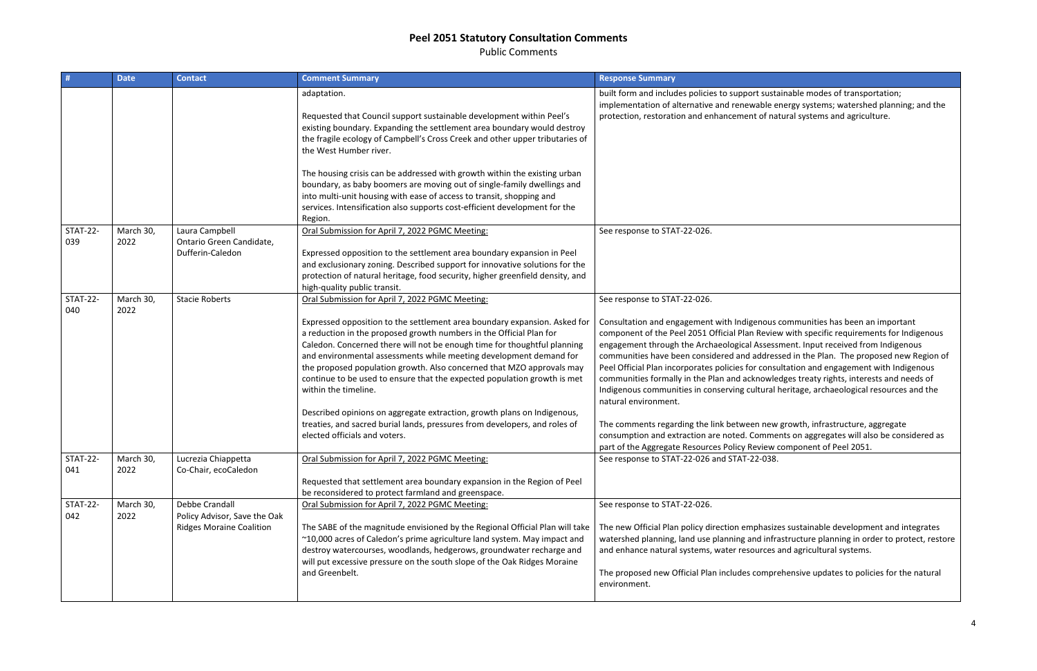# Peel 2051 Statutory Consultation Comments

Public Comments

| # | Date | Contact | Comment Summary | Response Summary |
|---|---|---|---|---|
| | | | adaptation.<br><br>Requested that Council support sustainable development within Peel's existing boundary. Expanding the settlement area boundary would destroy the fragile ecology of Campbell's Cross Creek and other upper tributaries of the West Humber river.<br><br>The housing crisis can be addressed with growth within the existing urban boundary, as baby boomers are moving out of single-family dwellings and into multi-unit housing with ease of access to transit, shopping and services. Intensification also supports cost-efficient development for the Region. | built form and includes policies to support sustainable modes of transportation; implementation of alternative and renewable energy systems; watershed planning; and the protection, restoration and enhancement of natural systems and agriculture. |
| STAT-22-039 | March 30, 2022 | Laura Campbell<br>Ontario Green Candidate, Dufferin-Caledon | Oral Submission for April 7, 2022 PGMC Meeting:<br><br>Expressed opposition to the settlement area boundary expansion in Peel and exclusionary zoning. Described support for innovative solutions for the protection of natural heritage, food security, higher greenfield density, and high-quality public transit. | See response to STAT-22-026. |
| STAT-22-040 | March 30, 2022 | Stacie Roberts | Oral Submission for April 7, 2022 PGMC Meeting:<br><br>Expressed opposition to the settlement area boundary expansion. Asked for a reduction in the proposed growth numbers in the Official Plan for Caledon. Concerned there will not be enough time for thoughtful planning and environmental assessments while meeting development demand for the proposed population growth. Also concerned that MZO approvals may continue to be used to ensure that the expected population growth is met within the timeline.<br><br>Described opinions on aggregate extraction, growth plans on Indigenous, treaties, and sacred burial lands, pressures from developers, and roles of elected officials and voters. | See response to STAT-22-026.<br><br>Consultation and engagement with Indigenous communities has been an important component of the Peel 2051 Official Plan Review with specific requirements for Indigenous engagement through the Archaeological Assessment. Input received from Indigenous communities have been considered and addressed in the Plan. The proposed new Region of Peel Official Plan incorporates policies for consultation and engagement with Indigenous communities formally in the Plan and acknowledges treaty rights, interests and needs of Indigenous communities in conserving cultural heritage, archaeological resources and the natural environment.<br><br>The comments regarding the link between new growth, infrastructure, aggregate consumption and extraction are noted. Comments on aggregates will also be considered as part of the Aggregate Resources Policy Review component of Peel 2051. |
| STAT-22-041 | March 30, 2022 | Lucrezia Chiappetta<br>Co-Chair, ecoCaledon | Oral Submission for April 7, 2022 PGMC Meeting:<br><br>Requested that settlement area boundary expansion in the Region of Peel be reconsidered to protect farmland and greenspace. | See response to STAT-22-026 and STAT-22-038. |
| STAT-22-042 | March 30, 2022 | Debbe Crandall<br>Policy Advisor, Save the Oak Ridges Moraine Coalition | Oral Submission for April 7, 2022 PGMC Meeting:<br><br>The SABE of the magnitude envisioned by the Regional Official Plan will take ~10,000 acres of Caledon's prime agriculture land system. May impact and destroy watercourses, woodlands, hedgerows, groundwater recharge and will put excessive pressure on the south slope of the Oak Ridges Moraine and Greenbelt. | See response to STAT-22-026.<br><br>The new Official Plan policy direction emphasizes sustainable development and integrates watershed planning, land use planning and infrastructure planning in order to protect, restore and enhance natural systems, water resources and agricultural systems.<br><br>The proposed new Official Plan includes comprehensive updates to policies for the natural environment. |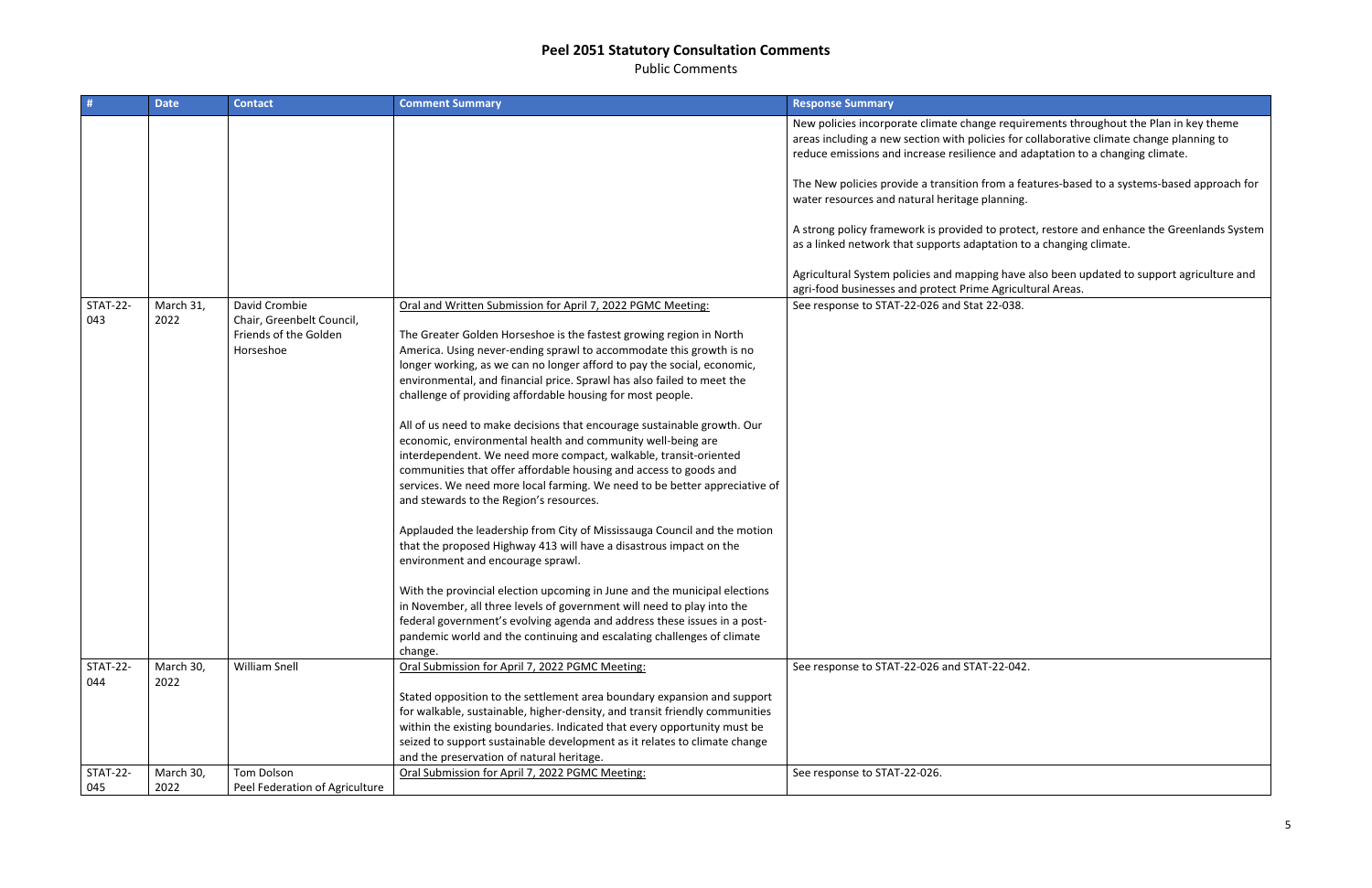# Peel 2051 Statutory Consultation Comments

Public Comments

| # | Date | Contact | Comment Summary | Response Summary |
|---|---|---|---|---|
| | | | | New policies incorporate climate change requirements throughout the Plan in key theme areas including a new section with policies for collaborative climate change planning to reduce emissions and increase resilience and adaptation to a changing climate.<br><br>The New policies provide a transition from a features-based to a systems-based approach for water resources and natural heritage planning.<br><br>A strong policy framework is provided to protect, restore and enhance the Greenlands System as a linked network that supports adaptation to a changing climate.<br><br>Agricultural System policies and mapping have also been updated to support agriculture and agri-food businesses and protect Prime Agricultural Areas. |
| STAT-22-043 | March 31, 2022 | David Crombie<br>Chair, Greenbelt Council, Friends of the Golden Horseshoe | Oral and Written Submission for April 7, 2022 PGMC Meeting:<br><br>The Greater Golden Horseshoe is the fastest growing region in North America. Using never-ending sprawl to accommodate this growth is no longer working, as we can no longer afford to pay the social, economic, environmental, and financial price. Sprawl has also failed to meet the challenge of providing affordable housing for most people.<br><br>All of us need to make decisions that encourage sustainable growth. Our economic, environmental health and community well-being are interdependent. We need more compact, walkable, transit-oriented communities that offer affordable housing and access to goods and services. We need more local farming. We need to be better appreciative of and stewards to the Region's resources.<br><br>Applauded the leadership from City of Mississauga Council and the motion that the proposed Highway 413 will have a disastrous impact on the environment and encourage sprawl.<br><br>With the provincial election upcoming in June and the municipal elections in November, all three levels of government will need to play into the federal government's evolving agenda and address these issues in a post-pandemic world and the continuing and escalating challenges of climate change. | See response to STAT-22-026 and Stat 22-038. |
| STAT-22-044 | March 30, 2022 | William Snell | Oral Submission for April 7, 2022 PGMC Meeting:<br><br>Stated opposition to the settlement area boundary expansion and support for walkable, sustainable, higher-density, and transit friendly communities within the existing boundaries. Indicated that every opportunity must be seized to support sustainable development as it relates to climate change and the preservation of natural heritage. | See response to STAT-22-026 and STAT-22-042. |
| STAT-22-045 | March 30, 2022 | Tom Dolson<br>Peel Federation of Agriculture | Oral Submission for April 7, 2022 PGMC Meeting: | See response to STAT-22-026. |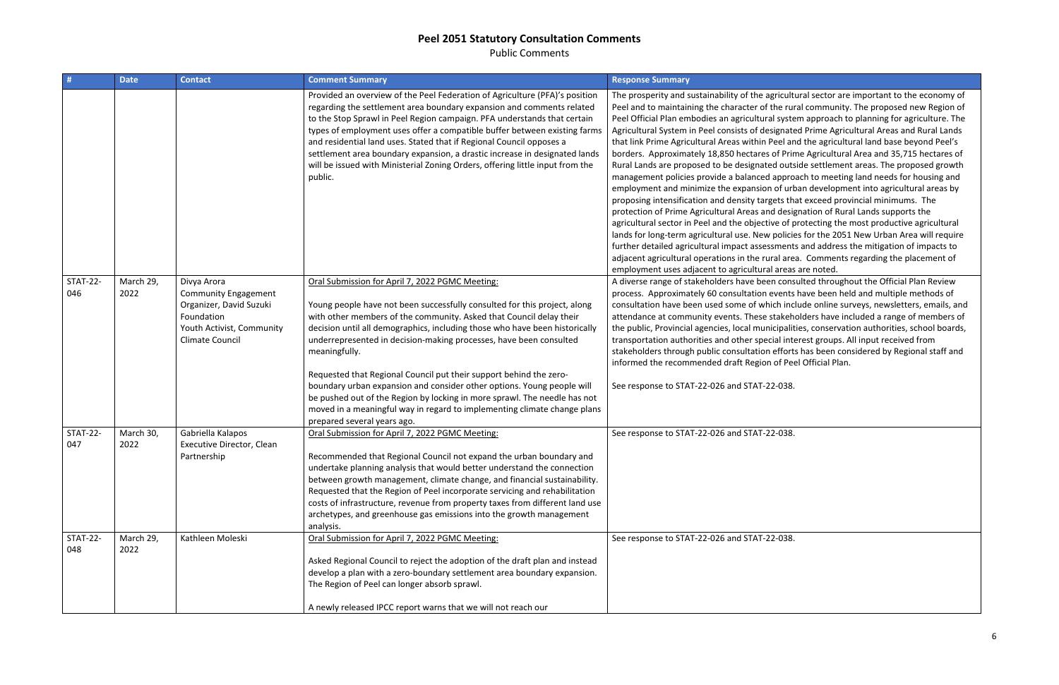# Peel 2051 Statutory Consultation Comments

Public Comments

| # | Date | Contact | Comment Summary | Response Summary |
|---|---|---|---|---|
| | | | Provided an overview of the Peel Federation of Agriculture (PFA)'s position regarding the settlement area boundary expansion and comments related to the Stop Sprawl in Peel Region campaign. PFA understands that certain types of employment uses offer a compatible buffer between existing farms and residential land uses. Stated that if Regional Council opposes a settlement area boundary expansion, a drastic increase in designated lands will be issued with Ministerial Zoning Orders, offering little input from the public. | The prosperity and sustainability of the agricultural sector are important to the economy of Peel and to maintaining the character of the rural community. The proposed new Region of Peel Official Plan embodies an agricultural system approach to planning for agriculture. The Agricultural System in Peel consists of designated Prime Agricultural Areas and Rural Lands that link Prime Agricultural Areas within Peel and the agricultural land base beyond Peel's borders. Approximately 18,850 hectares of Prime Agricultural Area and 35,715 hectares of Rural Lands are proposed to be designated outside settlement areas. The proposed growth management policies provide a balanced approach to meeting land needs for housing and employment and minimize the expansion of urban development into agricultural areas by proposing intensification and density targets that exceed provincial minimums. The protection of Prime Agricultural Areas and designation of Rural Lands supports the agricultural sector in Peel and the objective of protecting the most productive agricultural lands for long-term agricultural use. New policies for the 2051 New Urban Area will require further detailed agricultural impact assessments and address the mitigation of impacts to adjacent agricultural operations in the rural area. Comments regarding the placement of employment uses adjacent to agricultural areas are noted. |
| STAT-22-046 | March 29, 2022 | Divya Arora<br>Community Engagement Organizer, David Suzuki Foundation<br>Youth Activist, Community Climate Council | Oral Submission for April 7, 2022 PGMC Meeting:<br><br>Young people have not been successfully consulted for this project, along with other members of the community. Asked that Council delay their decision until all demographics, including those who have been historically underrepresented in decision-making processes, have been consulted meaningfully.<br><br>Requested that Regional Council put their support behind the zero-boundary urban expansion and consider other options. Young people will be pushed out of the Region by locking in more sprawl. The needle has not moved in a meaningful way in regard to implementing climate change plans prepared several years ago. | A diverse range of stakeholders have been consulted throughout the Official Plan Review process. Approximately 60 consultation events have been held and multiple methods of consultation have been used some of which include online surveys, newsletters, emails, and attendance at community events. These stakeholders have included a range of members of the public, Provincial agencies, local municipalities, conservation authorities, school boards, transportation authorities and other special interest groups. All input received from stakeholders through public consultation efforts has been considered by Regional staff and informed the recommended draft Region of Peel Official Plan.<br><br>See response to STAT-22-026 and STAT-22-038. |
| STAT-22-047 | March 30, 2022 | Gabriella Kalapos<br>Executive Director, Clean Partnership | Oral Submission for April 7, 2022 PGMC Meeting:<br><br>Recommended that Regional Council not expand the urban boundary and undertake planning analysis that would better understand the connection between growth management, climate change, and financial sustainability. Requested that the Region of Peel incorporate servicing and rehabilitation costs of infrastructure, revenue from property taxes from different land use archetypes, and greenhouse gas emissions into the growth management analysis. | See response to STAT-22-026 and STAT-22-038. |
| STAT-22-048 | March 29, 2022 | Kathleen Moleski | Oral Submission for April 7, 2022 PGMC Meeting:<br><br>Asked Regional Council to reject the adoption of the draft plan and instead develop a plan with a zero-boundary settlement area boundary expansion. The Region of Peel can longer absorb sprawl.<br><br>A newly released IPCC report warns that we will not reach our | See response to STAT-22-026 and STAT-22-038. |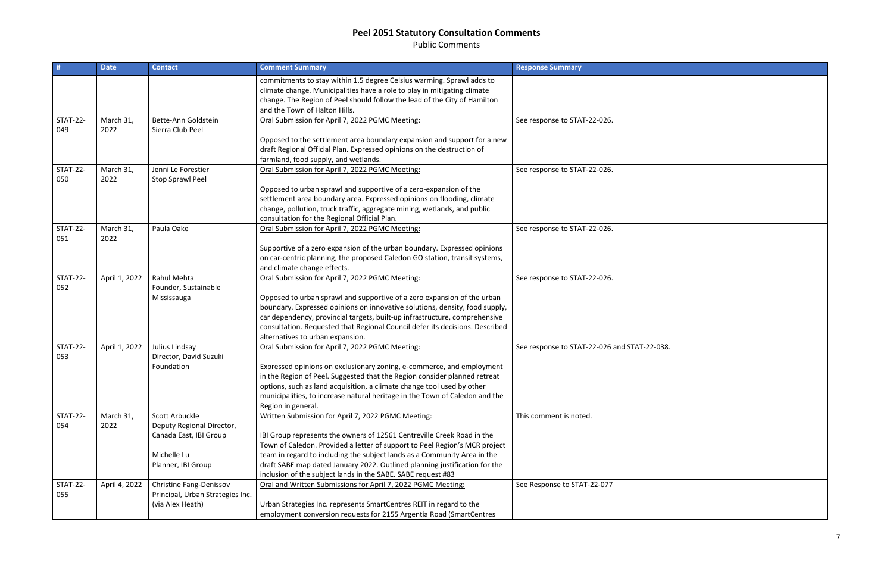# Peel 2051 Statutory Consultation Comments

Public Comments

| # | Date | Contact | Comment Summary | Response Summary |
|---|---|---|---|---|
| | | | commitments to stay within 1.5 degree Celsius warming. Sprawl adds to climate change. Municipalities have a role to play in mitigating climate change. The Region of Peel should follow the lead of the City of Hamilton and the Town of Halton Hills. | |
| STAT-22-049 | March 31, 2022 | Bette-Ann Goldstein<br>Sierra Club Peel | Oral Submission for April 7, 2022 PGMC Meeting:<br><br>Opposed to the settlement area boundary expansion and support for a new draft Regional Official Plan. Expressed opinions on the destruction of farmland, food supply, and wetlands. | See response to STAT-22-026. |
| STAT-22-050 | March 31, 2022 | Jenni Le Forestier<br>Stop Sprawl Peel | Oral Submission for April 7, 2022 PGMC Meeting:<br><br>Opposed to urban sprawl and supportive of a zero-expansion of the settlement area boundary area. Expressed opinions on flooding, climate change, pollution, truck traffic, aggregate mining, wetlands, and public consultation for the Regional Official Plan. | See response to STAT-22-026. |
| STAT-22-051 | March 31, 2022 | Paula Oake | Oral Submission for April 7, 2022 PGMC Meeting:<br><br>Supportive of a zero expansion of the urban boundary. Expressed opinions on car-centric planning, the proposed Caledon GO station, transit systems, and climate change effects. | See response to STAT-22-026. |
| STAT-22-052 | April 1, 2022 | Rahul Mehta<br>Founder, Sustainable Mississauga | Oral Submission for April 7, 2022 PGMC Meeting:<br><br>Opposed to urban sprawl and supportive of a zero expansion of the urban boundary. Expressed opinions on innovative solutions, density, food supply, car dependency, provincial targets, built-up infrastructure, comprehensive consultation. Requested that Regional Council defer its decisions. Described alternatives to urban expansion. | See response to STAT-22-026. |
| STAT-22-053 | April 1, 2022 | Julius Lindsay<br>Director, David Suzuki Foundation | Oral Submission for April 7, 2022 PGMC Meeting:<br><br>Expressed opinions on exclusionary zoning, e-commerce, and employment in the Region of Peel. Suggested that the Region consider planned retreat options, such as land acquisition, a climate change tool used by other municipalities, to increase natural heritage in the Town of Caledon and the Region in general. | See response to STAT-22-026 and STAT-22-038. |
| STAT-22-054 | March 31, 2022 | Scott Arbuckle<br>Deputy Regional Director, Canada East, IBI Group<br><br>Michelle Lu<br>Planner, IBI Group | Written Submission for April 7, 2022 PGMC Meeting:<br><br>IBI Group represents the owners of 12561 Centreville Creek Road in the Town of Caledon. Provided a letter of support to Peel Region's MCR project team in regard to including the subject lands as a Community Area in the draft SABE map dated January 2022. Outlined planning justification for the inclusion of the subject lands in the SABE. SABE request #83 | This comment is noted. |
| STAT-22-055 | April 4, 2022 | Christine Fang-Denissov<br>Principal, Urban Strategies Inc.<br>(via Alex Heath) | Oral and Written Submissions for April 7, 2022 PGMC Meeting:<br><br>Urban Strategies Inc. represents SmartCentres REIT in regard to the employment conversion requests for 2155 Argentia Road (SmartCentres | See Response to STAT-22-077 |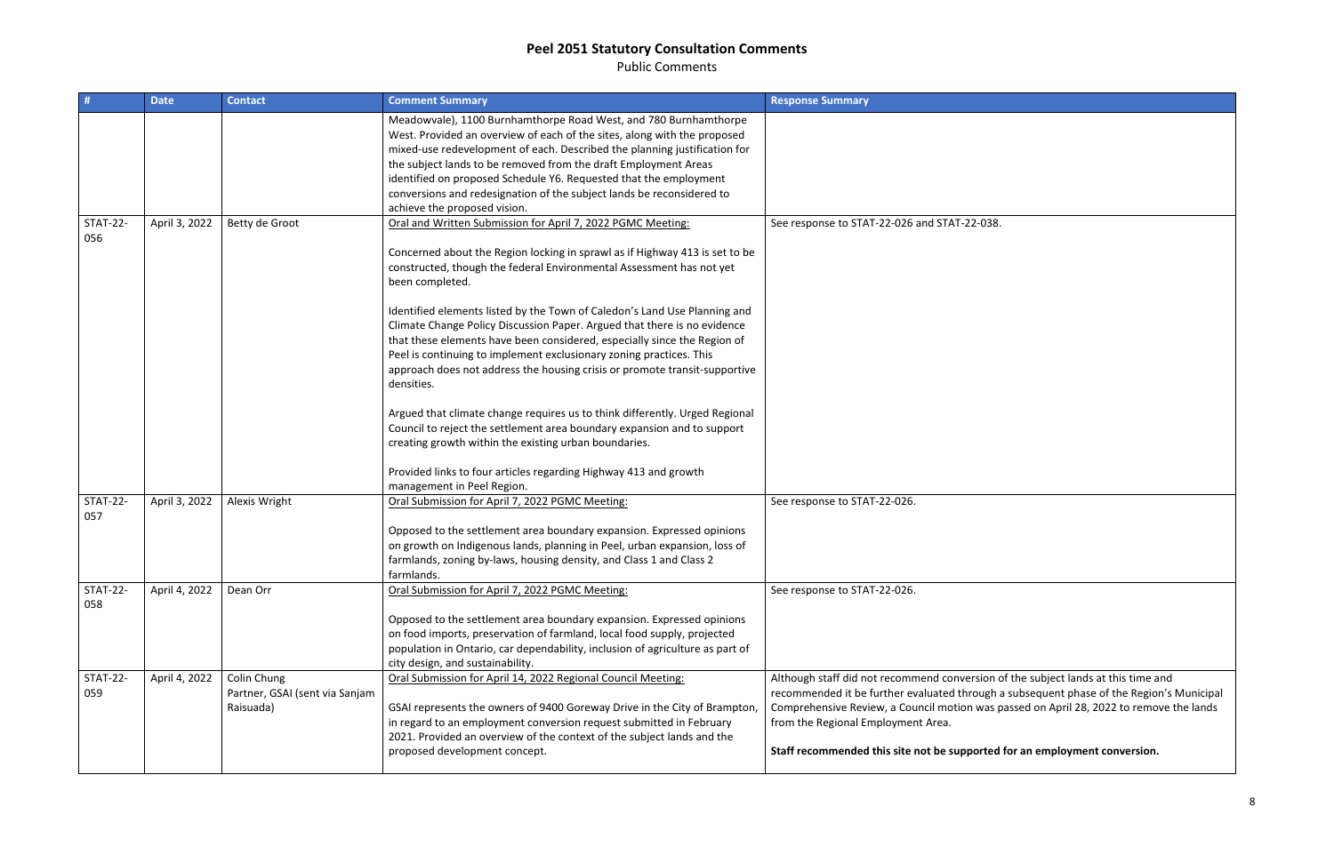# Peel 2051 Statutory Consultation Comments

Public Comments

| # | Date | Contact | Comment Summary | Response Summary |
|---|---|---|---|---|
| | | | Meadowvale), 1100 Burnhamthorpe Road West, and 780 Burnhamthorpe West. Provided an overview of each of the sites, along with the proposed mixed-use redevelopment of each. Described the planning justification for the subject lands to be removed from the draft Employment Areas identified on proposed Schedule Y6. Requested that the employment conversions and redesignation of the subject lands be reconsidered to achieve the proposed vision. | |
| STAT-22-056 | April 3, 2022 | Betty de Groot | Oral and Written Submission for April 7, 2022 PGMC Meeting:<br><br>Concerned about the Region locking in sprawl as if Highway 413 is set to be constructed, though the federal Environmental Assessment has not yet been completed.<br><br>Identified elements listed by the Town of Caledon's Land Use Planning and Climate Change Policy Discussion Paper. Argued that there is no evidence that these elements have been considered, especially since the Region of Peel is continuing to implement exclusionary zoning practices. This approach does not address the housing crisis or promote transit-supportive densities.<br><br>Argued that climate change requires us to think differently. Urged Regional Council to reject the settlement area boundary expansion and to support creating growth within the existing urban boundaries.<br><br>Provided links to four articles regarding Highway 413 and growth management in Peel Region. | See response to STAT-22-026 and STAT-22-038. |
| STAT-22-057 | April 3, 2022 | Alexis Wright | Oral Submission for April 7, 2022 PGMC Meeting:<br><br>Opposed to the settlement area boundary expansion. Expressed opinions on growth on Indigenous lands, planning in Peel, urban expansion, loss of farmlands, zoning by-laws, housing density, and Class 1 and Class 2 farmlands. | See response to STAT-22-026. |
| STAT-22-058 | April 4, 2022 | Dean Orr | Oral Submission for April 7, 2022 PGMC Meeting:<br><br>Opposed to the settlement area boundary expansion. Expressed opinions on food imports, preservation of farmland, local food supply, projected population in Ontario, car dependability, inclusion of agriculture as part of city design, and sustainability. | See response to STAT-22-026. |
| STAT-22-059 | April 4, 2022 | Colin Chung<br>Partner, GSAI (sent via Sanjam Raisuada) | Oral Submission for April 14, 2022 Regional Council Meeting:<br><br>GSAI represents the owners of 9400 Goreway Drive in the City of Brampton, in regard to an employment conversion request submitted in February 2021. Provided an overview of the context of the subject lands and the proposed development concept. | Although staff did not recommend conversion of the subject lands at this time and recommended it be further evaluated through a subsequent phase of the Region's Municipal Comprehensive Review, a Council motion was passed on April 28, 2022 to remove the lands from the Regional Employment Area.<br><br>**Staff recommended this site not be supported for an employment conversion.** |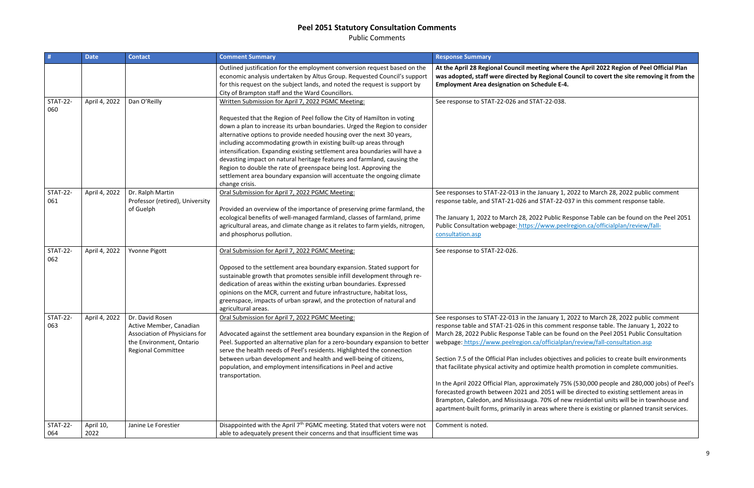# Peel 2051 Statutory Consultation Comments

Public Comments

| # | Date | Contact | Comment Summary | Response Summary |
|---|---|---|---|---|
| | | | Outlined justification for the employment conversion request based on the economic analysis undertaken by Altus Group. Requested Council's support for this request on the subject lands, and noted the request is support by City of Brampton staff and the Ward Councillors. | **At the April 28 Regional Council meeting where the April 2022 Region of Peel Official Plan was adopted, staff were directed by Regional Council to covert the site removing it from the Employment Area designation on Schedule E-4.** |
| STAT-22-060 | April 4, 2022 | Dan O'Reilly | <u>Written Submission for April 7, 2022 PGMC Meeting:</u><br><br>Requested that the Region of Peel follow the City of Hamilton in voting down a plan to increase its urban boundaries. Urged the Region to consider alternative options to provide needed housing over the next 30 years, including accommodating growth in existing built-up areas through intensification. Expanding existing settlement area boundaries will have a devastating impact on natural heritage features and farmland, causing the Region to double the rate of greenspace being lost. Approving the settlement area boundary expansion will accentuate the ongoing climate change crisis. | See response to STAT-22-026 and STAT-22-038. |
| STAT-22-061 | April 4, 2022 | Dr. Ralph Martin<br>Professor (retired), University of Guelph | <u>Oral Submission for April 7, 2022 PGMC Meeting:</u><br><br>Provided an overview of the importance of preserving prime farmland, the ecological benefits of well-managed farmland, classes of farmland, prime agricultural areas, and climate change as it relates to farm yields, nitrogen, and phosphorus pollution. | See responses to STAT-22-013 in the January 1, 2022 to March 28, 2022 public comment response table, and STAT-21-026 and STAT-22-037 in this comment response table.<br><br>The January 1, 2022 to March 28, 2022 Public Response Table can be found on the Peel 2051 Public Consultation webpage: https://www.peelregion.ca/officialplan/review/fall-consultation.asp |
| STAT-22-062 | April 4, 2022 | Yvonne Pigott | <u>Oral Submission for April 7, 2022 PGMC Meeting:</u><br><br>Opposed to the settlement area boundary expansion. Stated support for sustainable growth that promotes sensible infill development through re-dedication of areas within the existing urban boundaries. Expressed opinions on the MCR, current and future infrastructure, habitat loss, greenspace, impacts of urban sprawl, and the protection of natural and agricultural areas. | See response to STAT-22-026. |
| STAT-22-063 | April 4, 2022 | Dr. David Rosen<br>Active Member, Canadian Association of Physicians for the Environment, Ontario Regional Committee | <u>Oral Submission for April 7, 2022 PGMC Meeting:</u><br><br>Advocated against the settlement area boundary expansion in the Region of Peel. Supported an alternative plan for a zero-boundary expansion to better serve the health needs of Peel's residents. Highlighted the connection between urban development and health and well-being of citizens, population, and employment intensifications in Peel and active transportation. | See responses to STAT-22-013 in the January 1, 2022 to March 28, 2022 public comment response table and STAT-21-026 in this comment response table. The January 1, 2022 to March 28, 2022 Public Response Table can be found on the Peel 2051 Public Consultation webpage: https://www.peelregion.ca/officialplan/review/fall-consultation.asp<br><br>Section 7.5 of the Official Plan includes objectives and policies to create built environments that facilitate physical activity and optimize health promotion in complete communities.<br><br>In the April 2022 Official Plan, approximately 75% (530,000 people and 280,000 jobs) of Peel's forecasted growth between 2021 and 2051 will be directed to existing settlement areas in Brampton, Caledon, and Mississauga. 70% of new residential units will be in townhouse and apartment-built forms, primarily in areas where there is existing or planned transit services. |
| STAT-22-064 | April 10, 2022 | Janine Le Forestier | Disappointed with the April 7th PGMC meeting. Stated that voters were not able to adequately present their concerns and that insufficient time was | Comment is noted. |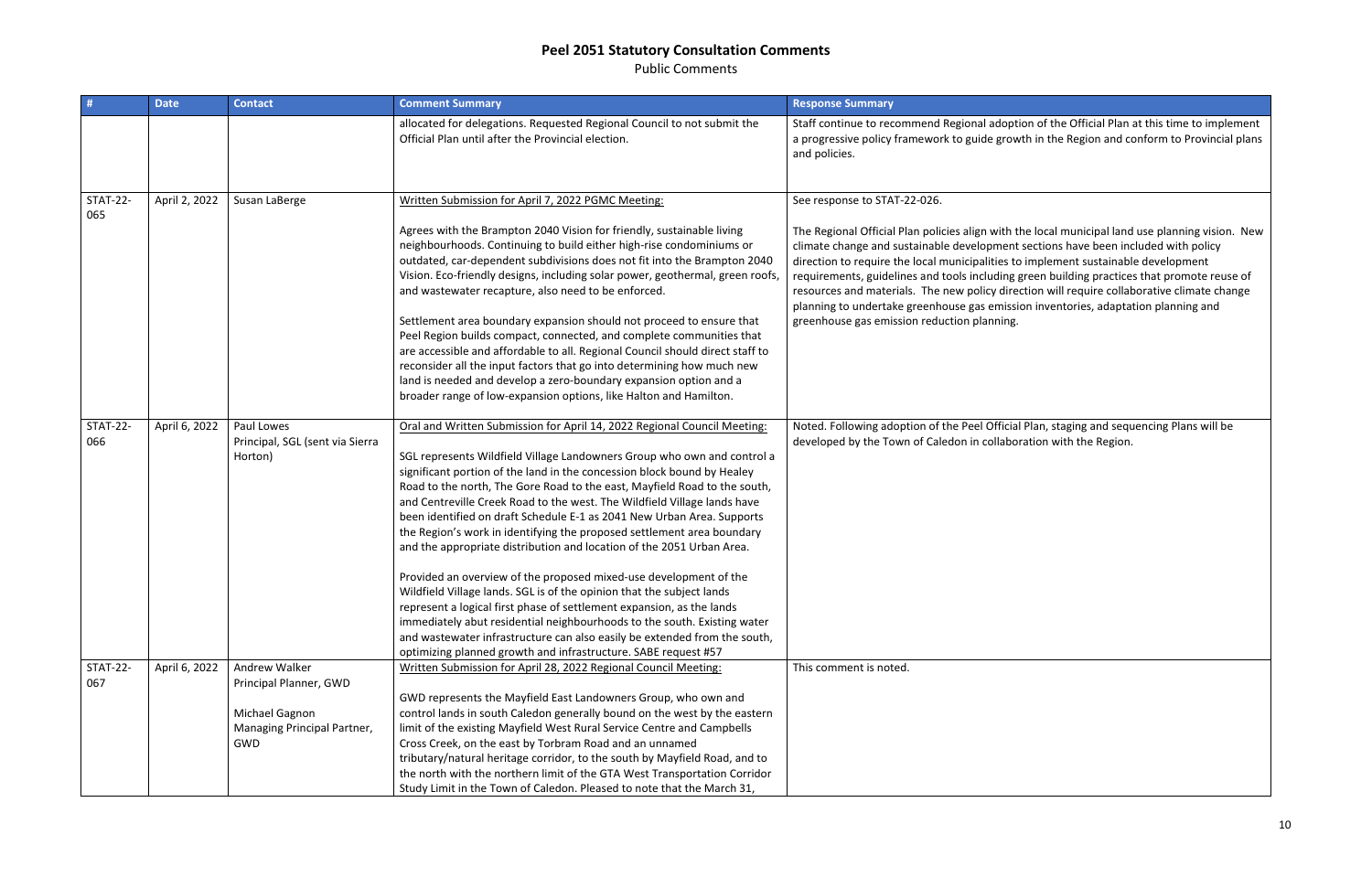# Peel 2051 Statutory Consultation Comments

Public Comments

| # | Date | Contact | Comment Summary | Response Summary |
|---|---|---|---|---|
| | | | allocated for delegations. Requested Regional Council to not submit the Official Plan until after the Provincial election. | Staff continue to recommend Regional adoption of the Official Plan at this time to implement a progressive policy framework to guide growth in the Region and conform to Provincial plans and policies. |
| STAT-22-065 | April 2, 2022 | Susan LaBerge | Written Submission for April 7, 2022 PGMC Meeting:<br><br>Agrees with the Brampton 2040 Vision for friendly, sustainable living neighbourhoods. Continuing to build either high-rise condominiums or outdated, car-dependent subdivisions does not fit into the Brampton 2040 Vision. Eco-friendly designs, including solar power, geothermal, green roofs, and wastewater recapture, also need to be enforced.<br><br>Settlement area boundary expansion should not proceed to ensure that Peel Region builds compact, connected, and complete communities that are accessible and affordable to all. Regional Council should direct staff to reconsider all the input factors that go into determining how much new land is needed and develop a zero-boundary expansion option and a broader range of low-expansion options, like Halton and Hamilton. | See response to STAT-22-026.<br><br>The Regional Official Plan policies align with the local municipal land use planning vision. New climate change and sustainable development sections have been included with policy direction to require the local municipalities to implement sustainable development requirements, guidelines and tools including green building practices that promote reuse of resources and materials. The new policy direction will require collaborative climate change planning to undertake greenhouse gas emission inventories, adaptation planning and greenhouse gas emission reduction planning. |
| STAT-22-066 | April 6, 2022 | Paul Lowes<br>Principal, SGL (sent via Sierra Horton) | Oral and Written Submission for April 14, 2022 Regional Council Meeting:<br><br>SGL represents Wildfield Village Landowners Group who own and control a significant portion of the land in the concession block bound by Healey Road to the north, The Gore Road to the east, Mayfield Road to the south, and Centreville Creek Road to the west. The Wildfield Village lands have been identified on draft Schedule E-1 as 2041 New Urban Area. Supports the Region's work in identifying the proposed settlement area boundary and the appropriate distribution and location of the 2051 Urban Area.<br><br>Provided an overview of the proposed mixed-use development of the Wildfield Village lands. SGL is of the opinion that the subject lands represent a logical first phase of settlement expansion, as the lands immediately abut residential neighbourhoods to the south. Existing water and wastewater infrastructure can also easily be extended from the south, optimizing planned growth and infrastructure. SABE request #57 | Noted. Following adoption of the Peel Official Plan, staging and sequencing Plans will be developed by the Town of Caledon in collaboration with the Region. |
| STAT-22-067 | April 6, 2022 | Andrew Walker<br>Principal Planner, GWD<br><br>Michael Gagnon<br>Managing Principal Partner, GWD | Written Submission for April 28, 2022 Regional Council Meeting:<br><br>GWD represents the Mayfield East Landowners Group, who own and control lands in south Caledon generally bound on the west by the eastern limit of the existing Mayfield West Rural Service Centre and Campbells Cross Creek, on the east by Torbram Road and an unnamed tributary/natural heritage corridor, to the south by Mayfield Road, and to the north with the northern limit of the GTA West Transportation Corridor Study Limit in the Town of Caledon. Pleased to note that the March 31, | This comment is noted. |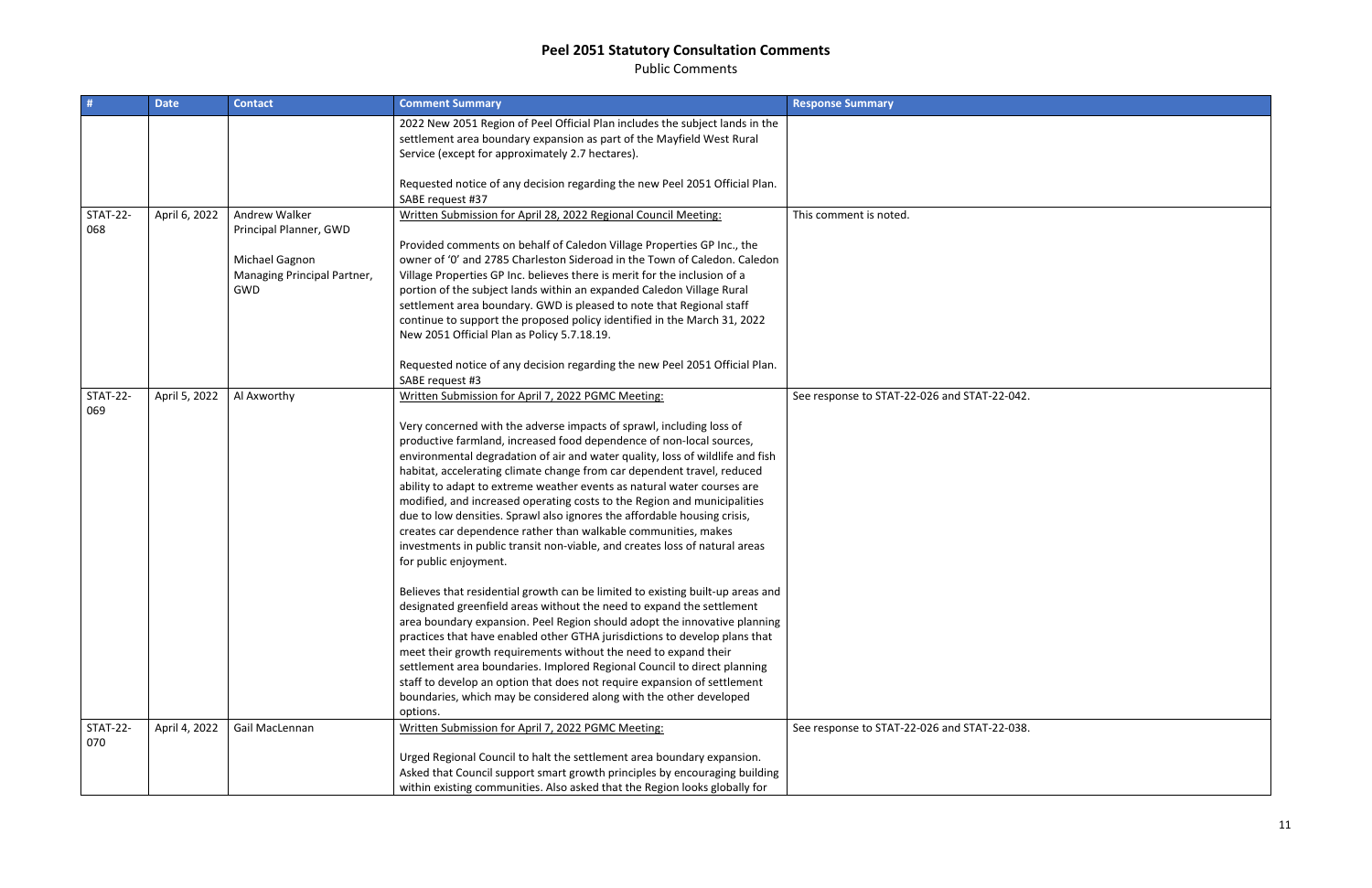# Peel 2051 Statutory Consultation Comments

Public Comments

| # | Date | Contact | Comment Summary | Response Summary |
|---|---|---|---|---|
| | | | 2022 New 2051 Region of Peel Official Plan includes the subject lands in the settlement area boundary expansion as part of the Mayfield West Rural Service (except for approximately 2.7 hectares).<br><br>Requested notice of any decision regarding the new Peel 2051 Official Plan.<br>SABE request #37 | |
| STAT-22-068 | April 6, 2022 | Andrew Walker<br>Principal Planner, GWD<br><br>Michael Gagnon<br>Managing Principal Partner, GWD | Written Submission for April 28, 2022 Regional Council Meeting:<br><br>Provided comments on behalf of Caledon Village Properties GP Inc., the owner of '0' and 2785 Charleston Sideroad in the Town of Caledon. Caledon Village Properties GP Inc. believes there is merit for the inclusion of a portion of the subject lands within an expanded Caledon Village Rural settlement area boundary. GWD is pleased to note that Regional staff continue to support the proposed policy identified in the March 31, 2022 New 2051 Official Plan as Policy 5.7.18.19.<br><br>Requested notice of any decision regarding the new Peel 2051 Official Plan.<br>SABE request #3 | This comment is noted. |
| STAT-22-069 | April 5, 2022 | Al Axworthy | Written Submission for April 7, 2022 PGMC Meeting:<br><br>Very concerned with the adverse impacts of sprawl, including loss of productive farmland, increased food dependence of non-local sources, environmental degradation of air and water quality, loss of wildlife and fish habitat, accelerating climate change from car dependent travel, reduced ability to adapt to extreme weather events as natural water courses are modified, and increased operating costs to the Region and municipalities due to low densities. Sprawl also ignores the affordable housing crisis, creates car dependence rather than walkable communities, makes investments in public transit non-viable, and creates loss of natural areas for public enjoyment.<br><br>Believes that residential growth can be limited to existing built-up areas and designated greenfield areas without the need to expand the settlement area boundary expansion. Peel Region should adopt the innovative planning practices that have enabled other GTHA jurisdictions to develop plans that meet their growth requirements without the need to expand their settlement area boundaries. Implored Regional Council to direct planning staff to develop an option that does not require expansion of settlement boundaries, which may be considered along with the other developed options. | See response to STAT-22-026 and STAT-22-042. |
| STAT-22-070 | April 4, 2022 | Gail MacLennan | Written Submission for April 7, 2022 PGMC Meeting:<br><br>Urged Regional Council to halt the settlement area boundary expansion. Asked that Council support smart growth principles by encouraging building within existing communities. Also asked that the Region looks globally for | See response to STAT-22-026 and STAT-22-038. |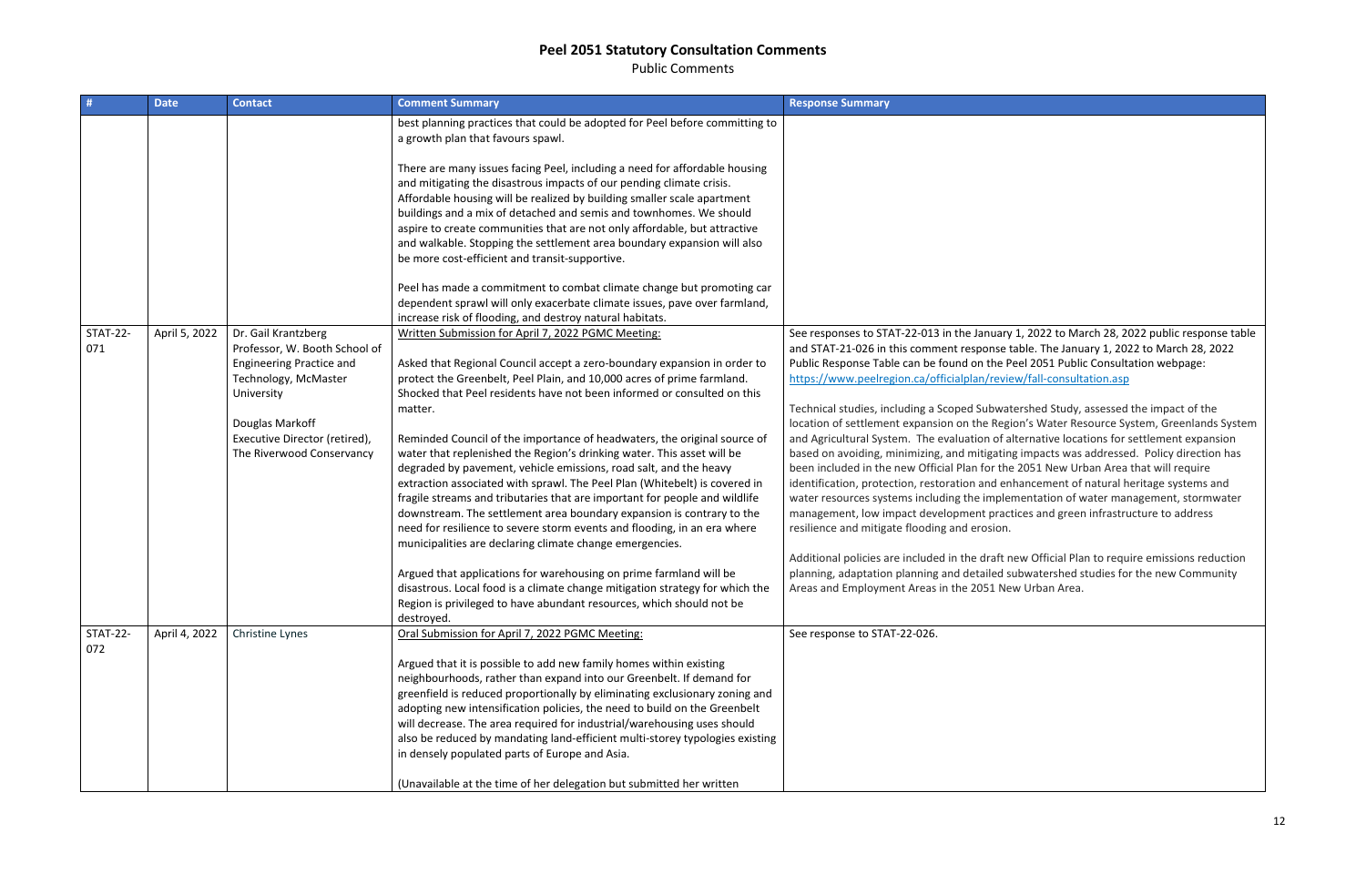# Peel 2051 Statutory Consultation Comments

Public Comments

| # | Date | Contact | Comment Summary | Response Summary |
|---|---|---|---|---|
| | | | best planning practices that could be adopted for Peel before committing to a growth plan that favours spawl.<br><br>There are many issues facing Peel, including a need for affordable housing and mitigating the disastrous impacts of our pending climate crisis. Affordable housing will be realized by building smaller scale apartment buildings and a mix of detached and semis and townhomes. We should aspire to create communities that are not only affordable, but attractive and walkable. Stopping the settlement area boundary expansion will also be more cost-efficient and transit-supportive.<br><br>Peel has made a commitment to combat climate change but promoting car dependent sprawl will only exacerbate climate issues, pave over farmland, increase risk of flooding, and destroy natural habitats. | |
| STAT-22-071 | April 5, 2022 | Dr. Gail Krantzberg<br>Professor, W. Booth School of Engineering Practice and Technology, McMaster University<br><br>Douglas Markoff<br>Executive Director (retired), The Riverwood Conservancy | Written Submission for April 7, 2022 PGMC Meeting:<br><br>Asked that Regional Council accept a zero-boundary expansion in order to protect the Greenbelt, Peel Plain, and 10,000 acres of prime farmland. Shocked that Peel residents have not been informed or consulted on this matter.<br><br>Reminded Council of the importance of headwaters, the original source of water that replenished the Region's drinking water. This asset will be degraded by pavement, vehicle emissions, road salt, and the heavy extraction associated with sprawl. The Peel Plan (Whitebelt) is covered in fragile streams and tributaries that are important for people and wildlife downstream. The settlement area boundary expansion is contrary to the need for resilience to severe storm events and flooding, in an era where municipalities are declaring climate change emergencies.<br><br>Argued that applications for warehousing on prime farmland will be disastrous. Local food is a climate change mitigation strategy for which the Region is privileged to have abundant resources, which should not be destroyed. | See responses to STAT-22-013 in the January 1, 2022 to March 28, 2022 public response table and STAT-21-026 in this comment response table. The January 1, 2022 to March 28, 2022 Public Response Table can be found on the Peel 2051 Public Consultation webpage: https://www.peelregion.ca/officialplan/review/fall-consultation.asp<br><br>Technical studies, including a Scoped Subwatershed Study, assessed the impact of the location of settlement expansion on the Region's Water Resource System, Greenlands System and Agricultural System. The evaluation of alternative locations for settlement expansion based on avoiding, minimizing, and mitigating impacts was addressed. Policy direction has been included in the new Official Plan for the 2051 New Urban Area that will require identification, protection, restoration and enhancement of natural heritage systems and water resources systems including the implementation of water management, stormwater management, low impact development practices and green infrastructure to address resilience and mitigate flooding and erosion.<br><br>Additional policies are included in the draft new Official Plan to require emissions reduction planning, adaptation planning and detailed subwatershed studies for the new Community Areas and Employment Areas in the 2051 New Urban Area. |
| STAT-22-072 | April 4, 2022 | Christine Lynes | Oral Submission for April 7, 2022 PGMC Meeting:<br><br>Argued that it is possible to add new family homes within existing neighbourhoods, rather than expand into our Greenbelt. If demand for greenfield is reduced proportionally by eliminating exclusionary zoning and adopting new intensification policies, the need to build on the Greenbelt will decrease. The area required for industrial/warehousing uses should also be reduced by mandating land-efficient multi-storey typologies existing in densely populated parts of Europe and Asia.<br><br>(Unavailable at the time of her delegation but submitted her written | See response to STAT-22-026. |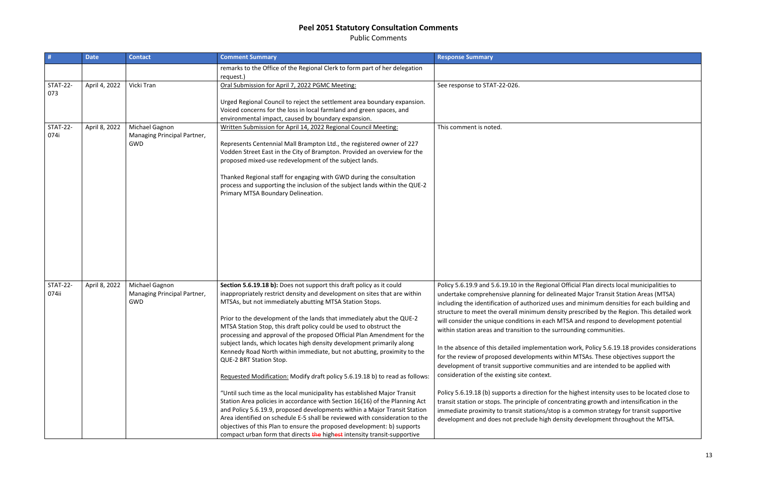# Peel 2051 Statutory Consultation Comments

Public Comments

| # | Date | Contact | Comment Summary | Response Summary |
|---|---|---|---|---|
| | | | remarks to the Office of the Regional Clerk to form part of her delegation request.) | |
| STAT-22-073 | April 4, 2022 | Vicki Tran | Oral Submission for April 7, 2022 PGMC Meeting:<br><br>Urged Regional Council to reject the settlement area boundary expansion. Voiced concerns for the loss in local farmland and green spaces, and environmental impact, caused by boundary expansion. | See response to STAT-22-026. |
| STAT-22-074i | April 8, 2022 | Michael Gagnon<br>Managing Principal Partner, GWD | Written Submission for April 14, 2022 Regional Council Meeting:<br><br>Represents Centennial Mall Brampton Ltd., the registered owner of 227 Vodden Street East in the City of Brampton. Provided an overview for the proposed mixed-use redevelopment of the subject lands.<br><br>Thanked Regional staff for engaging with GWD during the consultation process and supporting the inclusion of the subject lands within the QUE-2 Primary MTSA Boundary Delineation. | This comment is noted. |
| STAT-22-074ii | April 8, 2022 | Michael Gagnon<br>Managing Principal Partner, GWD | **Section 5.6.19.18 b):** Does not support this draft policy as it could inappropriately restrict density and development on sites that are within MTSAs, but not immediately abutting MTSA Station Stops.<br><br>Prior to the development of the lands that immediately abut the QUE-2 MTSA Station Stop, this draft policy could be used to obstruct the processing and approval of the proposed Official Plan Amendment for the subject lands, which locates high density development primarily along Kennedy Road North within immediate, but not abutting, proximity to the QUE-2 BRT Station Stop.<br><br>Requested Modification: Modify draft policy 5.6.19.18 b) to read as follows:<br><br>"Until such time as the local municipality has established Major Transit Station Area policies in accordance with Section 16(16) of the Planning Act and Policy 5.6.19.9, proposed developments within a Major Transit Station Area identified on schedule E-5 shall be reviewed with consideration to the objectives of this Plan to ensure the proposed development: b) supports compact urban form that directs ~~the~~ high~~est~~ intensity transit-supportive | Policy 5.6.19.9 and 5.6.19.10 in the Regional Official Plan directs local municipalities to undertake comprehensive planning for delineated Major Transit Station Areas (MTSA) including the identification of authorized uses and minimum densities for each building and structure to meet the overall minimum density prescribed by the Region. This detailed work will consider the unique conditions in each MTSA and respond to development potential within station areas and transition to the surrounding communities.<br><br>In the absence of this detailed implementation work, Policy 5.6.19.18 provides considerations for the review of proposed developments within MTSAs. These objectives support the development of transit supportive communities and are intended to be applied with consideration of the existing site context.<br><br>Policy 5.6.19.18 (b) supports a direction for the highest intensity uses to be located close to transit station or stops. The principle of concentrating growth and intensification in the immediate proximity to transit stations/stop is a common strategy for transit supportive development and does not preclude high density development throughout the MTSA. |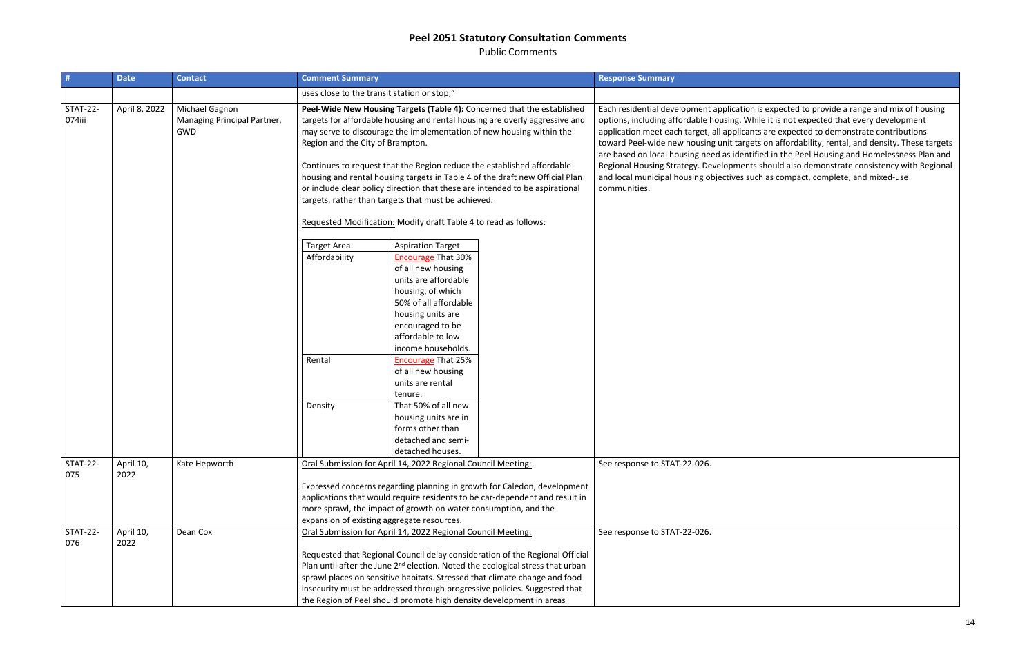# Peel 2051 Statutory Consultation Comments

Public Comments

| # | Date | Contact | Comment Summary | Response Summary |
|---|---|---|---|---|
| | | | uses close to the transit station or stop;" | |
| STAT-22-074iii | April 8, 2022 | Michael Gagnon<br>Managing Principal Partner, GWD | **Peel-Wide New Housing Targets (Table 4):** Concerned that the established targets for affordable housing and rental housing are overly aggressive and may serve to discourage the implementation of new housing within the Region and the City of Brampton.<br><br>Continues to request that the Region reduce the established affordable housing and rental housing targets in Table 4 of the draft new Official Plan or include clear policy direction that these are intended to be aspirational targets, rather than targets that must be achieved.<br><br><u>Requested Modification:</u> Modify draft Table 4 to read as follows:<br><br>Target Area — Aspiration Target<br>Affordability — <u>Encourage</u> That 30% of all new housing units are affordable housing, of which 50% of all affordable housing units are encouraged to be affordable to low income households.<br>Rental — <u>Encourage</u> That 25% of all new housing units are rental tenure.<br>Density — That 50% of all new housing units are in forms other than detached and semi-detached houses. | Each residential development application is expected to provide a range and mix of housing options, including affordable housing. While it is not expected that every development application meet each target, all applicants are expected to demonstrate contributions toward Peel-wide new housing unit targets on affordability, rental, and density. These targets are based on local housing need as identified in the Peel Housing and Homelessness Plan and Regional Housing Strategy. Developments should also demonstrate consistency with Regional and local municipal housing objectives such as compact, complete, and mixed-use communities. |
| STAT-22-075 | April 10, 2022 | Kate Hepworth | <u>Oral Submission for April 14, 2022 Regional Council Meeting:</u><br><br>Expressed concerns regarding planning in growth for Caledon, development applications that would require residents to be car-dependent and result in more sprawl, the impact of growth on water consumption, and the expansion of existing aggregate resources. | See response to STAT-22-026. |
| STAT-22-076 | April 10, 2022 | Dean Cox | <u>Oral Submission for April 14, 2022 Regional Council Meeting:</u><br><br>Requested that Regional Council delay consideration of the Regional Official Plan until after the June 2nd election. Noted the ecological stress that urban sprawl places on sensitive habitats. Stressed that climate change and food insecurity must be addressed through progressive policies. Suggested that the Region of Peel should promote high density development in areas | See response to STAT-22-026. |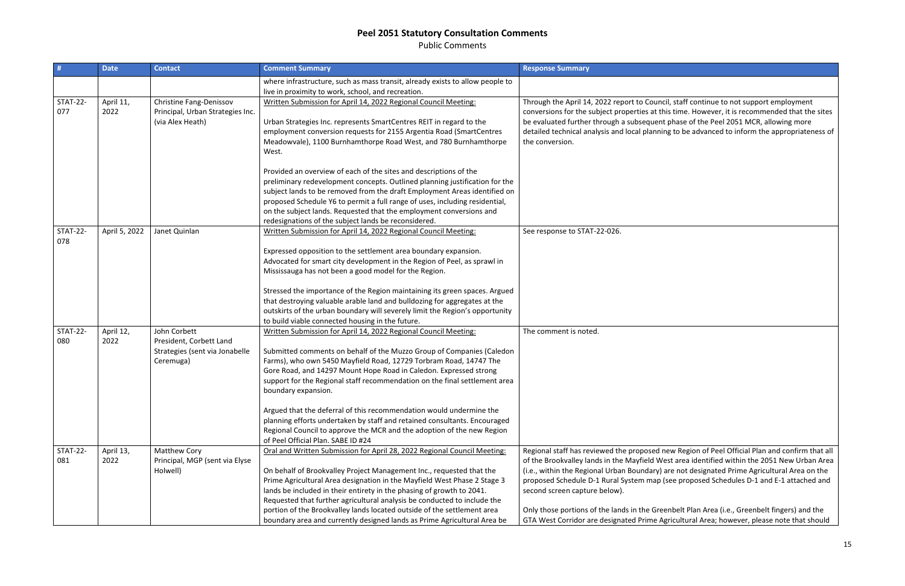# Peel 2051 Statutory Consultation Comments

Public Comments

| # | Date | Contact | Comment Summary | Response Summary |
|---|---|---|---|---|
| | | | where infrastructure, such as mass transit, already exists to allow people to live in proximity to work, school, and recreation. | |
| STAT-22-077 | April 11, 2022 | Christine Fang-Denissov<br>Principal, Urban Strategies Inc. (via Alex Heath) | Written Submission for April 14, 2022 Regional Council Meeting:<br><br>Urban Strategies Inc. represents SmartCentres REIT in regard to the employment conversion requests for 2155 Argentia Road (SmartCentres Meadowvale), 1100 Burnhamthorpe Road West, and 780 Burnhamthorpe West.<br><br>Provided an overview of each of the sites and descriptions of the preliminary redevelopment concepts. Outlined planning justification for the subject lands to be removed from the draft Employment Areas identified on proposed Schedule Y6 to permit a full range of uses, including residential, on the subject lands. Requested that the employment conversions and redesignations of the subject lands be reconsidered. | Through the April 14, 2022 report to Council, staff continue to not support employment conversions for the subject properties at this time. However, it is recommended that the sites be evaluated further through a subsequent phase of the Peel 2051 MCR, allowing more detailed technical analysis and local planning to be advanced to inform the appropriateness of the conversion. |
| STAT-22-078 | April 5, 2022 | Janet Quinlan | Written Submission for April 14, 2022 Regional Council Meeting:<br><br>Expressed opposition to the settlement area boundary expansion. Advocated for smart city development in the Region of Peel, as sprawl in Mississauga has not been a good model for the Region.<br><br>Stressed the importance of the Region maintaining its green spaces. Argued that destroying valuable arable land and bulldozing for aggregates at the outskirts of the urban boundary will severely limit the Region's opportunity to build viable connected housing in the future. | See response to STAT-22-026. |
| STAT-22-080 | April 12, 2022 | John Corbett<br>President, Corbett Land Strategies (sent via Jonabelle Ceremuga) | Written Submission for April 14, 2022 Regional Council Meeting:<br><br>Submitted comments on behalf of the Muzzo Group of Companies (Caledon Farms), who own 5450 Mayfield Road, 12729 Torbram Road, 14747 The Gore Road, and 14297 Mount Hope Road in Caledon. Expressed strong support for the Regional staff recommendation on the final settlement area boundary expansion.<br><br>Argued that the deferral of this recommendation would undermine the planning efforts undertaken by staff and retained consultants. Encouraged Regional Council to approve the MCR and the adoption of the new Region of Peel Official Plan. SABE ID #24 | The comment is noted. |
| STAT-22-081 | April 13, 2022 | Matthew Cory<br>Principal, MGP (sent via Elyse Holwell) | Oral and Written Submission for April 28, 2022 Regional Council Meeting:<br><br>On behalf of Brookvalley Project Management Inc., requested that the Prime Agricultural Area designation in the Mayfield West Phase 2 Stage 3 lands be included in their entirety in the phasing of growth to 2041. Requested that further agricultural analysis be conducted to include the portion of the Brookvalley lands located outside of the settlement area boundary area and currently designed lands as Prime Agricultural Area be | Regional staff has reviewed the proposed new Region of Peel Official Plan and confirm that all of the Brookvalley lands in the Mayfield West area identified within the 2051 New Urban Area (i.e., within the Regional Urban Boundary) are not designated Prime Agricultural Area on the proposed Schedule D-1 Rural System map (see proposed Schedules D-1 and E-1 attached and second screen capture below).<br><br>Only those portions of the lands in the Greenbelt Plan Area (i.e., Greenbelt fingers) and the GTA West Corridor are designated Prime Agricultural Area; however, please note that should |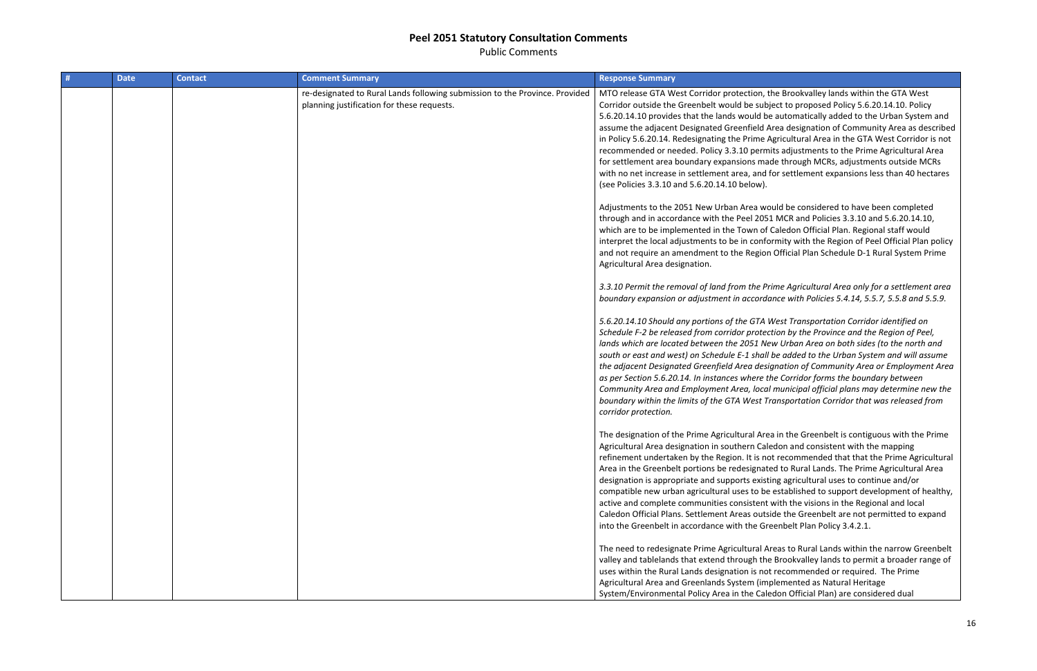# Peel 2051 Statutory Consultation Comments

Public Comments

| # | Date | Contact | Comment Summary | Response Summary |
|---|---|---|---|---|
| | | | re-designated to Rural Lands following submission to the Province. Provided planning justification for these requests. | MTO release GTA West Corridor protection, the Brookvalley lands within the GTA West Corridor outside the Greenbelt would be subject to proposed Policy 5.6.20.14.10. Policy 5.6.20.14.10 provides that the lands would be automatically added to the Urban System and assume the adjacent Designated Greenfield Area designation of Community Area as described in Policy 5.6.20.14. Redesignating the Prime Agricultural Area in the GTA West Corridor is not recommended or needed. Policy 3.3.10 permits adjustments to the Prime Agricultural Area for settlement area boundary expansions made through MCRs, adjustments outside MCRs with no net increase in settlement area, and for settlement expansions less than 40 hectares (see Policies 3.3.10 and 5.6.20.14.10 below).<br><br>Adjustments to the 2051 New Urban Area would be considered to have been completed through and in accordance with the Peel 2051 MCR and Policies 3.3.10 and 5.6.20.14.10, which are to be implemented in the Town of Caledon Official Plan. Regional staff would interpret the local adjustments to be in conformity with the Region of Peel Official Plan policy and not require an amendment to the Region Official Plan Schedule D-1 Rural System Prime Agricultural Area designation.<br><br>*3.3.10 Permit the removal of land from the Prime Agricultural Area only for a settlement area boundary expansion or adjustment in accordance with Policies 5.4.14, 5.5.7, 5.5.8 and 5.5.9.*<br><br>*5.6.20.14.10 Should any portions of the GTA West Transportation Corridor identified on Schedule F-2 be released from corridor protection by the Province and the Region of Peel, lands which are located between the 2051 New Urban Area on both sides (to the north and south or east and west) on Schedule E-1 shall be added to the Urban System and will assume the adjacent Designated Greenfield Area designation of Community Area or Employment Area as per Section 5.6.20.14. In instances where the Corridor forms the boundary between Community Area and Employment Area, local municipal official plans may determine new the boundary within the limits of the GTA West Transportation Corridor that was released from corridor protection.*<br><br>The designation of the Prime Agricultural Area in the Greenbelt is contiguous with the Prime Agricultural Area designation in southern Caledon and consistent with the mapping refinement undertaken by the Region. It is not recommended that that the Prime Agricultural Area in the Greenbelt portions be redesignated to Rural Lands. The Prime Agricultural Area designation is appropriate and supports existing agricultural uses to continue and/or compatible new urban agricultural uses to be established to support development of healthy, active and complete communities consistent with the visions in the Regional and local Caledon Official Plans. Settlement Areas outside the Greenbelt are not permitted to expand into the Greenbelt in accordance with the Greenbelt Plan Policy 3.4.2.1.<br><br>The need to redesignate Prime Agricultural Areas to Rural Lands within the narrow Greenbelt valley and tablelands that extend through the Brookvalley lands to permit a broader range of uses within the Rural Lands designation is not recommended or required. The Prime Agricultural Area and Greenlands System (implemented as Natural Heritage System/Environmental Policy Area in the Caledon Official Plan) are considered dual |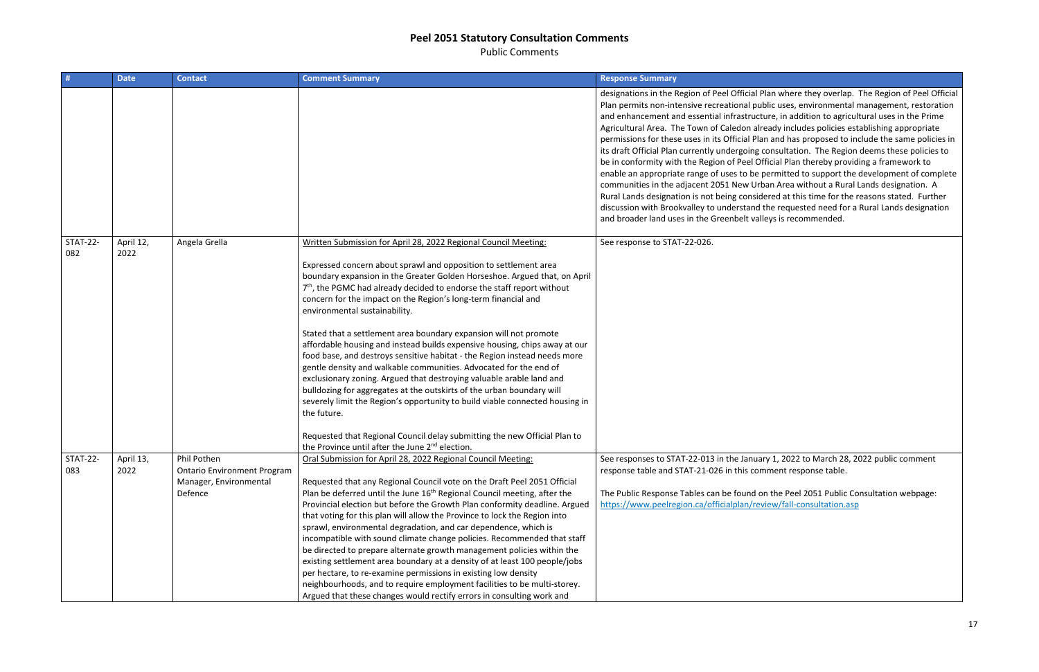# Peel 2051 Statutory Consultation Comments

Public Comments

| # | Date | Contact | Comment Summary | Response Summary |
|---|---|---|---|---|
| | | | | designations in the Region of Peel Official Plan where they overlap. The Region of Peel Official Plan permits non-intensive recreational public uses, environmental management, restoration and enhancement and essential infrastructure, in addition to agricultural uses in the Prime Agricultural Area. The Town of Caledon already includes policies establishing appropriate permissions for these uses in its Official Plan and has proposed to include the same policies in its draft Official Plan currently undergoing consultation. The Region deems these policies to be in conformity with the Region of Peel Official Plan thereby providing a framework to enable an appropriate range of uses to be permitted to support the development of complete communities in the adjacent 2051 New Urban Area without a Rural Lands designation. A Rural Lands designation is not being considered at this time for the reasons stated. Further discussion with Brookvalley to understand the requested need for a Rural Lands designation and broader land uses in the Greenbelt valleys is recommended. |
| STAT-22-082 | April 12, 2022 | Angela Grella | Written Submission for April 28, 2022 Regional Council Meeting:<br><br>Expressed concern about sprawl and opposition to settlement area boundary expansion in the Greater Golden Horseshoe. Argued that, on April 7th, the PGMC had already decided to endorse the staff report without concern for the impact on the Region's long-term financial and environmental sustainability.<br><br>Stated that a settlement area boundary expansion will not promote affordable housing and instead builds expensive housing, chips away at our food base, and destroys sensitive habitat - the Region instead needs more gentle density and walkable communities. Advocated for the end of exclusionary zoning. Argued that destroying valuable arable land and bulldozing for aggregates at the outskirts of the urban boundary will severely limit the Region's opportunity to build viable connected housing in the future.<br><br>Requested that Regional Council delay submitting the new Official Plan to the Province until after the June 2nd election. | See response to STAT-22-026. |
| STAT-22-083 | April 13, 2022 | Phil Pothen<br>Ontario Environment Program Manager, Environmental Defence | Oral Submission for April 28, 2022 Regional Council Meeting:<br><br>Requested that any Regional Council vote on the Draft Peel 2051 Official Plan be deferred until the June 16th Regional Council meeting, after the Provincial election but before the Growth Plan conformity deadline. Argued that voting for this plan will allow the Province to lock the Region into sprawl, environmental degradation, and car dependence, which is incompatible with sound climate change policies. Recommended that staff be directed to prepare alternate growth management policies within the existing settlement area boundary at a density of at least 100 people/jobs per hectare, to re-examine permissions in existing low density neighbourhoods, and to require employment facilities to be multi-storey. Argued that these changes would rectify errors in consulting work and | See responses to STAT-22-013 in the January 1, 2022 to March 28, 2022 public comment response table and STAT-21-026 in this comment response table.<br><br>The Public Response Tables can be found on the Peel 2051 Public Consultation webpage: https://www.peelregion.ca/officialplan/review/fall-consultation.asp |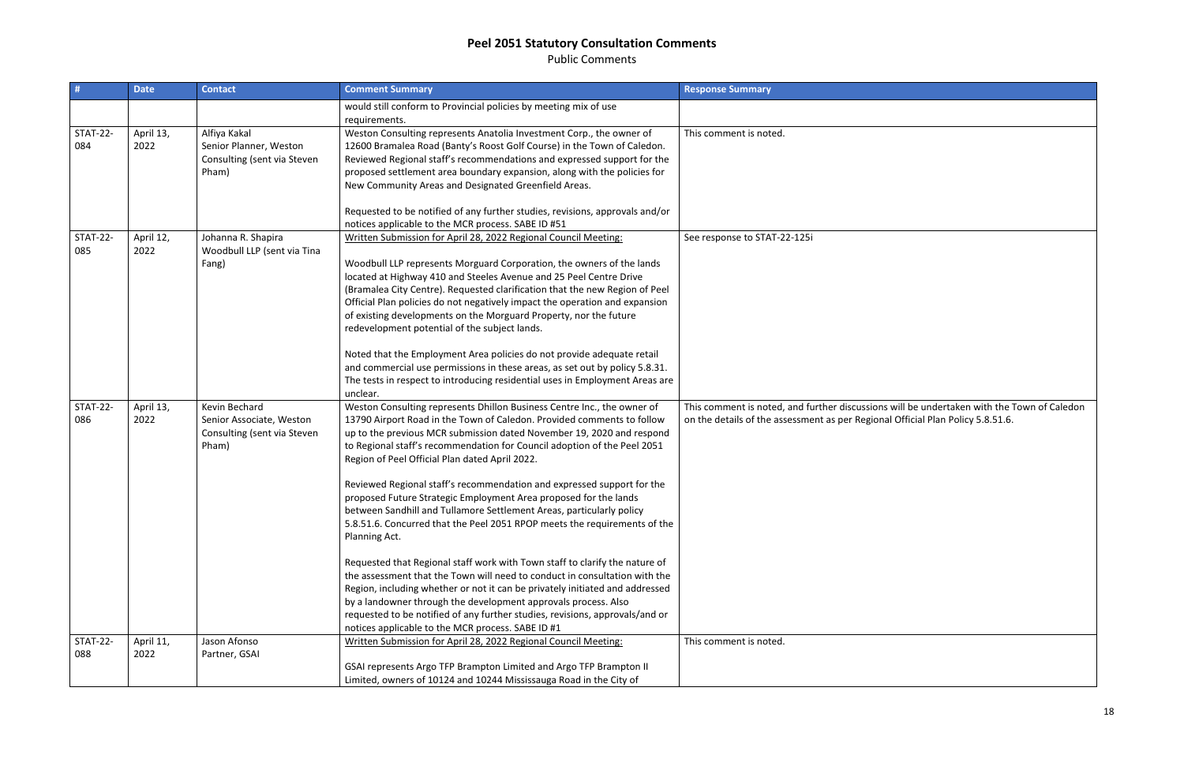# Peel 2051 Statutory Consultation Comments

Public Comments

| # | Date | Contact | Comment Summary | Response Summary |
|---|---|---|---|---|
| | | | would still conform to Provincial policies by meeting mix of use requirements. | |
| STAT-22-084 | April 13, 2022 | Alfiya Kakal<br>Senior Planner, Weston Consulting (sent via Steven Pham) | Weston Consulting represents Anatolia Investment Corp., the owner of 12600 Bramalea Road (Banty's Roost Golf Course) in the Town of Caledon. Reviewed Regional staff's recommendations and expressed support for the proposed settlement area boundary expansion, along with the policies for New Community Areas and Designated Greenfield Areas.<br><br>Requested to be notified of any further studies, revisions, approvals and/or notices applicable to the MCR process. SABE ID #51 | This comment is noted. |
| STAT-22-085 | April 12, 2022 | Johanna R. Shapira<br>Woodbull LLP (sent via Tina Fang) | Written Submission for April 28, 2022 Regional Council Meeting:<br><br>Woodbull LLP represents Morguard Corporation, the owners of the lands located at Highway 410 and Steeles Avenue and 25 Peel Centre Drive (Bramalea City Centre). Requested clarification that the new Region of Peel Official Plan policies do not negatively impact the operation and expansion of existing developments on the Morguard Property, nor the future redevelopment potential of the subject lands.<br><br>Noted that the Employment Area policies do not provide adequate retail and commercial use permissions in these areas, as set out by policy 5.8.31. The tests in respect to introducing residential uses in Employment Areas are unclear. | See response to STAT-22-125i |
| STAT-22-086 | April 13, 2022 | Kevin Bechard<br>Senior Associate, Weston Consulting (sent via Steven Pham) | Weston Consulting represents Dhillon Business Centre Inc., the owner of 13790 Airport Road in the Town of Caledon. Provided comments to follow up to the previous MCR submission dated November 19, 2020 and respond to Regional staff's recommendation for Council adoption of the Peel 2051 Region of Peel Official Plan dated April 2022.<br><br>Reviewed Regional staff's recommendation and expressed support for the proposed Future Strategic Employment Area proposed for the lands between Sandhill and Tullamore Settlement Areas, particularly policy 5.8.51.6. Concurred that the Peel 2051 RPOP meets the requirements of the Planning Act.<br><br>Requested that Regional staff work with Town staff to clarify the nature of the assessment that the Town will need to conduct in consultation with the Region, including whether or not it can be privately initiated and addressed by a landowner through the development approvals process. Also requested to be notified of any further studies, revisions, approvals/and or notices applicable to the MCR process. SABE ID #1 | This comment is noted, and further discussions will be undertaken with the Town of Caledon on the details of the assessment as per Regional Official Plan Policy 5.8.51.6. |
| STAT-22-088 | April 11, 2022 | Jason Afonso<br>Partner, GSAI | Written Submission for April 28, 2022 Regional Council Meeting:<br><br>GSAI represents Argo TFP Brampton Limited and Argo TFP Brampton II Limited, owners of 10124 and 10244 Mississauga Road in the City of | This comment is noted. |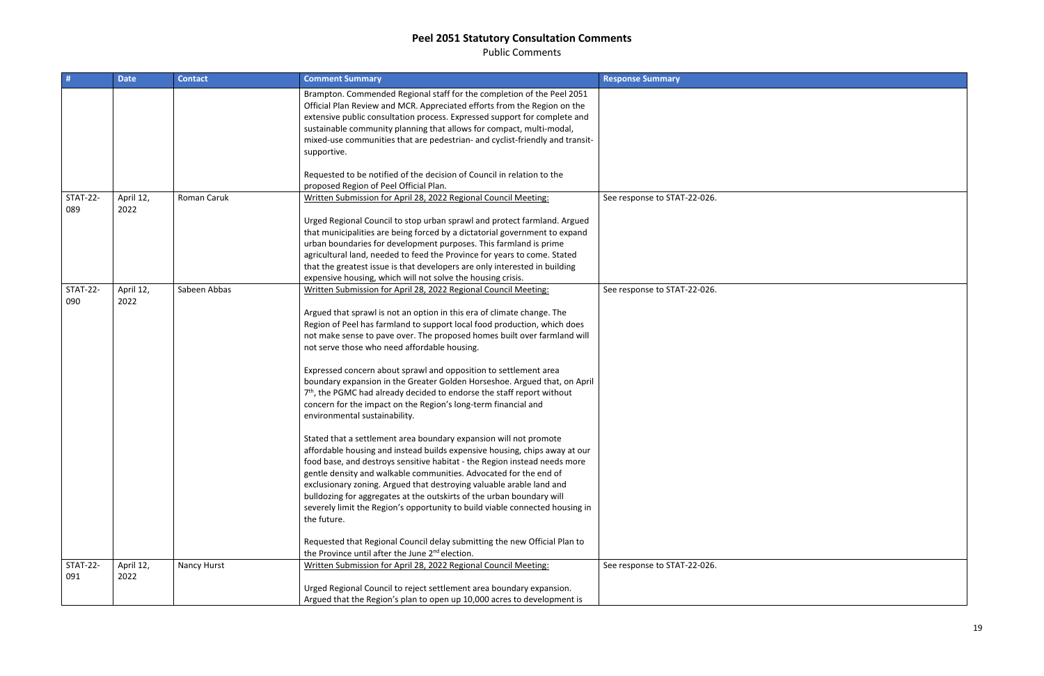# Peel 2051 Statutory Consultation Comments

Public Comments

| # | Date | Contact | Comment Summary | Response Summary |
|---|---|---|---|---|
| | | | Brampton. Commended Regional staff for the completion of the Peel 2051 Official Plan Review and MCR. Appreciated efforts from the Region on the extensive public consultation process. Expressed support for complete and sustainable community planning that allows for compact, multi-modal, mixed-use communities that are pedestrian- and cyclist-friendly and transit-supportive.<br><br>Requested to be notified of the decision of Council in relation to the proposed Region of Peel Official Plan. | |
| STAT-22-089 | April 12, 2022 | Roman Caruk | Written Submission for April 28, 2022 Regional Council Meeting:<br><br>Urged Regional Council to stop urban sprawl and protect farmland. Argued that municipalities are being forced by a dictatorial government to expand urban boundaries for development purposes. This farmland is prime agricultural land, needed to feed the Province for years to come. Stated that the greatest issue is that developers are only interested in building expensive housing, which will not solve the housing crisis. | See response to STAT-22-026. |
| STAT-22-090 | April 12, 2022 | Sabeen Abbas | Written Submission for April 28, 2022 Regional Council Meeting:<br><br>Argued that sprawl is not an option in this era of climate change. The Region of Peel has farmland to support local food production, which does not make sense to pave over. The proposed homes built over farmland will not serve those who need affordable housing.<br><br>Expressed concern about sprawl and opposition to settlement area boundary expansion in the Greater Golden Horseshoe. Argued that, on April 7th, the PGMC had already decided to endorse the staff report without concern for the impact on the Region's long-term financial and environmental sustainability.<br><br>Stated that a settlement area boundary expansion will not promote affordable housing and instead builds expensive housing, chips away at our food base, and destroys sensitive habitat - the Region instead needs more gentle density and walkable communities. Advocated for the end of exclusionary zoning. Argued that destroying valuable arable land and bulldozing for aggregates at the outskirts of the urban boundary will severely limit the Region's opportunity to build viable connected housing in the future.<br><br>Requested that Regional Council delay submitting the new Official Plan to the Province until after the June 2nd election. | See response to STAT-22-026. |
| STAT-22-091 | April 12, 2022 | Nancy Hurst | Written Submission for April 28, 2022 Regional Council Meeting:<br><br>Urged Regional Council to reject settlement area boundary expansion. Argued that the Region's plan to open up 10,000 acres to development is | See response to STAT-22-026. |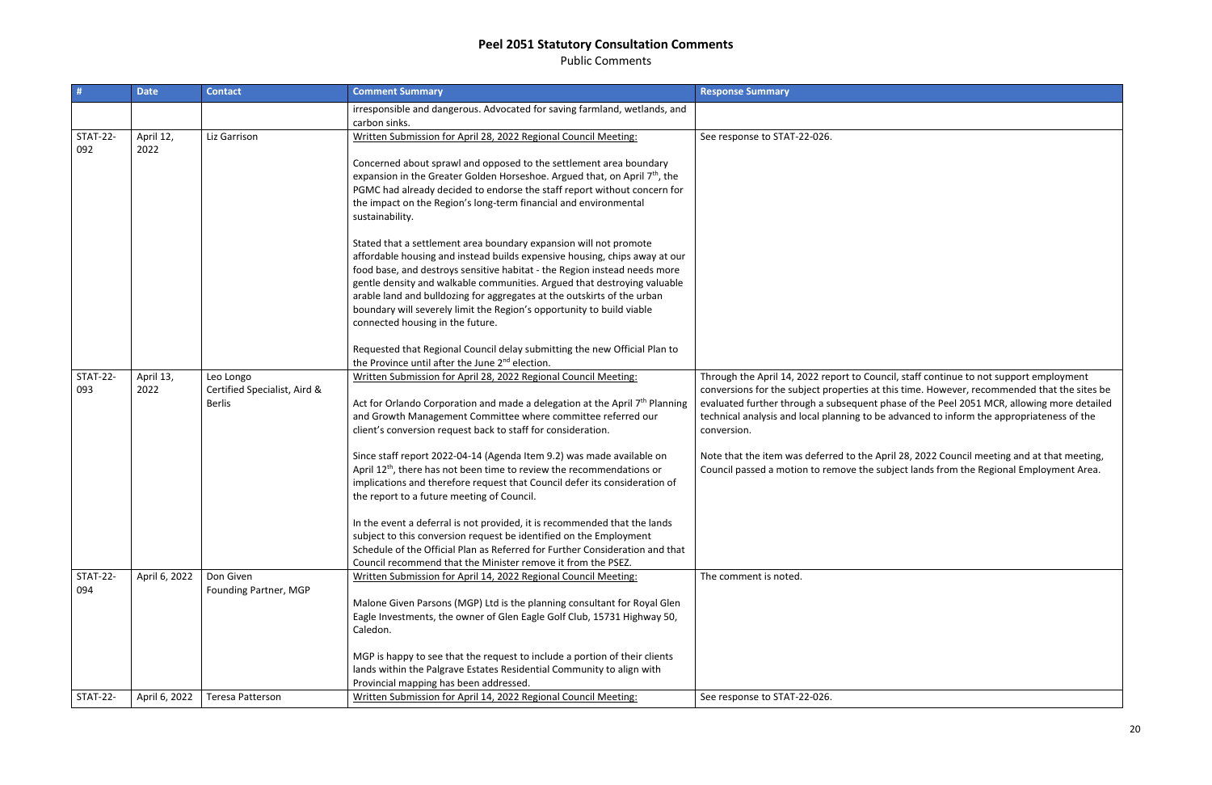# Peel 2051 Statutory Consultation Comments

Public Comments

| # | Date | Contact | Comment Summary | Response Summary |
|---|---|---|---|---|
| | | | irresponsible and dangerous. Advocated for saving farmland, wetlands, and carbon sinks. | |
| STAT-22-092 | April 12, 2022 | Liz Garrison | Written Submission for April 28, 2022 Regional Council Meeting:<br><br>Concerned about sprawl and opposed to the settlement area boundary expansion in the Greater Golden Horseshoe. Argued that, on April 7th, the PGMC had already decided to endorse the staff report without concern for the impact on the Region's long-term financial and environmental sustainability.<br><br>Stated that a settlement area boundary expansion will not promote affordable housing and instead builds expensive housing, chips away at our food base, and destroys sensitive habitat - the Region instead needs more gentle density and walkable communities. Argued that destroying valuable arable land and bulldozing for aggregates at the outskirts of the urban boundary will severely limit the Region's opportunity to build viable connected housing in the future.<br><br>Requested that Regional Council delay submitting the new Official Plan to the Province until after the June 2nd election. | See response to STAT-22-026. |
| STAT-22-093 | April 13, 2022 | Leo Longo<br>Certified Specialist, Aird & Berlis | Written Submission for April 28, 2022 Regional Council Meeting:<br><br>Act for Orlando Corporation and made a delegation at the April 7th Planning and Growth Management Committee where committee referred our client's conversion request back to staff for consideration.<br><br>Since staff report 2022-04-14 (Agenda Item 9.2) was made available on April 12th, there has not been time to review the recommendations or implications and therefore request that Council defer its consideration of the report to a future meeting of Council.<br><br>In the event a deferral is not provided, it is recommended that the lands subject to this conversion request be identified on the Employment Schedule of the Official Plan as Referred for Further Consideration and that Council recommend that the Minister remove it from the PSEZ. | Through the April 14, 2022 report to Council, staff continue to not support employment conversions for the subject properties at this time. However, recommended that the sites be evaluated further through a subsequent phase of the Peel 2051 MCR, allowing more detailed technical analysis and local planning to be advanced to inform the appropriateness of the conversion.<br><br>Note that the item was deferred to the April 28, 2022 Council meeting and at that meeting, Council passed a motion to remove the subject lands from the Regional Employment Area. |
| STAT-22-094 | April 6, 2022 | Don Given<br>Founding Partner, MGP | Written Submission for April 14, 2022 Regional Council Meeting:<br><br>Malone Given Parsons (MGP) Ltd is the planning consultant for Royal Glen Eagle Investments, the owner of Glen Eagle Golf Club, 15731 Highway 50, Caledon.<br><br>MGP is happy to see that the request to include a portion of their clients lands within the Palgrave Estates Residential Community to align with Provincial mapping has been addressed. | The comment is noted. |
| STAT-22- | April 6, 2022 | Teresa Patterson | Written Submission for April 14, 2022 Regional Council Meeting: | See response to STAT-22-026. |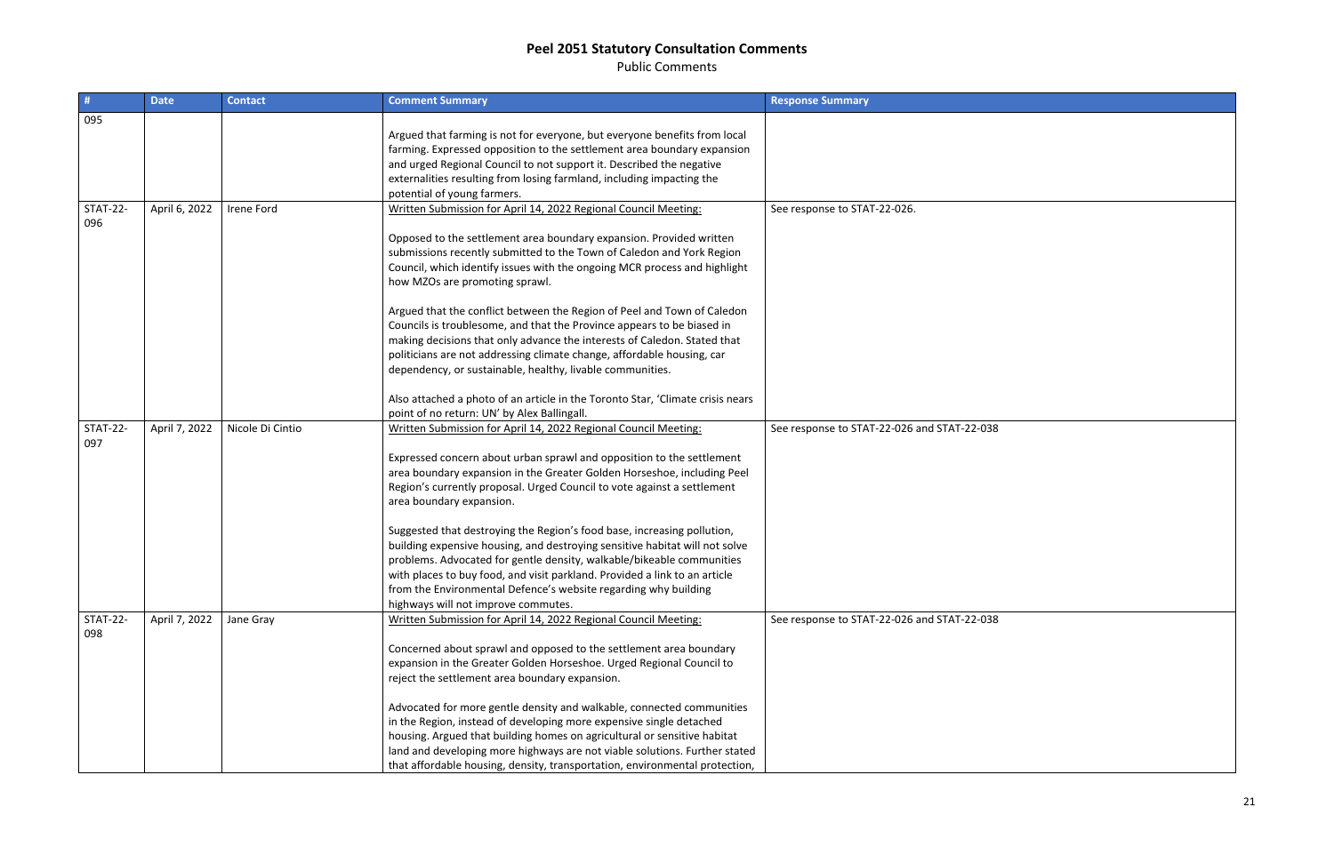# Peel 2051 Statutory Consultation Comments

Public Comments

| # | Date | Contact | Comment Summary | Response Summary |
|---|---|---|---|---|
| 095 | | | Argued that farming is not for everyone, but everyone benefits from local farming. Expressed opposition to the settlement area boundary expansion and urged Regional Council to not support it. Described the negative externalities resulting from losing farmland, including impacting the potential of young farmers. | |
| STAT-22-096 | April 6, 2022 | Irene Ford | Written Submission for April 14, 2022 Regional Council Meeting:<br><br>Opposed to the settlement area boundary expansion. Provided written submissions recently submitted to the Town of Caledon and York Region Council, which identify issues with the ongoing MCR process and highlight how MZOs are promoting sprawl.<br><br>Argued that the conflict between the Region of Peel and Town of Caledon Councils is troublesome, and that the Province appears to be biased in making decisions that only advance the interests of Caledon. Stated that politicians are not addressing climate change, affordable housing, car dependency, or sustainable, healthy, livable communities.<br><br>Also attached a photo of an article in the Toronto Star, 'Climate crisis nears point of no return: UN' by Alex Ballingall. | See response to STAT-22-026. |
| STAT-22-097 | April 7, 2022 | Nicole Di Cintio | Written Submission for April 14, 2022 Regional Council Meeting:<br><br>Expressed concern about urban sprawl and opposition to the settlement area boundary expansion in the Greater Golden Horseshoe, including Peel Region's currently proposal. Urged Council to vote against a settlement area boundary expansion.<br><br>Suggested that destroying the Region's food base, increasing pollution, building expensive housing, and destroying sensitive habitat will not solve problems. Advocated for gentle density, walkable/bikeable communities with places to buy food, and visit parkland. Provided a link to an article from the Environmental Defence's website regarding why building highways will not improve commutes. | See response to STAT-22-026 and STAT-22-038 |
| STAT-22-098 | April 7, 2022 | Jane Gray | Written Submission for April 14, 2022 Regional Council Meeting:<br><br>Concerned about sprawl and opposed to the settlement area boundary expansion in the Greater Golden Horseshoe. Urged Regional Council to reject the settlement area boundary expansion.<br><br>Advocated for more gentle density and walkable, connected communities in the Region, instead of developing more expensive single detached housing. Argued that building homes on agricultural or sensitive habitat land and developing more highways are not viable solutions. Further stated that affordable housing, density, transportation, environmental protection, | See response to STAT-22-026 and STAT-22-038 |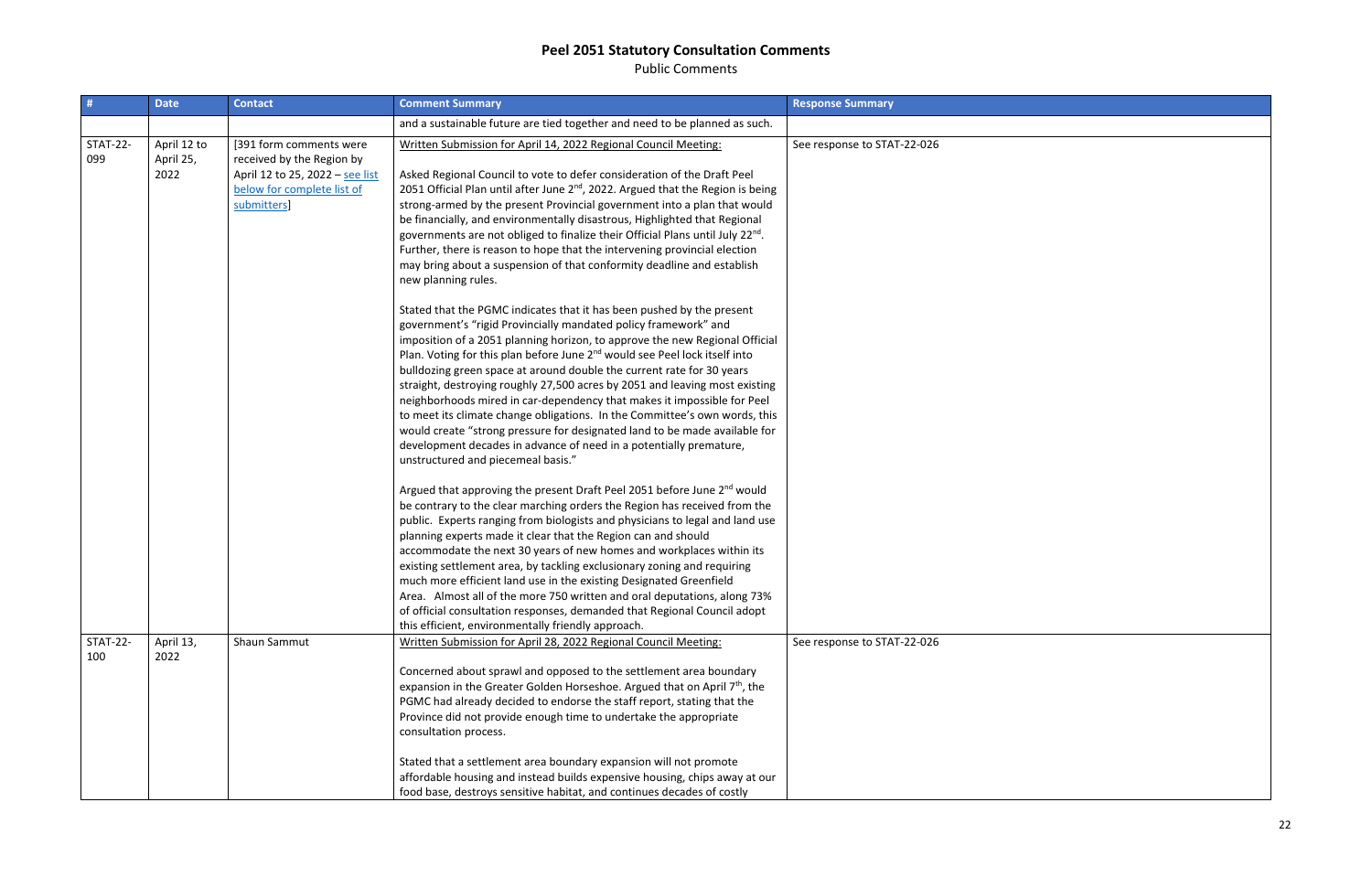# Peel 2051 Statutory Consultation Comments

Public Comments

| # | Date | Contact | Comment Summary | Response Summary |
|---|---|---|---|---|
| | | | and a sustainable future are tied together and need to be planned as such. | |
| STAT-22-099 | April 12 to April 25, 2022 | [391 form comments were received by the Region by April 12 to 25, 2022 – see list below for complete list of submitters] | Written Submission for April 14, 2022 Regional Council Meeting:<br><br>Asked Regional Council to vote to defer consideration of the Draft Peel 2051 Official Plan until after June 2nd, 2022. Argued that the Region is being strong-armed by the present Provincial government into a plan that would be financially, and environmentally disastrous, Highlighted that Regional governments are not obliged to finalize their Official Plans until July 22nd. Further, there is reason to hope that the intervening provincial election may bring about a suspension of that conformity deadline and establish new planning rules.<br><br>Stated that the PGMC indicates that it has been pushed by the present government's "rigid Provincially mandated policy framework" and imposition of a 2051 planning horizon, to approve the new Regional Official Plan. Voting for this plan before June 2nd would see Peel lock itself into bulldozing green space at around double the current rate for 30 years straight, destroying roughly 27,500 acres by 2051 and leaving most existing neighborhoods mired in car-dependency that makes it impossible for Peel to meet its climate change obligations. In the Committee's own words, this would create "strong pressure for designated land to be made available for development decades in advance of need in a potentially premature, unstructured and piecemeal basis."<br><br>Argued that approving the present Draft Peel 2051 before June 2nd would be contrary to the clear marching orders the Region has received from the public. Experts ranging from biologists and physicians to legal and land use planning experts made it clear that the Region can and should accommodate the next 30 years of new homes and workplaces within its existing settlement area, by tackling exclusionary zoning and requiring much more efficient land use in the existing Designated Greenfield Area. Almost all of the more 750 written and oral deputations, along 73% of official consultation responses, demanded that Regional Council adopt this efficient, environmentally friendly approach. | See response to STAT-22-026 |
| STAT-22-100 | April 13, 2022 | Shaun Sammut | Written Submission for April 28, 2022 Regional Council Meeting:<br><br>Concerned about sprawl and opposed to the settlement area boundary expansion in the Greater Golden Horseshoe. Argued that on April 7th, the PGMC had already decided to endorse the staff report, stating that the Province did not provide enough time to undertake the appropriate consultation process.<br><br>Stated that a settlement area boundary expansion will not promote affordable housing and instead builds expensive housing, chips away at our food base, destroys sensitive habitat, and continues decades of costly | See response to STAT-22-026 |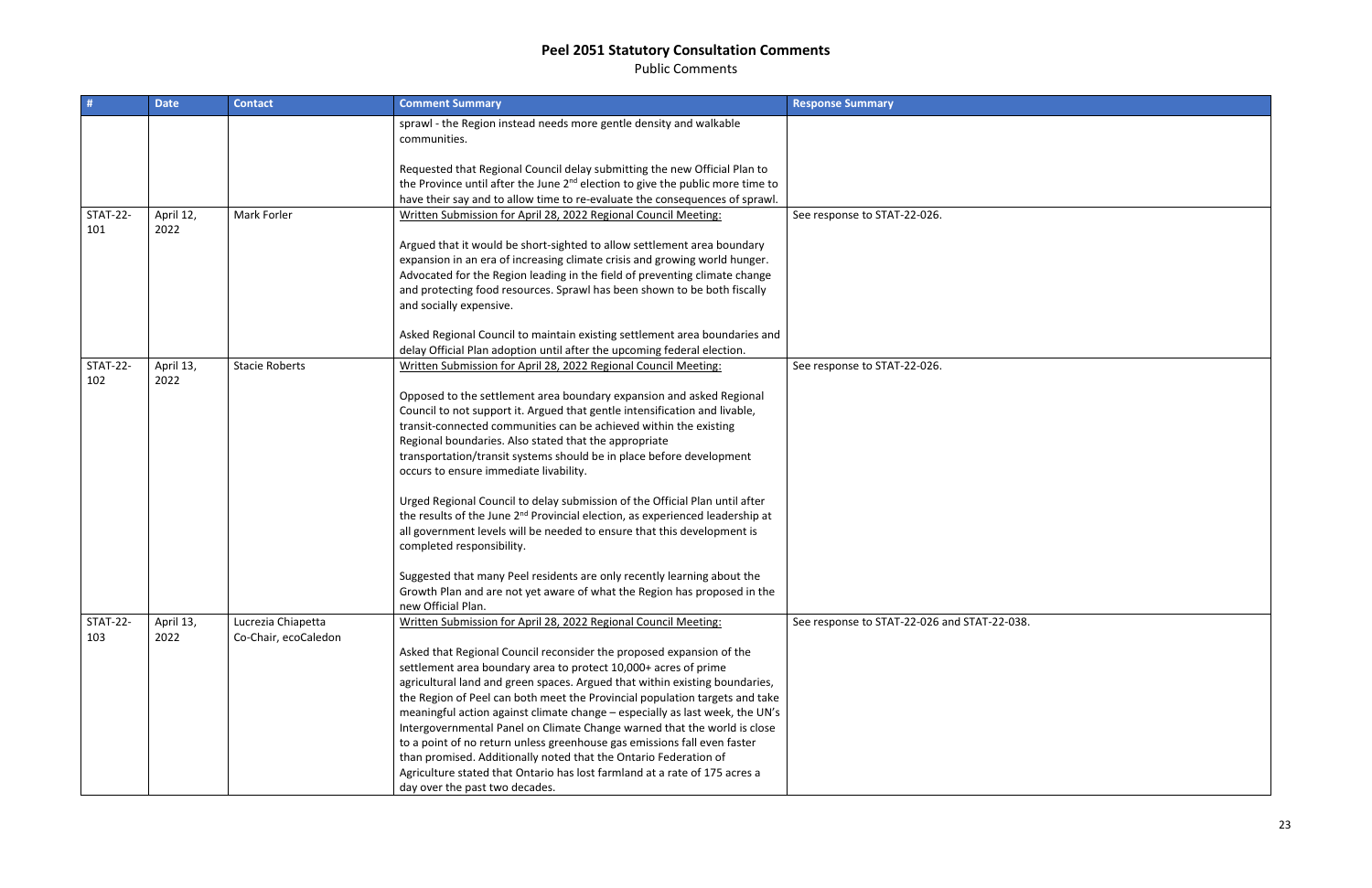# Peel 2051 Statutory Consultation Comments

Public Comments

| # | Date | Contact | Comment Summary | Response Summary |
|---|---|---|---|---|
| | | | sprawl - the Region instead needs more gentle density and walkable communities.<br><br>Requested that Regional Council delay submitting the new Official Plan to the Province until after the June 2nd election to give the public more time to have their say and to allow time to re-evaluate the consequences of sprawl. | |
| STAT-22-101 | April 12, 2022 | Mark Forler | Written Submission for April 28, 2022 Regional Council Meeting:<br><br>Argued that it would be short-sighted to allow settlement area boundary expansion in an era of increasing climate crisis and growing world hunger. Advocated for the Region leading in the field of preventing climate change and protecting food resources. Sprawl has been shown to be both fiscally and socially expensive.<br><br>Asked Regional Council to maintain existing settlement area boundaries and delay Official Plan adoption until after the upcoming federal election. | See response to STAT-22-026. |
| STAT-22-102 | April 13, 2022 | Stacie Roberts | Written Submission for April 28, 2022 Regional Council Meeting:<br><br>Opposed to the settlement area boundary expansion and asked Regional Council to not support it. Argued that gentle intensification and livable, transit-connected communities can be achieved within the existing Regional boundaries. Also stated that the appropriate transportation/transit systems should be in place before development occurs to ensure immediate livability.<br><br>Urged Regional Council to delay submission of the Official Plan until after the results of the June 2nd Provincial election, as experienced leadership at all government levels will be needed to ensure that this development is completed responsibility.<br><br>Suggested that many Peel residents are only recently learning about the Growth Plan and are not yet aware of what the Region has proposed in the new Official Plan. | See response to STAT-22-026. |
| STAT-22-103 | April 13, 2022 | Lucrezia Chiapetta Co-Chair, ecoCaledon | Written Submission for April 28, 2022 Regional Council Meeting:<br><br>Asked that Regional Council reconsider the proposed expansion of the settlement area boundary area to protect 10,000+ acres of prime agricultural land and green spaces. Argued that within existing boundaries, the Region of Peel can both meet the Provincial population targets and take meaningful action against climate change – especially as last week, the UN's Intergovernmental Panel on Climate Change warned that the world is close to a point of no return unless greenhouse gas emissions fall even faster than promised. Additionally noted that the Ontario Federation of Agriculture stated that Ontario has lost farmland at a rate of 175 acres a day over the past two decades. | See response to STAT-22-026 and STAT-22-038. |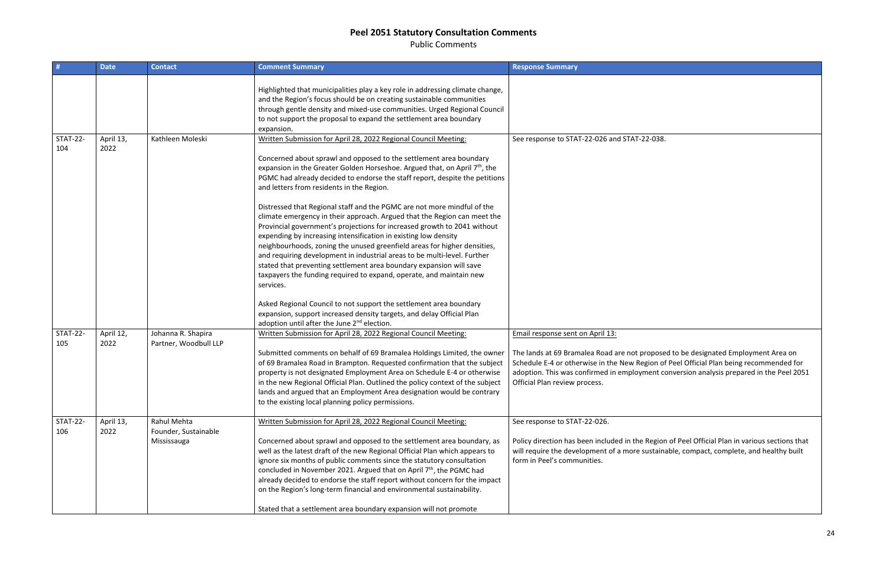# Peel 2051 Statutory Consultation Comments

Public Comments

| # | Date | Contact | Comment Summary | Response Summary |
|---|---|---|---|---|
| | | | Highlighted that municipalities play a key role in addressing climate change, and the Region's focus should be on creating sustainable communities through gentle density and mixed-use communities. Urged Regional Council to not support the proposal to expand the settlement area boundary expansion. | |
| STAT-22-104 | April 13, 2022 | Kathleen Moleski | Written Submission for April 28, 2022 Regional Council Meeting:<br><br>Concerned about sprawl and opposed to the settlement area boundary expansion in the Greater Golden Horseshoe. Argued that, on April 7th, the PGMC had already decided to endorse the staff report, despite the petitions and letters from residents in the Region.<br><br>Distressed that Regional staff and the PGMC are not more mindful of the climate emergency in their approach. Argued that the Region can meet the Provincial government's projections for increased growth to 2041 without expending by increasing intensification in existing low density neighbourhoods, zoning the unused greenfield areas for higher densities, and requiring development in industrial areas to be multi-level. Further stated that preventing settlement area boundary expansion will save taxpayers the funding required to expand, operate, and maintain new services.<br><br>Asked Regional Council to not support the settlement area boundary expansion, support increased density targets, and delay Official Plan adoption until after the June 2nd election. | See response to STAT-22-026 and STAT-22-038. |
| STAT-22-105 | April 12, 2022 | Johanna R. Shapira<br>Partner, Woodbull LLP | Written Submission for April 28, 2022 Regional Council Meeting:<br><br>Submitted comments on behalf of 69 Bramalea Holdings Limited, the owner of 69 Bramalea Road in Brampton. Requested confirmation that the subject property is not designated Employment Area on Schedule E-4 or otherwise in the new Regional Official Plan. Outlined the policy context of the subject lands and argued that an Employment Area designation would be contrary to the existing local planning policy permissions. | Email response sent on April 13:<br><br>The lands at 69 Bramalea Road are not proposed to be designated Employment Area on Schedule E-4 or otherwise in the New Region of Peel Official Plan being recommended for adoption. This was confirmed in employment conversion analysis prepared in the Peel 2051 Official Plan review process. |
| STAT-22-106 | April 13, 2022 | Rahul Mehta<br>Founder, Sustainable Mississauga | Written Submission for April 28, 2022 Regional Council Meeting:<br><br>Concerned about sprawl and opposed to the settlement area boundary, as well as the latest draft of the new Regional Official Plan which appears to ignore six months of public comments since the statutory consultation concluded in November 2021. Argued that on April 7th, the PGMC had already decided to endorse the staff report without concern for the impact on the Region's long-term financial and environmental sustainability.<br><br>Stated that a settlement area boundary expansion will not promote | See response to STAT-22-026.<br><br>Policy direction has been included in the Region of Peel Official Plan in various sections that will require the development of a more sustainable, compact, complete, and healthy built form in Peel's communities. |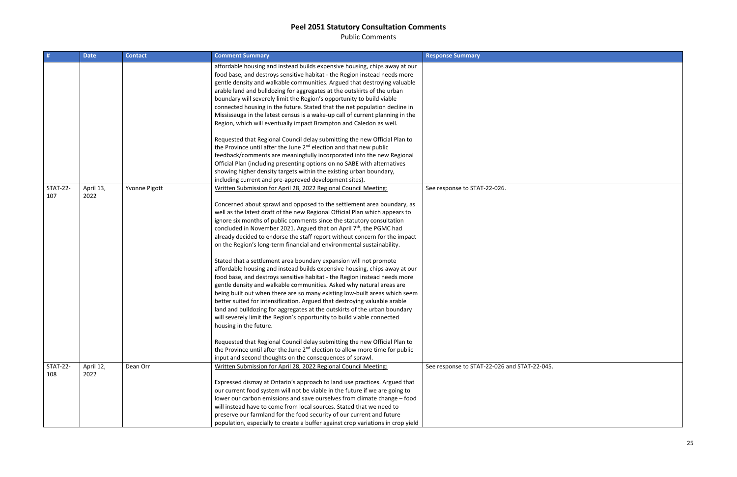# Peel 2051 Statutory Consultation Comments

Public Comments

| # | Date | Contact | Comment Summary | Response Summary |
|---|---|---|---|---|
| | | | affordable housing and instead builds expensive housing, chips away at our food base, and destroys sensitive habitat - the Region instead needs more gentle density and walkable communities. Argued that destroying valuable arable land and bulldozing for aggregates at the outskirts of the urban boundary will severely limit the Region's opportunity to build viable connected housing in the future. Stated that the net population decline in Mississauga in the latest census is a wake-up call of current planning in the Region, which will eventually impact Brampton and Caledon as well.<br><br>Requested that Regional Council delay submitting the new Official Plan to the Province until after the June 2nd election and that new public feedback/comments are meaningfully incorporated into the new Regional Official Plan (including presenting options on no SABE with alternatives showing higher density targets within the existing urban boundary, including current and pre-approved development sites). | |
| STAT-22-107 | April 13, 2022 | Yvonne Pigott | Written Submission for April 28, 2022 Regional Council Meeting:<br><br>Concerned about sprawl and opposed to the settlement area boundary, as well as the latest draft of the new Regional Official Plan which appears to ignore six months of public comments since the statutory consultation concluded in November 2021. Argued that on April 7th, the PGMC had already decided to endorse the staff report without concern for the impact on the Region's long-term financial and environmental sustainability.<br><br>Stated that a settlement area boundary expansion will not promote affordable housing and instead builds expensive housing, chips away at our food base, and destroys sensitive habitat - the Region instead needs more gentle density and walkable communities. Asked why natural areas are being built out when there are so many existing low-built areas which seem better suited for intensification. Argued that destroying valuable arable land and bulldozing for aggregates at the outskirts of the urban boundary will severely limit the Region's opportunity to build viable connected housing in the future.<br><br>Requested that Regional Council delay submitting the new Official Plan to the Province until after the June 2nd election to allow more time for public input and second thoughts on the consequences of sprawl. | See response to STAT-22-026. |
| STAT-22-108 | April 12, 2022 | Dean Orr | Written Submission for April 28, 2022 Regional Council Meeting:<br><br>Expressed dismay at Ontario's approach to land use practices. Argued that our current food system will not be viable in the future if we are going to lower our carbon emissions and save ourselves from climate change – food will instead have to come from local sources. Stated that we need to preserve our farmland for the food security of our current and future population, especially to create a buffer against crop variations in crop yield | See response to STAT-22-026 and STAT-22-045. |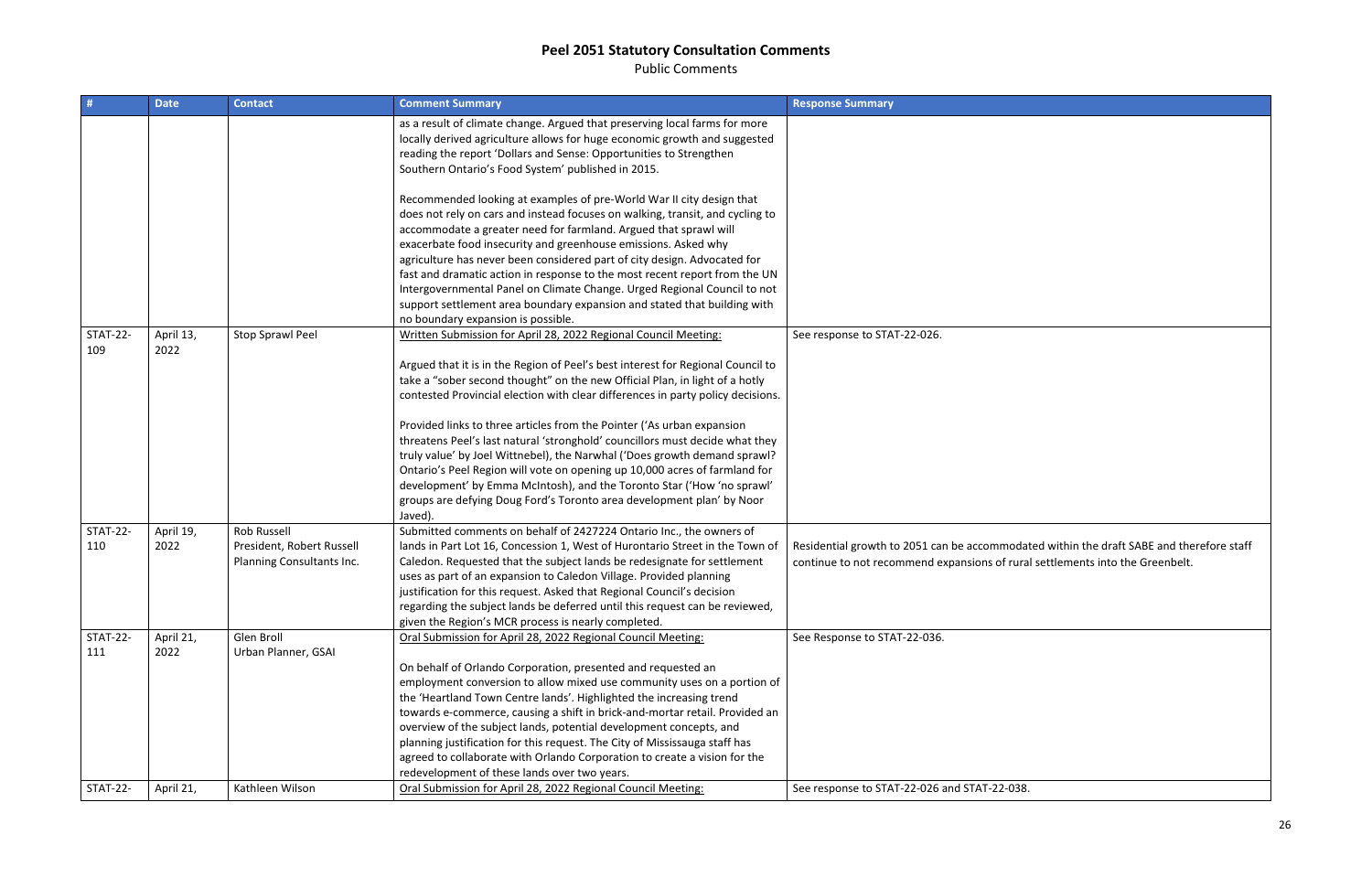# Peel 2051 Statutory Consultation Comments

Public Comments

| # | Date | Contact | Comment Summary | Response Summary |
|---|---|---|---|---|
| | | | as a result of climate change. Argued that preserving local farms for more locally derived agriculture allows for huge economic growth and suggested reading the report 'Dollars and Sense: Opportunities to Strengthen Southern Ontario's Food System' published in 2015.<br><br>Recommended looking at examples of pre-World War II city design that does not rely on cars and instead focuses on walking, transit, and cycling to accommodate a greater need for farmland. Argued that sprawl will exacerbate food insecurity and greenhouse emissions. Asked why agriculture has never been considered part of city design. Advocated for fast and dramatic action in response to the most recent report from the UN Intergovernmental Panel on Climate Change. Urged Regional Council to not support settlement area boundary expansion and stated that building with no boundary expansion is possible. | |
| STAT-22-109 | April 13, 2022 | Stop Sprawl Peel | Written Submission for April 28, 2022 Regional Council Meeting:<br><br>Argued that it is in the Region of Peel's best interest for Regional Council to take a "sober second thought" on the new Official Plan, in light of a hotly contested Provincial election with clear differences in party policy decisions.<br><br>Provided links to three articles from the Pointer ('As urban expansion threatens Peel's last natural 'stronghold' councillors must decide what they truly value' by Joel Wittnebel), the Narwhal ('Does growth demand sprawl? Ontario's Peel Region will vote on opening up 10,000 acres of farmland for development' by Emma McIntosh), and the Toronto Star ('How 'no sprawl' groups are defying Doug Ford's Toronto area development plan' by Noor Javed). | See response to STAT-22-026. |
| STAT-22-110 | April 19, 2022 | Rob Russell<br>President, Robert Russell Planning Consultants Inc. | Submitted comments on behalf of 2427224 Ontario Inc., the owners of lands in Part Lot 16, Concession 1, West of Hurontario Street in the Town of Caledon. Requested that the subject lands be redesignate for settlement uses as part of an expansion to Caledon Village. Provided planning justification for this request. Asked that Regional Council's decision regarding the subject lands be deferred until this request can be reviewed, given the Region's MCR process is nearly completed. | Residential growth to 2051 can be accommodated within the draft SABE and therefore staff continue to not recommend expansions of rural settlements into the Greenbelt. |
| STAT-22-111 | April 21, 2022 | Glen Broll<br>Urban Planner, GSAI | Oral Submission for April 28, 2022 Regional Council Meeting:<br><br>On behalf of Orlando Corporation, presented and requested an employment conversion to allow mixed use community uses on a portion of the 'Heartland Town Centre lands'. Highlighted the increasing trend towards e-commerce, causing a shift in brick-and-mortar retail. Provided an overview of the subject lands, potential development concepts, and planning justification for this request. The City of Mississauga staff has agreed to collaborate with Orlando Corporation to create a vision for the redevelopment of these lands over two years. | See Response to STAT-22-036. |
| STAT-22- | April 21, | Kathleen Wilson | Oral Submission for April 28, 2022 Regional Council Meeting: | See response to STAT-22-026 and STAT-22-038. |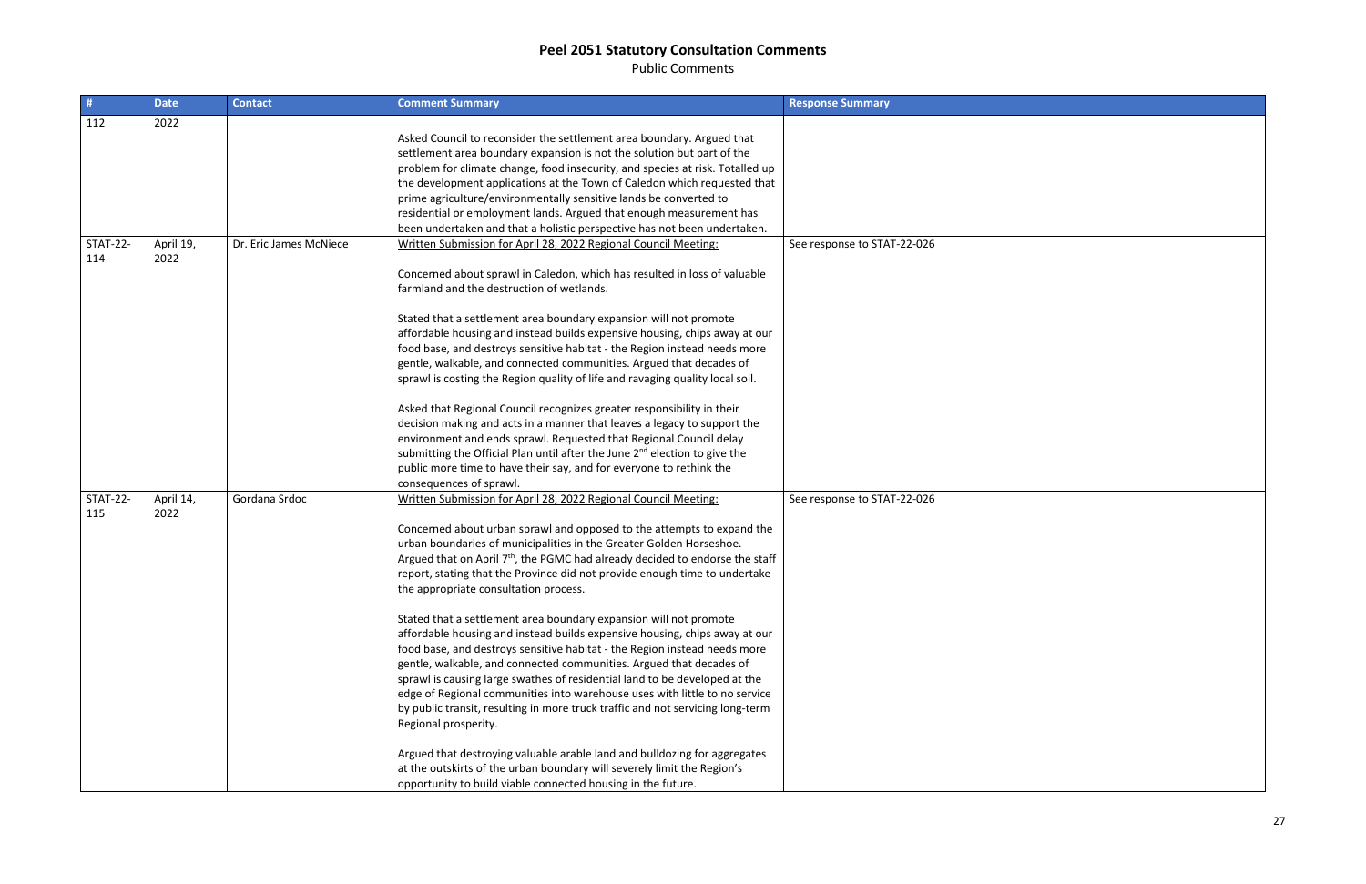# Peel 2051 Statutory Consultation Comments

Public Comments

| # | Date | Contact | Comment Summary | Response Summary |
| --- | --- | --- | --- | --- |
| 112 | 2022 | | Asked Council to reconsider the settlement area boundary. Argued that settlement area boundary expansion is not the solution but part of the problem for climate change, food insecurity, and species at risk. Totalled up the development applications at the Town of Caledon which requested that prime agriculture/environmentally sensitive lands be converted to residential or employment lands. Argued that enough measurement has been undertaken and that a holistic perspective has not been undertaken. | |
| STAT-22-114 | April 19, 2022 | Dr. Eric James McNiece | Written Submission for April 28, 2022 Regional Council Meeting:<br><br>Concerned about sprawl in Caledon, which has resulted in loss of valuable farmland and the destruction of wetlands.<br><br>Stated that a settlement area boundary expansion will not promote affordable housing and instead builds expensive housing, chips away at our food base, and destroys sensitive habitat - the Region instead needs more gentle, walkable, and connected communities. Argued that decades of sprawl is costing the Region quality of life and ravaging quality local soil.<br><br>Asked that Regional Council recognizes greater responsibility in their decision making and acts in a manner that leaves a legacy to support the environment and ends sprawl. Requested that Regional Council delay submitting the Official Plan until after the June 2nd election to give the public more time to have their say, and for everyone to rethink the consequences of sprawl. | See response to STAT-22-026 |
| STAT-22-115 | April 14, 2022 | Gordana Srdoc | Written Submission for April 28, 2022 Regional Council Meeting:<br><br>Concerned about urban sprawl and opposed to the attempts to expand the urban boundaries of municipalities in the Greater Golden Horseshoe. Argued that on April 7th, the PGMC had already decided to endorse the staff report, stating that the Province did not provide enough time to undertake the appropriate consultation process.<br><br>Stated that a settlement area boundary expansion will not promote affordable housing and instead builds expensive housing, chips away at our food base, and destroys sensitive habitat - the Region instead needs more gentle, walkable, and connected communities. Argued that decades of sprawl is causing large swathes of residential land to be developed at the edge of Regional communities into warehouse uses with little to no service by public transit, resulting in more truck traffic and not servicing long-term Regional prosperity.<br><br>Argued that destroying valuable arable land and bulldozing for aggregates at the outskirts of the urban boundary will severely limit the Region's opportunity to build viable connected housing in the future. | See response to STAT-22-026 |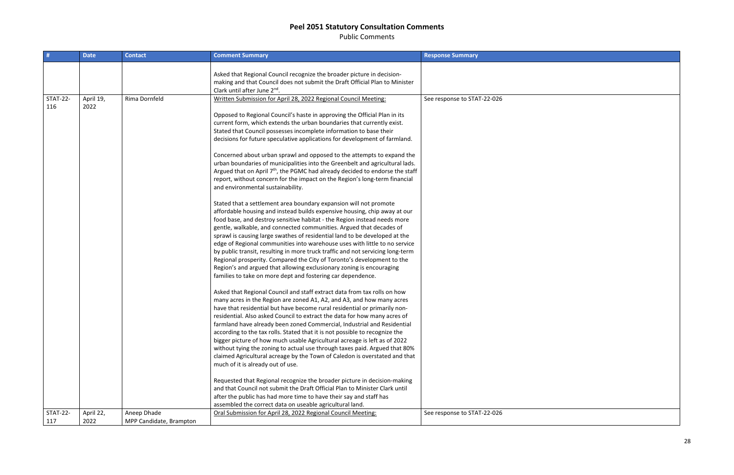# Peel 2051 Statutory Consultation Comments

Public Comments

| # | Date | Contact | Comment Summary | Response Summary |
|---|---|---|---|---|
| | | | Asked that Regional Council recognize the broader picture in decision-making and that Council does not submit the Draft Official Plan to Minister Clark until after June 2nd. | |
| STAT-22-116 | April 19, 2022 | Rima Dornfeld | Written Submission for April 28, 2022 Regional Council Meeting:<br><br>Opposed to Regional Council's haste in approving the Official Plan in its current form, which extends the urban boundaries that currently exist. Stated that Council possesses incomplete information to base their decisions for future speculative applications for development of farmland.<br><br>Concerned about urban sprawl and opposed to the attempts to expand the urban boundaries of municipalities into the Greenbelt and agricultural lads. Argued that on April 7th, the PGMC had already decided to endorse the staff report, without concern for the impact on the Region's long-term financial and environmental sustainability.<br><br>Stated that a settlement area boundary expansion will not promote affordable housing and instead builds expensive housing, chip away at our food base, and destroy sensitive habitat - the Region instead needs more gentle, walkable, and connected communities. Argued that decades of sprawl is causing large swathes of residential land to be developed at the edge of Regional communities into warehouse uses with little to no service by public transit, resulting in more truck traffic and not servicing long-term Regional prosperity. Compared the City of Toronto's development to the Region's and argued that allowing exclusionary zoning is encouraging families to take on more dept and fostering car dependence.<br><br>Asked that Regional Council and staff extract data from tax rolls on how many acres in the Region are zoned A1, A2, and A3, and how many acres have that residential but have become rural residential or primarily non-residential. Also asked Council to extract the data for how many acres of farmland have already been zoned Commercial, Industrial and Residential according to the tax rolls. Stated that it is not possible to recognize the bigger picture of how much usable Agricultural acreage is left as of 2022 without tying the zoning to actual use through taxes paid. Argued that 80% claimed Agricultural acreage by the Town of Caledon is overstated and that much of it is already out of use.<br><br>Requested that Regional recognize the broader picture in decision-making and that Council not submit the Draft Official Plan to Minister Clark until after the public has had more time to have their say and staff has assembled the correct data on useable agricultural land. | See response to STAT-22-026 |
| STAT-22-117 | April 22, 2022 | Aneep Dhade<br>MPP Candidate, Brampton | Oral Submission for April 28, 2022 Regional Council Meeting: | See response to STAT-22-026 |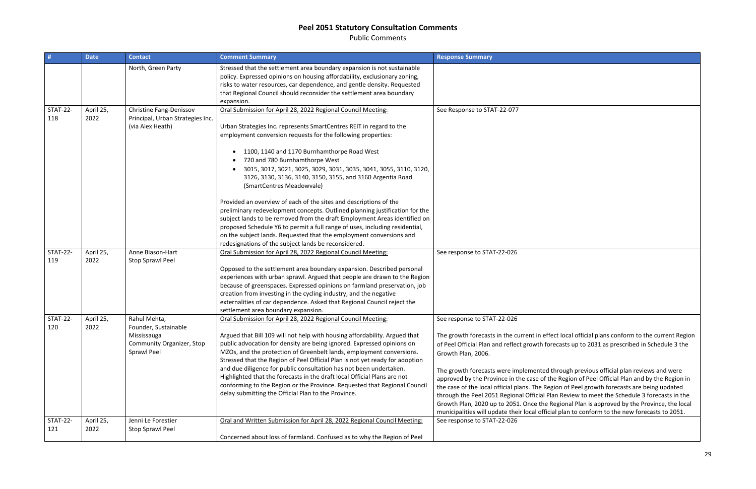# Peel 2051 Statutory Consultation Comments

Public Comments

| # | Date | Contact | Comment Summary | Response Summary |
|---|---|---|---|---|
| | | North, Green Party | Stressed that the settlement area boundary expansion is not sustainable policy. Expressed opinions on housing affordability, exclusionary zoning, risks to water resources, car dependence, and gentle density. Requested that Regional Council should reconsider the settlement area boundary expansion. | |
| STAT-22-118 | April 25, 2022 | Christine Fang-Denissov<br>Principal, Urban Strategies Inc.<br>(via Alex Heath) | Oral Submission for April 28, 2022 Regional Council Meeting:<br><br>Urban Strategies Inc. represents SmartCentres REIT in regard to the employment conversion requests for the following properties:<br><br>• 1100, 1140 and 1170 Burnhamthorpe Road West<br>• 720 and 780 Burnhamthorpe West<br>• 3015, 3017, 3021, 3025, 3029, 3031, 3035, 3041, 3055, 3110, 3120, 3126, 3130, 3136, 3140, 3150, 3155, and 3160 Argentia Road (SmartCentres Meadowvale)<br><br>Provided an overview of each of the sites and descriptions of the preliminary redevelopment concepts. Outlined planning justification for the subject lands to be removed from the draft Employment Areas identified on proposed Schedule Y6 to permit a full range of uses, including residential, on the subject lands. Requested that the employment conversions and redesignations of the subject lands be reconsidered. | See Response to STAT-22-077 |
| STAT-22-119 | April 25, 2022 | Anne Biason-Hart<br>Stop Sprawl Peel | Oral Submission for April 28, 2022 Regional Council Meeting:<br><br>Opposed to the settlement area boundary expansion. Described personal experiences with urban sprawl. Argued that people are drawn to the Region because of greenspaces. Expressed opinions on farmland preservation, job creation from investing in the cycling industry, and the negative externalities of car dependence. Asked that Regional Council reject the settlement area boundary expansion. | See response to STAT-22-026 |
| STAT-22-120 | April 25, 2022 | Rahul Mehta,<br>Founder, Sustainable Mississauga<br>Community Organizer, Stop Sprawl Peel | Oral Submission for April 28, 2022 Regional Council Meeting:<br><br>Argued that Bill 109 will not help with housing affordability. Argued that public advocation for density are being ignored. Expressed opinions on MZOs, and the protection of Greenbelt lands, employment conversions. Stressed that the Region of Peel Official Plan is not yet ready for adoption and due diligence for public consultation has not been undertaken. Highlighted that the forecasts in the draft local Official Plans are not conforming to the Region or the Province. Requested that Regional Council delay submitting the Official Plan to the Province. | See response to STAT-22-026<br><br>The growth forecasts in the current in effect local official plans conform to the current Region of Peel Official Plan and reflect growth forecasts up to 2031 as prescribed in Schedule 3 the Growth Plan, 2006.<br><br>The growth forecasts were implemented through previous official plan reviews and were approved by the Province in the case of the Region of Peel Official Plan and by the Region in the case of the local official plans. The Region of Peel growth forecasts are being updated through the Peel 2051 Regional Official Plan Review to meet the Schedule 3 forecasts in the Growth Plan, 2020 up to 2051. Once the Regional Plan is approved by the Province, the local municipalities will update their local official plan to conform to the new forecasts to 2051. |
| STAT-22-121 | April 25, 2022 | Jenni Le Forestier<br>Stop Sprawl Peel | Oral and Written Submission for April 28, 2022 Regional Council Meeting:<br><br>Concerned about loss of farmland. Confused as to why the Region of Peel | See response to STAT-22-026 |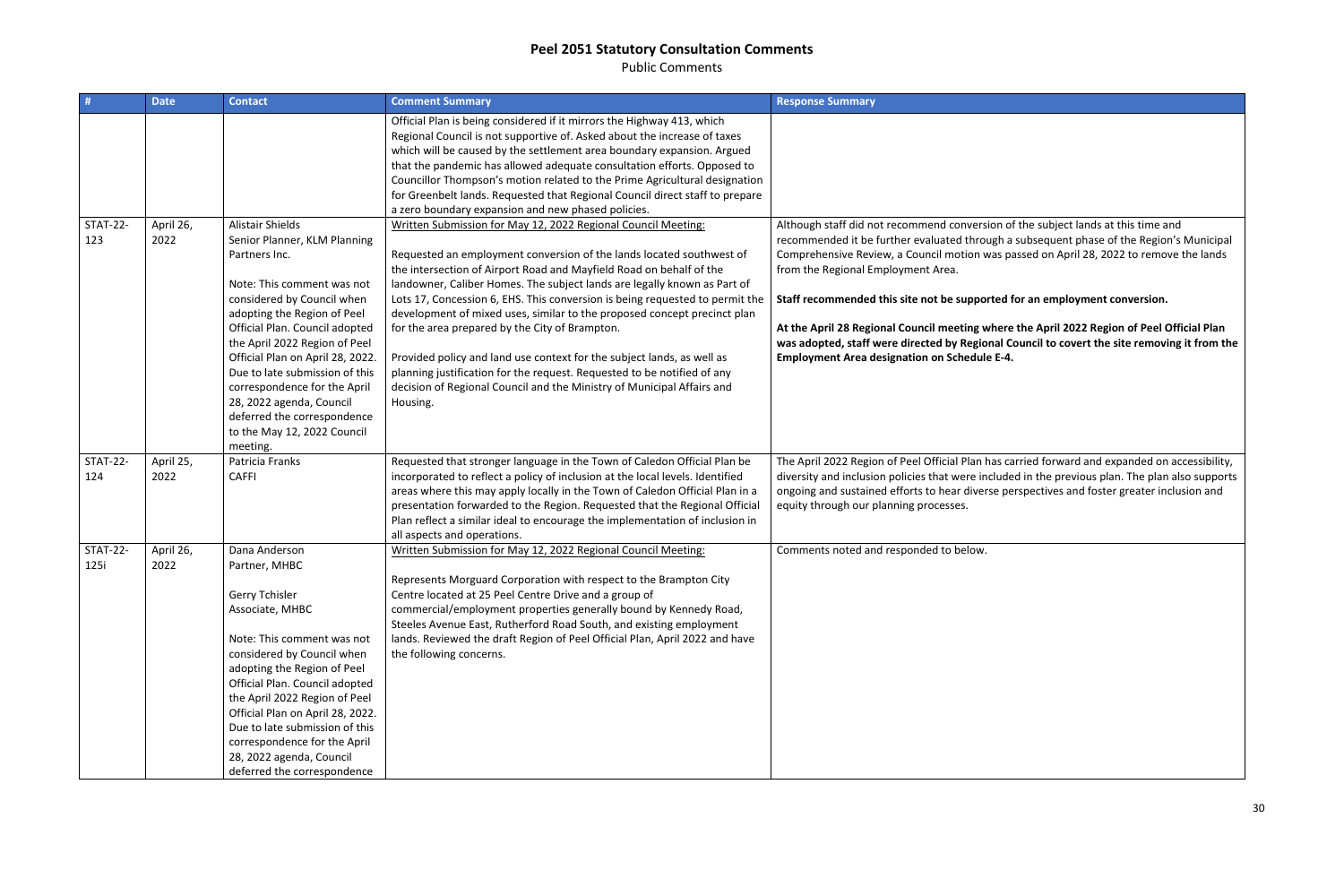# Peel 2051 Statutory Consultation Comments

Public Comments

| # | Date | Contact | Comment Summary | Response Summary |
|---|---|---|---|---|
| | | | Official Plan is being considered if it mirrors the Highway 413, which Regional Council is not supportive of. Asked about the increase of taxes which will be caused by the settlement area boundary expansion. Argued that the pandemic has allowed adequate consultation efforts. Opposed to Councillor Thompson's motion related to the Prime Agricultural designation for Greenbelt lands. Requested that Regional Council direct staff to prepare a zero boundary expansion and new phased policies. | |
| STAT-22-123 | April 26, 2022 | Alistair Shields<br>Senior Planner, KLM Planning Partners Inc.<br><br>Note: This comment was not considered by Council when adopting the Region of Peel Official Plan. Council adopted the April 2022 Region of Peel Official Plan on April 28, 2022. Due to late submission of this correspondence for the April 28, 2022 agenda, Council deferred the correspondence to the May 12, 2022 Council meeting. | <u>Written Submission for May 12, 2022 Regional Council Meeting:</u><br><br>Requested an employment conversion of the lands located southwest of the intersection of Airport Road and Mayfield Road on behalf of the landowner, Caliber Homes. The subject lands are legally known as Part of Lots 17, Concession 6, EHS. This conversion is being requested to permit the development of mixed uses, similar to the proposed concept precinct plan for the area prepared by the City of Brampton.<br><br>Provided policy and land use context for the subject lands, as well as planning justification for the request. Requested to be notified of any decision of Regional Council and the Ministry of Municipal Affairs and Housing. | Although staff did not recommend conversion of the subject lands at this time and recommended it be further evaluated through a subsequent phase of the Region's Municipal Comprehensive Review, a Council motion was passed on April 28, 2022 to remove the lands from the Regional Employment Area.<br><br>**Staff recommended this site not be supported for an employment conversion.**<br><br>**At the April 28 Regional Council meeting where the April 2022 Region of Peel Official Plan was adopted, staff were directed by Regional Council to covert the site removing it from the Employment Area designation on Schedule E-4.** |
| STAT-22-124 | April 25, 2022 | Patricia Franks<br>CAFFI | Requested that stronger language in the Town of Caledon Official Plan be incorporated to reflect a policy of inclusion at the local levels. Identified areas where this may apply locally in the Town of Caledon Official Plan in a presentation forwarded to the Region. Requested that the Regional Official Plan reflect a similar ideal to encourage the implementation of inclusion in all aspects and operations. | The April 2022 Region of Peel Official Plan has carried forward and expanded on accessibility, diversity and inclusion policies that were included in the previous plan. The plan also supports ongoing and sustained efforts to hear diverse perspectives and foster greater inclusion and equity through our planning processes. |
| STAT-22-125i | April 26, 2022 | Dana Anderson<br>Partner, MHBC<br><br>Gerry Tchisler<br>Associate, MHBC<br><br>Note: This comment was not considered by Council when adopting the Region of Peel Official Plan. Council adopted the April 2022 Region of Peel Official Plan on April 28, 2022. Due to late submission of this correspondence for the April 28, 2022 agenda, Council deferred the correspondence | <u>Written Submission for May 12, 2022 Regional Council Meeting:</u><br><br>Represents Morguard Corporation with respect to the Brampton City Centre located at 25 Peel Centre Drive and a group of commercial/employment properties generally bound by Kennedy Road, Steeles Avenue East, Rutherford Road South, and existing employment lands. Reviewed the draft Region of Peel Official Plan, April 2022 and have the following concerns. | Comments noted and responded to below. |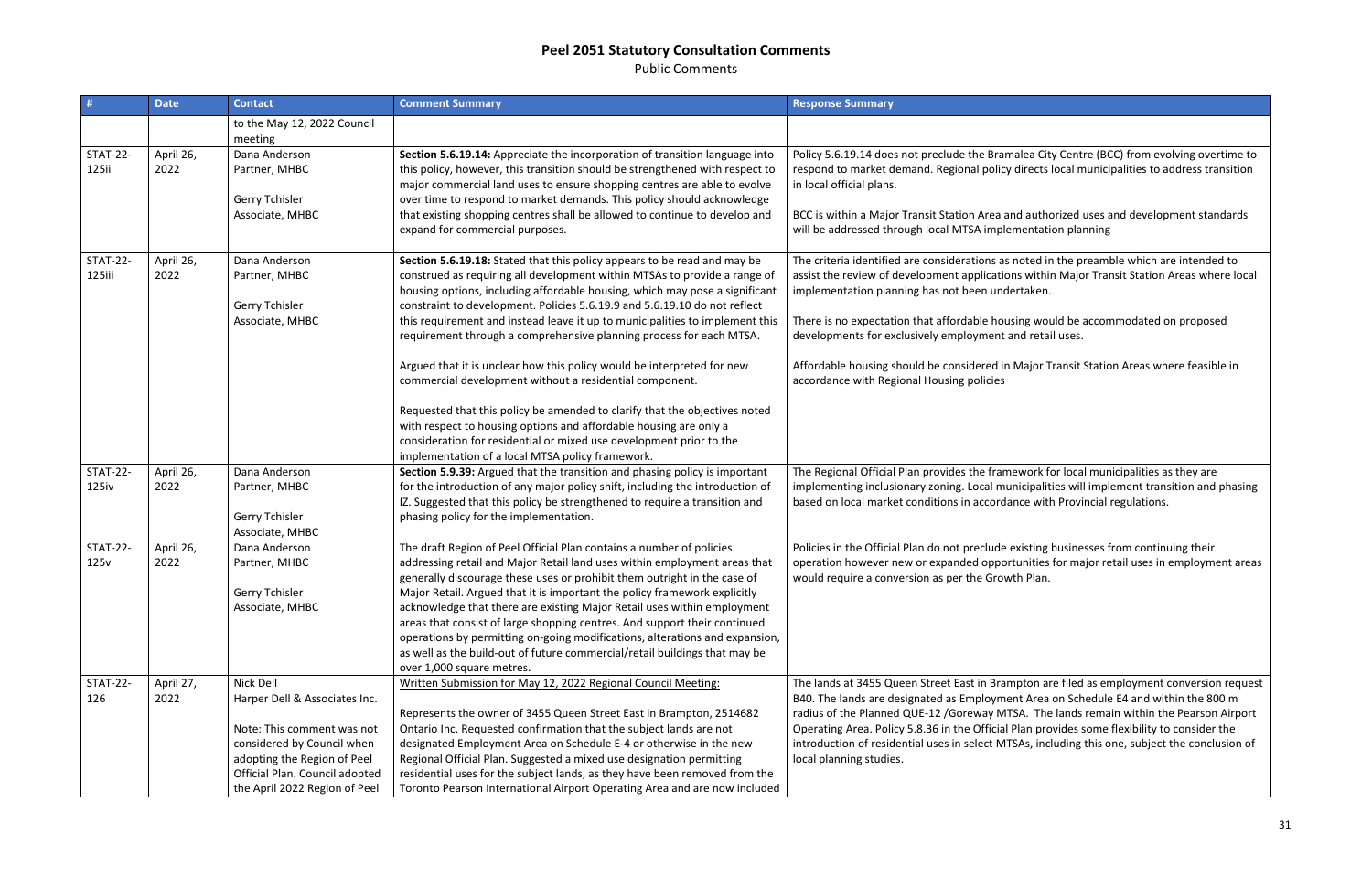# Peel 2051 Statutory Consultation Comments

Public Comments

| # | Date | Contact | Comment Summary | Response Summary |
|---|---|---|---|---|
| | | to the May 12, 2022 Council meeting | | |
| STAT-22-125ii | April 26, 2022 | Dana Anderson<br>Partner, MHBC<br><br>Gerry Tchisler<br>Associate, MHBC | **Section 5.6.19.14:** Appreciate the incorporation of transition language into this policy, however, this transition should be strengthened with respect to major commercial land uses to ensure shopping centres are able to evolve over time to respond to market demands. This policy should acknowledge that existing shopping centres shall be allowed to continue to develop and expand for commercial purposes. | Policy 5.6.19.14 does not preclude the Bramalea City Centre (BCC) from evolving overtime to respond to market demand. Regional policy directs local municipalities to address transition in local official plans.<br><br>BCC is within a Major Transit Station Area and authorized uses and development standards will be addressed through local MTSA implementation planning |
| STAT-22-125iii | April 26, 2022 | Dana Anderson<br>Partner, MHBC<br><br>Gerry Tchisler<br>Associate, MHBC | **Section 5.6.19.18:** Stated that this policy appears to be read and may be construed as requiring all development within MTSAs to provide a range of housing options, including affordable housing, which may pose a significant constraint to development. Policies 5.6.19.9 and 5.6.19.10 do not reflect this requirement and instead leave it up to municipalities to implement this requirement through a comprehensive planning process for each MTSA.<br><br>Argued that it is unclear how this policy would be interpreted for new commercial development without a residential component.<br><br>Requested that this policy be amended to clarify that the objectives noted with respect to housing options and affordable housing are only a consideration for residential or mixed use development prior to the implementation of a local MTSA policy framework. | The criteria identified are considerations as noted in the preamble which are intended to assist the review of development applications within Major Transit Station Areas where local implementation planning has not been undertaken.<br><br>There is no expectation that affordable housing would be accommodated on proposed developments for exclusively employment and retail uses.<br><br>Affordable housing should be considered in Major Transit Station Areas where feasible in accordance with Regional Housing policies |
| STAT-22-125iv | April 26, 2022 | Dana Anderson<br>Partner, MHBC<br><br>Gerry Tchisler<br>Associate, MHBC | **Section 5.9.39:** Argued that the transition and phasing policy is important for the introduction of any major policy shift, including the introduction of IZ. Suggested that this policy be strengthened to require a transition and phasing policy for the implementation. | The Regional Official Plan provides the framework for local municipalities as they are implementing inclusionary zoning. Local municipalities will implement transition and phasing based on local market conditions in accordance with Provincial regulations. |
| STAT-22-125v | April 26, 2022 | Dana Anderson<br>Partner, MHBC<br><br>Gerry Tchisler<br>Associate, MHBC | The draft Region of Peel Official Plan contains a number of policies addressing retail and Major Retail land uses within employment areas that generally discourage these uses or prohibit them outright in the case of Major Retail. Argued that it is important the policy framework explicitly acknowledge that there are existing Major Retail uses within employment areas that consist of large shopping centres. And support their continued operations by permitting on-going modifications, alterations and expansion, as well as the build-out of future commercial/retail buildings that may be over 1,000 square metres. | Policies in the Official Plan do not preclude existing businesses from continuing their operation however new or expanded opportunities for major retail uses in employment areas would require a conversion as per the Growth Plan. |
| STAT-22-126 | April 27, 2022 | Nick Dell<br>Harper Dell & Associates Inc.<br><br>Note: This comment was not considered by Council when adopting the Region of Peel Official Plan. Council adopted the April 2022 Region of Peel | Written Submission for May 12, 2022 Regional Council Meeting:<br><br>Represents the owner of 3455 Queen Street East in Brampton, 2514682 Ontario Inc. Requested confirmation that the subject lands are not designated Employment Area on Schedule E-4 or otherwise in the new Regional Official Plan. Suggested a mixed use designation permitting residential uses for the subject lands, as they have been removed from the Toronto Pearson International Airport Operating Area and are now included | The lands at 3455 Queen Street East in Brampton are filed as employment conversion request B40. The lands are designated as Employment Area on Schedule E4 and within the 800 m radius of the Planned QUE-12 /Goreway MTSA. The lands remain within the Pearson Airport Operating Area. Policy 5.8.36 in the Official Plan provides some flexibility to consider the introduction of residential uses in select MTSAs, including this one, subject the conclusion of local planning studies. |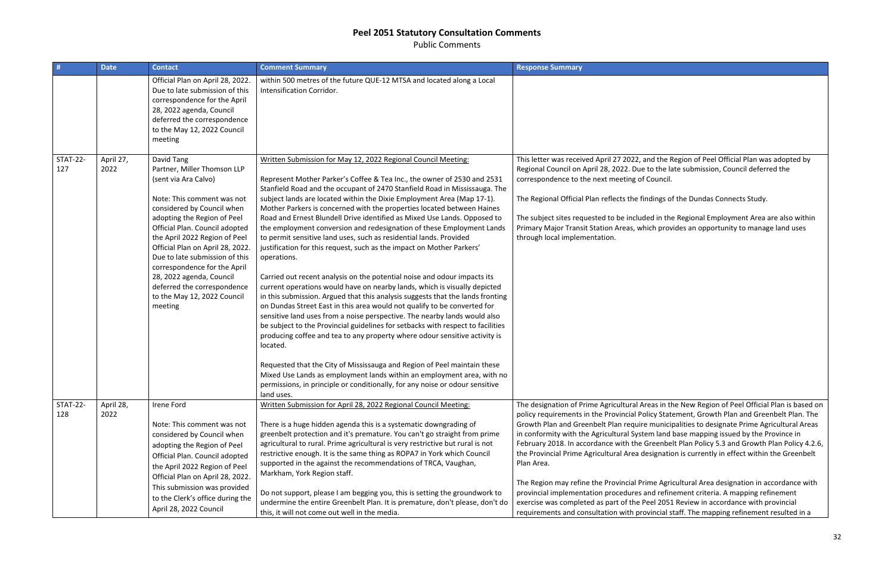# Peel 2051 Statutory Consultation Comments

Public Comments

| # | Date | Contact | Comment Summary | Response Summary |
|---|---|---|---|---|
| | | Official Plan on April 28, 2022. Due to late submission of this correspondence for the April 28, 2022 agenda, Council deferred the correspondence to the May 12, 2022 Council meeting | within 500 metres of the future QUE-12 MTSA and located along a Local Intensification Corridor. | |
| STAT-22-127 | April 27, 2022 | David Tang<br>Partner, Miller Thomson LLP (sent via Ara Calvo)<br><br>Note: This comment was not considered by Council when adopting the Region of Peel Official Plan. Council adopted the April 2022 Region of Peel Official Plan on April 28, 2022. Due to late submission of this correspondence for the April 28, 2022 agenda, Council deferred the correspondence to the May 12, 2022 Council meeting | Written Submission for May 12, 2022 Regional Council Meeting:<br><br>Represent Mother Parker's Coffee & Tea Inc., the owner of 2530 and 2531 Stanfield Road and the occupant of 2470 Stanfield Road in Mississauga. The subject lands are located within the Dixie Employment Area (Map 17-1). Mother Parkers is concerned with the properties located between Haines Road and Ernest Blundell Drive identified as Mixed Use Lands. Opposed to the employment conversion and redesignation of these Employment Lands to permit sensitive land uses, such as residential lands. Provided justification for this request, such as the impact on Mother Parkers' operations.<br><br>Carried out recent analysis on the potential noise and odour impacts its current operations would have on nearby lands, which is visually depicted in this submission. Argued that this analysis suggests that the lands fronting on Dundas Street East in this area would not qualify to be converted for sensitive land uses from a noise perspective. The nearby lands would also be subject to the Provincial guidelines for setbacks with respect to facilities producing coffee and tea to any property where odour sensitive activity is located.<br><br>Requested that the City of Mississauga and Region of Peel maintain these Mixed Use Lands as employment lands within an employment area, with no permissions, in principle or conditionally, for any noise or odour sensitive land uses. | This letter was received April 27 2022, and the Region of Peel Official Plan was adopted by Regional Council on April 28, 2022. Due to the late submission, Council deferred the correspondence to the next meeting of Council.<br><br>The Regional Official Plan reflects the findings of the Dundas Connects Study.<br><br>The subject sites requested to be included in the Regional Employment Area are also within Primary Major Transit Station Areas, which provides an opportunity to manage land uses through local implementation. |
| STAT-22-128 | April 28, 2022 | Irene Ford<br><br>Note: This comment was not considered by Council when adopting the Region of Peel Official Plan. Council adopted the April 2022 Region of Peel Official Plan on April 28, 2022. This submission was provided to the Clerk's office during the April 28, 2022 Council | Written Submission for April 28, 2022 Regional Council Meeting:<br><br>There is a huge hidden agenda this is a systematic downgrading of greenbelt protection and it's premature. You can't go straight from prime agricultural to rural. Prime agricultural is very restrictive but rural is not restrictive enough. It is the same thing as ROPA7 in York which Council supported in the against the recommendations of TRCA, Vaughan, Markham, York Region staff.<br><br>Do not support, please I am begging you, this is setting the groundwork to undermine the entire Greenbelt Plan. It is premature, don't please, don't do this, it will not come out well in the media. | The designation of Prime Agricultural Areas in the New Region of Peel Official Plan is based on policy requirements in the Provincial Policy Statement, Growth Plan and Greenbelt Plan. The Growth Plan and Greenbelt Plan require municipalities to designate Prime Agricultural Areas in conformity with the Agricultural System land base mapping issued by the Province in February 2018. In accordance with the Greenbelt Plan Policy 5.3 and Growth Plan Policy 4.2.6, the Provincial Prime Agricultural Area designation is currently in effect within the Greenbelt Plan Area.<br><br>The Region may refine the Provincial Prime Agricultural Area designation in accordance with provincial implementation procedures and refinement criteria. A mapping refinement exercise was completed as part of the Peel 2051 Review in accordance with provincial requirements and consultation with provincial staff. The mapping refinement resulted in a |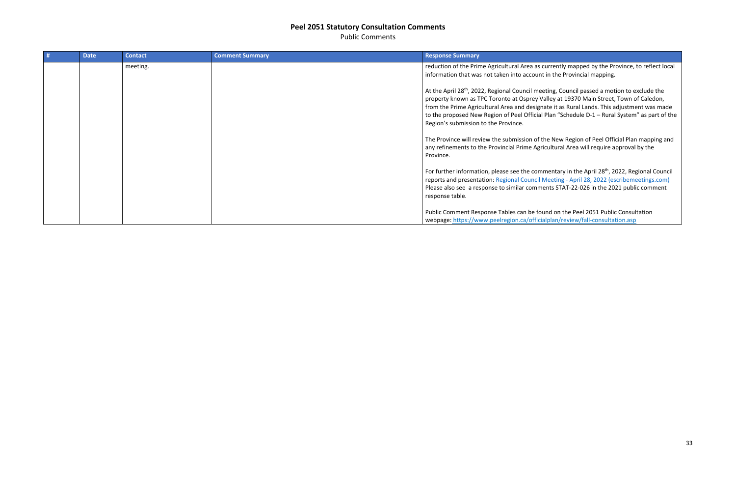# Peel 2051 Statutory Consultation Comments

Public Comments

| # | Date | Contact | Comment Summary | Response Summary |
|---|---|---|---|---|
| | | meeting. | | reduction of the Prime Agricultural Area as currently mapped by the Province, to reflect local information that was not taken into account in the Provincial mapping.<br><br>At the April 28th, 2022, Regional Council meeting, Council passed a motion to exclude the property known as TPC Toronto at Osprey Valley at 19370 Main Street, Town of Caledon, from the Prime Agricultural Area and designate it as Rural Lands. This adjustment was made to the proposed New Region of Peel Official Plan "Schedule D-1 – Rural System" as part of the Region's submission to the Province.<br><br>The Province will review the submission of the New Region of Peel Official Plan mapping and any refinements to the Provincial Prime Agricultural Area will require approval by the Province.<br><br>For further information, please see the commentary in the April 28th, 2022, Regional Council reports and presentation: Regional Council Meeting - April 28, 2022 (escribemeetings.com) Please also see a response to similar comments STAT-22-026 in the 2021 public comment response table.<br><br>Public Comment Response Tables can be found on the Peel 2051 Public Consultation webpage: https://www.peelregion.ca/officialplan/review/fall-consultation.asp |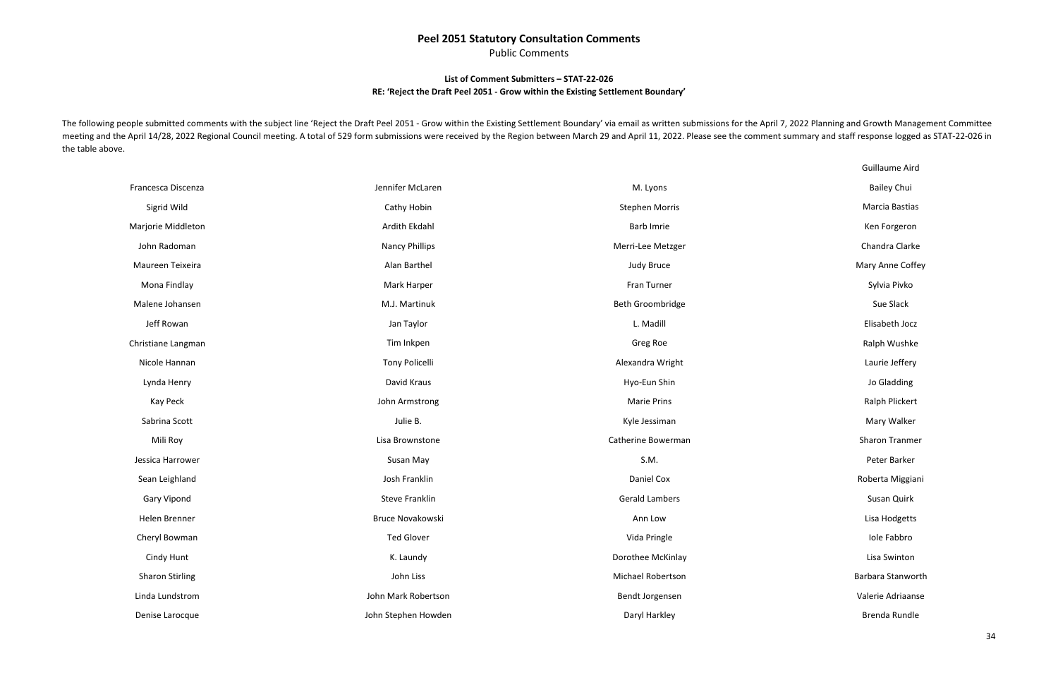## Peel 2051 Statutory Consultation Comments

Public Comments

**List of Comment Submitters – STAT-22-026**
**RE: 'Reject the Draft Peel 2051 - Grow within the Existing Settlement Boundary'**

The following people submitted comments with the subject line 'Reject the Draft Peel 2051 - Grow within the Existing Settlement Boundary' via email as written submissions for the April 7, 2022 Planning and Growth Management Committee meeting and the April 14/28, 2022 Regional Council meeting. A total of 529 form submissions were received by the Region between March 29 and April 11, 2022. Please see the comment summary and staff response logged as STAT-22-026 in the table above.

| | | | |
|---|---|---|---|
| | | | Guillaume Aird |
| Francesca Discenza | Jennifer McLaren | M. Lyons | Bailey Chui |
| Sigrid Wild | Cathy Hobin | Stephen Morris | Marcia Bastias |
| Marjorie Middleton | Ardith Ekdahl | Barb Imrie | Ken Forgeron |
| John Radoman | Nancy Phillips | Merri-Lee Metzger | Chandra Clarke |
| Maureen Teixeira | Alan Barthel | Judy Bruce | Mary Anne Coffey |
| Mona Findlay | Mark Harper | Fran Turner | Sylvia Pivko |
| Malene Johansen | M.J. Martinuk | Beth Groombridge | Sue Slack |
| Jeff Rowan | Jan Taylor | L. Madill | Elisabeth Jocz |
| Christiane Langman | Tim Inkpen | Greg Roe | Ralph Wushke |
| Nicole Hannan | Tony Policelli | Alexandra Wright | Laurie Jeffery |
| Lynda Henry | David Kraus | Hyo-Eun Shin | Jo Gladding |
| Kay Peck | John Armstrong | Marie Prins | Ralph Plickert |
| Sabrina Scott | Julie B. | Kyle Jessiman | Mary Walker |
| Mili Roy | Lisa Brownstone | Catherine Bowerman | Sharon Tranmer |
| Jessica Harrower | Susan May | S.M. | Peter Barker |
| Sean Leighland | Josh Franklin | Daniel Cox | Roberta Miggiani |
| Gary Vipond | Steve Franklin | Gerald Lambers | Susan Quirk |
| Helen Brenner | Bruce Novakowski | Ann Low | Lisa Hodgetts |
| Cheryl Bowman | Ted Glover | Vida Pringle | Iole Fabbro |
| Cindy Hunt | K. Laundy | Dorothee McKinlay | Lisa Swinton |
| Sharon Stirling | John Liss | Michael Robertson | Barbara Stanworth |
| Linda Lundstrom | John Mark Robertson | Bendt Jorgensen | Valerie Adriaanse |
| Denise Larocque | John Stephen Howden | Daryl Harkley | Brenda Rundle |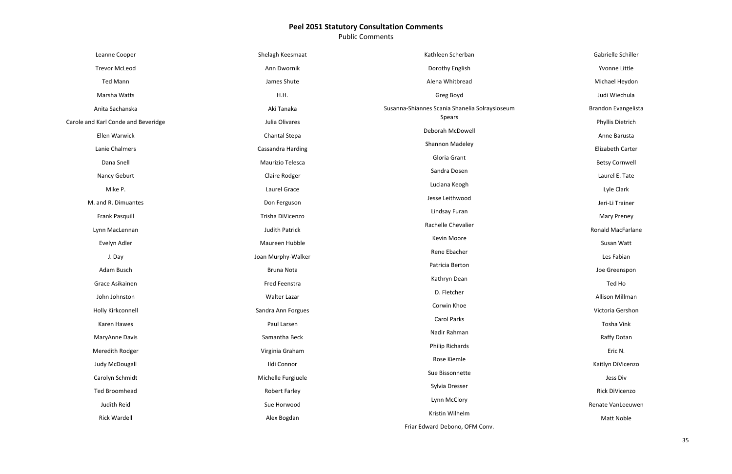# Peel 2051 Statutory Consultation Comments

Public Comments

Leanne Cooper
Trevor McLeod
Ted Mann
Marsha Watts
Anita Sachanska
Carole and Karl Conde and Beveridge
Ellen Warwick
Lanie Chalmers
Dana Snell
Nancy Geburt
Mike P.
M. and R. Dimuantes
Frank Pasquill
Lynn MacLennan
Evelyn Adler
J. Day
Adam Busch
Grace Asikainen
John Johnston
Holly Kirkconnell
Karen Hawes
MaryAnne Davis
Meredith Rodger
Judy McDougall
Carolyn Schmidt
Ted Broomhead
Judith Reid
Rick Wardell

Shelagh Keesmaat
Ann Dwornik
James Shute
H.H.
Aki Tanaka
Julia Olivares
Chantal Stepa
Cassandra Harding
Maurizio Telesca
Claire Rodger
Laurel Grace
Don Ferguson
Trisha DiVicenzo
Judith Patrick
Maureen Hubble
Joan Murphy-Walker
Bruna Nota
Fred Feenstra
Walter Lazar
Sandra Ann Forgues
Paul Larsen
Samantha Beck
Virginia Graham
Ildi Connor
Michelle Furgiuele
Robert Farley
Sue Horwood
Alex Bogdan

Kathleen Scherban
Dorothy English
Alena Whitbread
Greg Boyd
Susanna-Shiannes Scania Shanelia Solraysioseum Spears
Deborah McDowell
Shannon Madeley
Gloria Grant
Sandra Dosen
Luciana Keogh
Jesse Leithwood
Lindsay Furan
Rachelle Chevalier
Kevin Moore
Rene Ebacher
Patricia Berton
Kathryn Dean
D. Fletcher
Corwin Khoe
Carol Parks
Nadir Rahman
Philip Richards
Rose Kiemle
Sue Bissonnette
Sylvia Dresser
Lynn McClory
Kristin Wilhelm
Friar Edward Debono, OFM Conv.

Gabrielle Schiller
Yvonne Little
Michael Heydon
Judi Wiechula
Brandon Evangelista
Phyllis Dietrich
Anne Barusta
Elizabeth Carter
Betsy Cornwell
Laurel E. Tate
Lyle Clark
Jeri-Li Trainer
Mary Preney
Ronald MacFarlane
Susan Watt
Les Fabian
Joe Greenspon
Ted Ho
Allison Millman
Victoria Gershon
Tosha Vink
Raffy Dotan
Eric N.
Kaitlyn DiVicenzo
Jess Div
Rick DiVicenzo
Renate VanLeeuwen
Matt Noble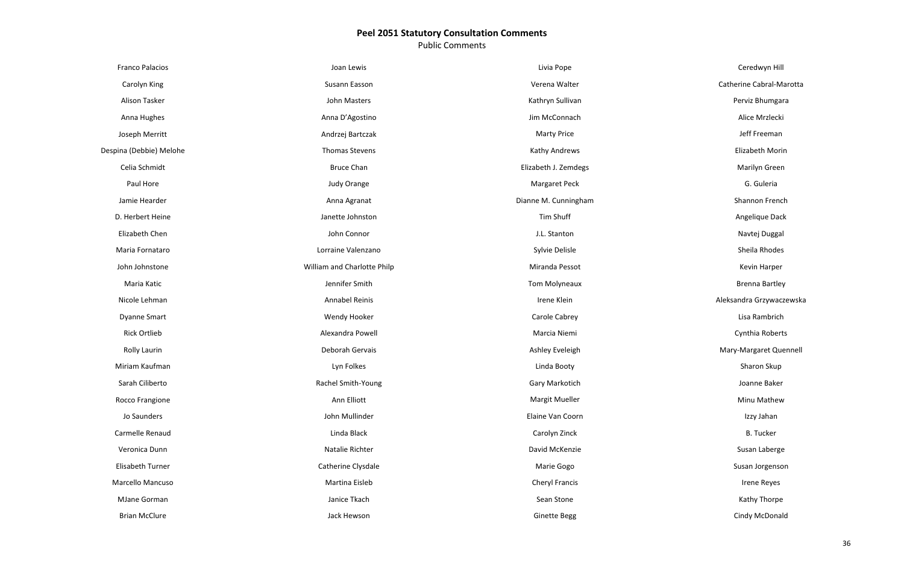## Peel 2051 Statutory Consultation Comments

Public Comments

| | | | |
|---|---|---|---|
| Franco Palacios | Joan Lewis | Livia Pope | Ceredwyn Hill |
| Carolyn King | Susann Easson | Verena Walter | Catherine Cabral-Marotta |
| Alison Tasker | John Masters | Kathryn Sullivan | Perviz Bhumgara |
| Anna Hughes | Anna D'Agostino | Jim McConnach | Alice Mrzlecki |
| Joseph Merritt | Andrzej Bartczak | Marty Price | Jeff Freeman |
| Despina (Debbie) Melohe | Thomas Stevens | Kathy Andrews | Elizabeth Morin |
| Celia Schmidt | Bruce Chan | Elizabeth J. Zemdegs | Marilyn Green |
| Paul Hore | Judy Orange | Margaret Peck | G. Guleria |
| Jamie Hearder | Anna Agranat | Dianne M. Cunningham | Shannon French |
| D. Herbert Heine | Janette Johnston | Tim Shuff | Angelique Dack |
| Elizabeth Chen | John Connor | J.L. Stanton | Navtej Duggal |
| Maria Fornataro | Lorraine Valenzano | Sylvie Delisle | Sheila Rhodes |
| John Johnstone | William and Charlotte Philp | Miranda Pessot | Kevin Harper |
| Maria Katic | Jennifer Smith | Tom Molyneaux | Brenna Bartley |
| Nicole Lehman | Annabel Reinis | Irene Klein | Aleksandra Grzywaczewska |
| Dyanne Smart | Wendy Hooker | Carole Cabrey | Lisa Rambrich |
| Rick Ortlieb | Alexandra Powell | Marcia Niemi | Cynthia Roberts |
| Rolly Laurin | Deborah Gervais | Ashley Eveleigh | Mary-Margaret Quennell |
| Miriam Kaufman | Lyn Folkes | Linda Booty | Sharon Skup |
| Sarah Ciliberto | Rachel Smith-Young | Gary Markotich | Joanne Baker |
| Rocco Frangione | Ann Elliott | Margit Mueller | Minu Mathew |
| Jo Saunders | John Mullinder | Elaine Van Coorn | Izzy Jahan |
| Carmelle Renaud | Linda Black | Carolyn Zinck | B. Tucker |
| Veronica Dunn | Natalie Richter | David McKenzie | Susan Laberge |
| Elisabeth Turner | Catherine Clysdale | Marie Gogo | Susan Jorgenson |
| Marcello Mancuso | Martina Eisleb | Cheryl Francis | Irene Reyes |
| MJane Gorman | Janice Tkach | Sean Stone | Kathy Thorpe |
| Brian McClure | Jack Hewson | Ginette Begg | Cindy McDonald |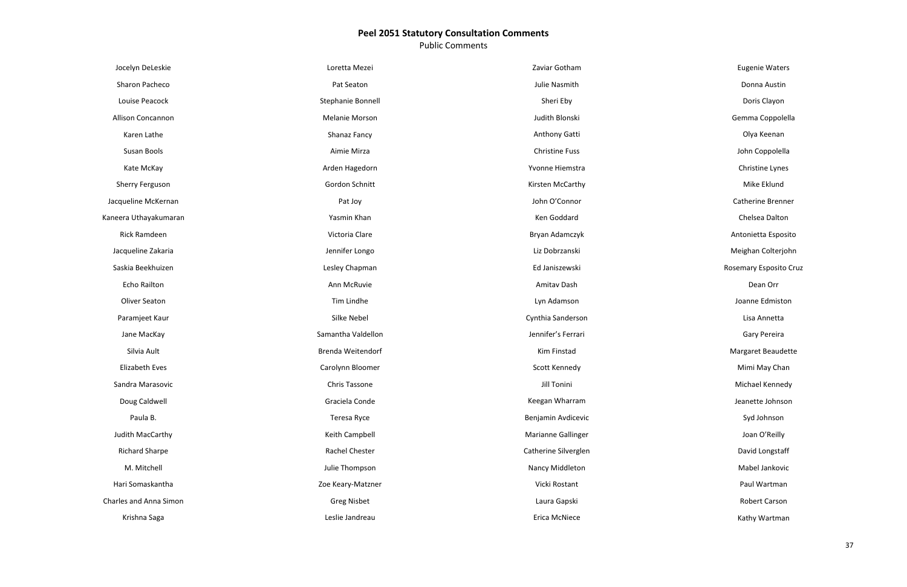## Peel 2051 Statutory Consultation Comments

Public Comments

| | | | |
|---|---|---|---|
| Jocelyn DeLeskie | Loretta Mezei | Zaviar Gotham | Eugenie Waters |
| Sharon Pacheco | Pat Seaton | Julie Nasmith | Donna Austin |
| Louise Peacock | Stephanie Bonnell | Sheri Eby | Doris Clayon |
| Allison Concannon | Melanie Morson | Judith Blonski | Gemma Coppolella |
| Karen Lathe | Shanaz Fancy | Anthony Gatti | Olya Keenan |
| Susan Bools | Aimie Mirza | Christine Fuss | John Coppolella |
| Kate McKay | Arden Hagedorn | Yvonne Hiemstra | Christine Lynes |
| Sherry Ferguson | Gordon Schnitt | Kirsten McCarthy | Mike Eklund |
| Jacqueline McKernan | Pat Joy | John O'Connor | Catherine Brenner |
| Kaneera Uthayakumaran | Yasmin Khan | Ken Goddard | Chelsea Dalton |
| Rick Ramdeen | Victoria Clare | Bryan Adamczyk | Antonietta Esposito |
| Jacqueline Zakaria | Jennifer Longo | Liz Dobrzanski | Meighan Colterjohn |
| Saskia Beekhuizen | Lesley Chapman | Ed Janiszewski | Rosemary Esposito Cruz |
| Echo Railton | Ann McRuvie | Amitav Dash | Dean Orr |
| Oliver Seaton | Tim Lindhe | Lyn Adamson | Joanne Edmiston |
| Paramjeet Kaur | Silke Nebel | Cynthia Sanderson | Lisa Annetta |
| Jane MacKay | Samantha Valdellon | Jennifer's Ferrari | Gary Pereira |
| Silvia Ault | Brenda Weitendorf | Kim Finstad | Margaret Beaudette |
| Elizabeth Eves | Carolynn Bloomer | Scott Kennedy | Mimi May Chan |
| Sandra Marasovic | Chris Tassone | Jill Tonini | Michael Kennedy |
| Doug Caldwell | Graciela Conde | Keegan Wharram | Jeanette Johnson |
| Paula B. | Teresa Ryce | Benjamin Avdicevic | Syd Johnson |
| Judith MacCarthy | Keith Campbell | Marianne Gallinger | Joan O'Reilly |
| Richard Sharpe | Rachel Chester | Catherine Silverglen | David Longstaff |
| M. Mitchell | Julie Thompson | Nancy Middleton | Mabel Jankovic |
| Hari Somaskantha | Zoe Keary-Matzner | Vicki Rostant | Paul Wartman |
| Charles and Anna Simon | Greg Nisbet | Laura Gapski | Robert Carson |
| Krishna Saga | Leslie Jandreau | Erica McNiece | Kathy Wartman |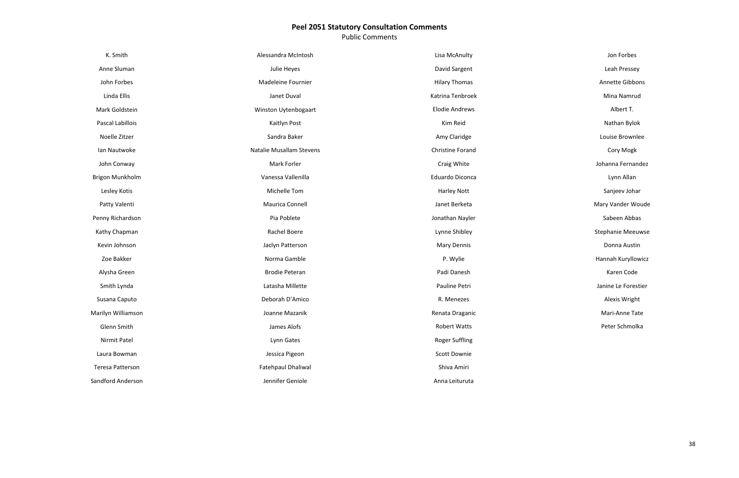# Peel 2051 Statutory Consultation Comments

Public Comments

K. Smith
Anne Sluman
John Forbes
Linda Ellis
Mark Goldstein
Pascal Labillois
Noelle Zitzer
Ian Nautwoke
John Conway
Brigon Munkholm
Lesley Kotis
Patty Valenti
Penny Richardson
Kathy Chapman
Kevin Johnson
Zoe Bakker
Alysha Green
Smith Lynda
Susana Caputo
Marilyn Williamson
Glenn Smith
Nirmit Patel
Laura Bowman
Teresa Patterson
Sandford Anderson

Alessandra McIntosh
Julie Heyes
Madeleine Fournier
Janet Duval
Winston Uytenbogaart
Kaitlyn Post
Sandra Baker
Natalie Musallam Stevens
Mark Forler
Vanessa Vallenilla
Michelle Tom
Maurica Connell
Pia Poblete
Rachel Boere
Jaclyn Patterson
Norma Gamble
Brodie Peteran
Latasha Millette
Deborah D'Amico
Joanne Mazanik
James Alofs
Lynn Gates
Jessica Pigeon
Fatehpaul Dhaliwal
Jennifer Geniole

Lisa McAnulty
David Sargent
Hilary Thomas
Katrina Tenbroek
Elodie Andrews
Kim Reid
Amy Claridge
Christine Forand
Craig White
Eduardo Diconca
Harley Nott
Janet Berketa
Jonathan Nayler
Lynne Shibley
Mary Dennis
P. Wylie
Padi Danesh
Pauline Petri
R. Menezes
Renata Draganic
Robert Watts
Roger Suffling
Scott Downie
Shiva Amiri
Anna Leituruta

Jon Forbes
Leah Pressey
Annette Gibbons
Mina Namrud
Albert T.
Nathan Bylok
Louise Brownlee
Cory Mogk
Johanna Fernandez
Lynn Allan
Sanjeev Johar
Mary Vander Woude
Sabeen Abbas
Stephanie Meeuwse
Donna Austin
Hannah Kuryllowicz
Karen Code
Janine Le Forestier
Alexis Wright
Mari-Anne Tate
Peter Schmolka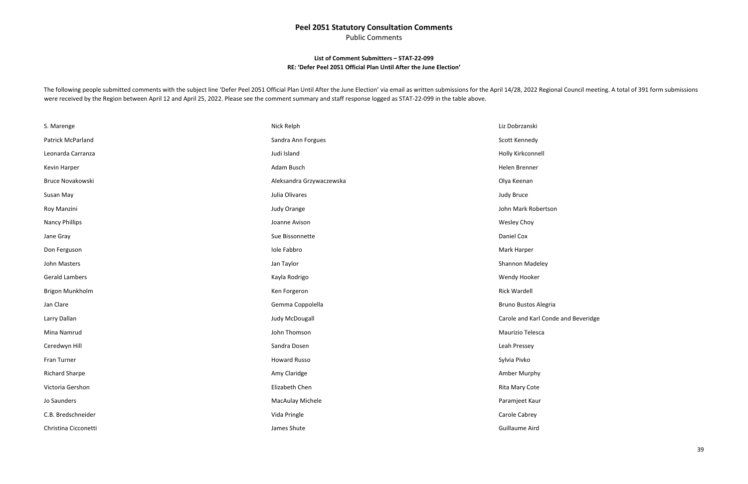# Peel 2051 Statutory Consultation Comments

Public Comments

### List of Comment Submitters – STAT-22-099

### RE: 'Defer Peel 2051 Official Plan Until After the June Election'

The following people submitted comments with the subject line 'Defer Peel 2051 Official Plan Until After the June Election' via email as written submissions for the April 14/28, 2022 Regional Council meeting. A total of 391 form submissions were received by the Region between April 12 and April 25, 2022. Please see the comment summary and staff response logged as STAT-22-099 in the table above.

| | | |
|---|---|---|
| S. Marenge | Nick Relph | Liz Dobrzanski |
| Patrick McParland | Sandra Ann Forgues | Scott Kennedy |
| Leonarda Carranza | Judi Island | Holly Kirkconnell |
| Kevin Harper | Adam Busch | Helen Brenner |
| Bruce Novakowski | Aleksandra Grzywaczewska | Olya Keenan |
| Susan May | Julia Olivares | Judy Bruce |
| Roy Manzini | Judy Orange | John Mark Robertson |
| Nancy Phillips | Joanne Avison | Wesley Choy |
| Jane Gray | Sue Bissonnette | Daniel Cox |
| Don Ferguson | Iole Fabbro | Mark Harper |
| John Masters | Jan Taylor | Shannon Madeley |
| Gerald Lambers | Kayla Rodrigo | Wendy Hooker |
| Brigon Munkholm | Ken Forgeron | Rick Wardell |
| Jan Clare | Gemma Coppolella | Bruno Bustos Alegria |
| Larry Dallan | Judy McDougall | Carole and Karl Conde and Beveridge |
| Mina Namrud | John Thomson | Maurizio Telesca |
| Ceredwyn Hill | Sandra Dosen | Leah Pressey |
| Fran Turner | Howard Russo | Sylvia Pivko |
| Richard Sharpe | Amy Claridge | Amber Murphy |
| Victoria Gershon | Elizabeth Chen | Rita Mary Cote |
| Jo Saunders | MacAulay Michele | Paramjeet Kaur |
| C.B. Bredschneider | Vida Pringle | Carole Cabrey |
| Christina Cicconetti | James Shute | Guillaume Aird |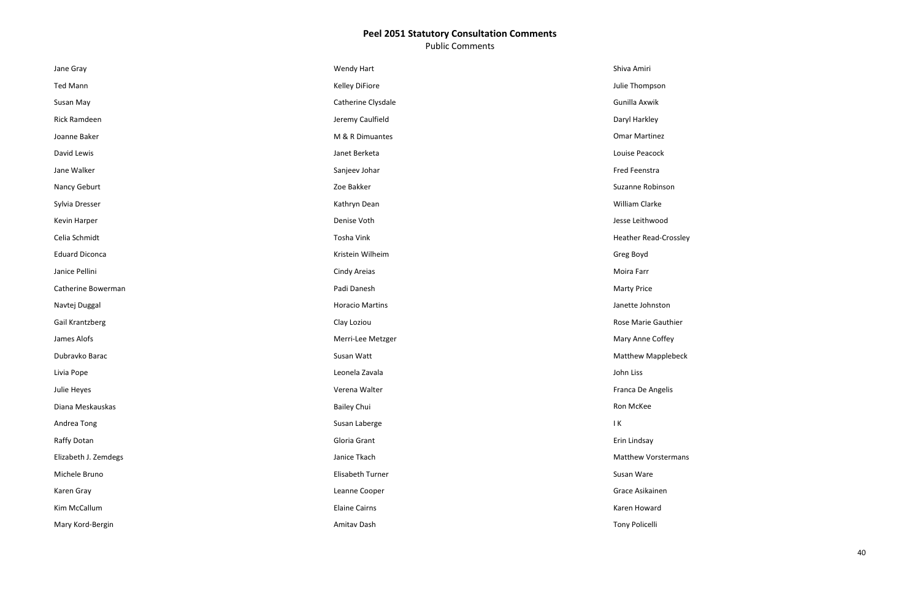## Peel 2051 Statutory Consultation Comments

Public Comments

Jane Gray

Ted Mann

Susan May

Rick Ramdeen

Joanne Baker

David Lewis

Jane Walker

Nancy Geburt

Sylvia Dresser

Kevin Harper

Celia Schmidt

Eduard Diconca

Janice Pellini

Catherine Bowerman

Navtej Duggal

Gail Krantzberg

James Alofs

Dubravko Barac

Livia Pope

Julie Heyes

Diana Meskauskas

Andrea Tong

Raffy Dotan

Elizabeth J. Zemdegs

Michele Bruno

Karen Gray

Kim McCallum

Mary Kord-Bergin

Wendy Hart

Kelley DiFiore

Catherine Clysdale

Jeremy Caulfield

M & R Dimuantes

Janet Berketa

Sanjeev Johar

Zoe Bakker

Kathryn Dean

Denise Voth

Tosha Vink

Kristein Wilheim

Cindy Areias

Padi Danesh

Horacio Martins

Clay Loziou

Merri-Lee Metzger

Susan Watt

Leonela Zavala

Verena Walter

Bailey Chui

Susan Laberge

Gloria Grant

Janice Tkach

Elisabeth Turner

Leanne Cooper

Elaine Cairns

Amitav Dash

Shiva Amiri

Julie Thompson

Gunilla Axwik

Daryl Harkley

Omar Martinez

Louise Peacock

Fred Feenstra

Suzanne Robinson

William Clarke

Jesse Leithwood

Heather Read-Crossley

Greg Boyd

Moira Farr

Marty Price

Janette Johnston

Rose Marie Gauthier

Mary Anne Coffey

Matthew Mapplebeck

John Liss

Franca De Angelis

Ron McKee

I K

Erin Lindsay

Matthew Vorstermans

Susan Ware

Grace Asikainen

Karen Howard

Tony Policelli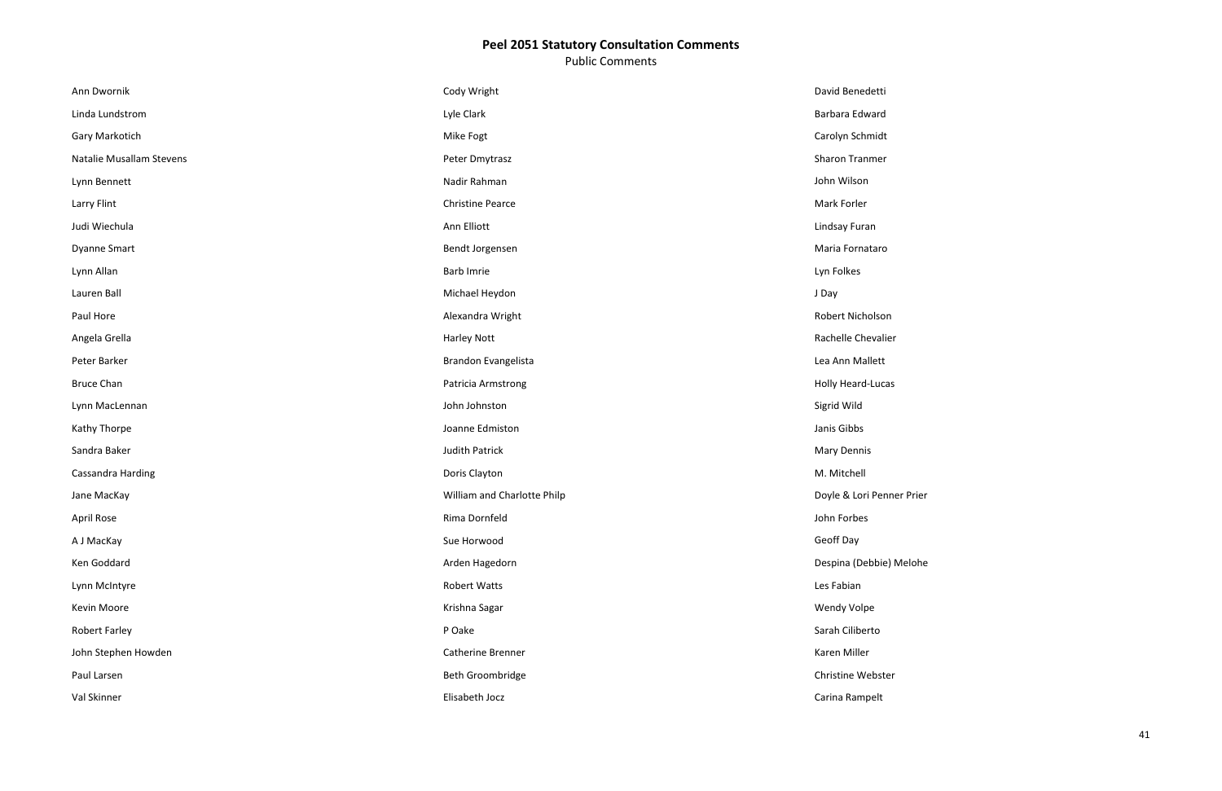**Peel 2051 Statutory Consultation Comments**

Public Comments

Ann Dwornik
Linda Lundstrom
Gary Markotich
Natalie Musallam Stevens
Lynn Bennett
Larry Flint
Judi Wiechula
Dyanne Smart
Lynn Allan
Lauren Ball
Paul Hore
Angela Grella
Peter Barker
Bruce Chan
Lynn MacLennan
Kathy Thorpe
Sandra Baker
Cassandra Harding
Jane MacKay
April Rose
A J MacKay
Ken Goddard
Lynn McIntyre
Kevin Moore
Robert Farley
John Stephen Howden
Paul Larsen
Val Skinner

Cody Wright
Lyle Clark
Mike Fogt
Peter Dmytrasz
Nadir Rahman
Christine Pearce
Ann Elliott
Bendt Jorgensen
Barb Imrie
Michael Heydon
Alexandra Wright
Harley Nott
Brandon Evangelista
Patricia Armstrong
John Johnston
Joanne Edmiston
Judith Patrick
Doris Clayton
William and Charlotte Philp
Rima Dornfeld
Sue Horwood
Arden Hagedorn
Robert Watts
Krishna Sagar
P Oake
Catherine Brenner
Beth Groombridge
Elisabeth Jocz

David Benedetti
Barbara Edward
Carolyn Schmidt
Sharon Tranmer
John Wilson
Mark Forler
Lindsay Furan
Maria Fornataro
Lyn Folkes
J Day
Robert Nicholson
Rachelle Chevalier
Lea Ann Mallett
Holly Heard-Lucas
Sigrid Wild
Janis Gibbs
Mary Dennis
M. Mitchell
Doyle & Lori Penner Prier
John Forbes
Geoff Day
Despina (Debbie) Melohe
Les Fabian
Wendy Volpe
Sarah Ciliberto
Karen Miller
Christine Webster
Carina Rampelt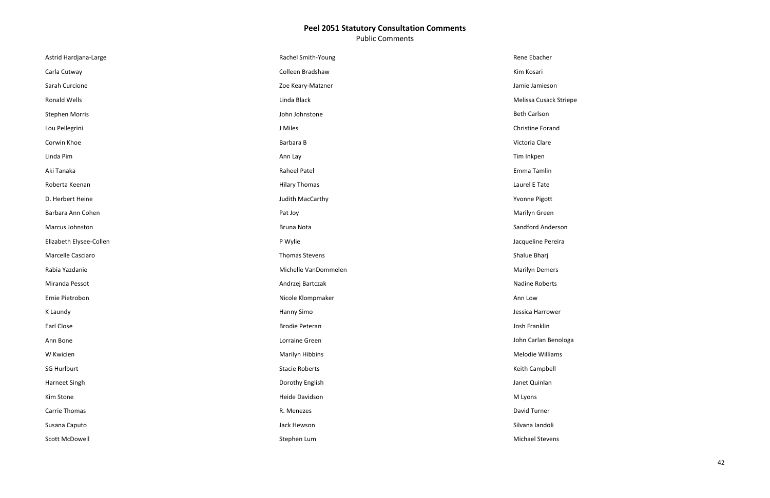# Peel 2051 Statutory Consultation Comments

Public Comments

Astrid Hardjana-Large
Carla Cutway
Sarah Curcione
Ronald Wells
Stephen Morris
Lou Pellegrini
Corwin Khoe
Linda Pim
Aki Tanaka
Roberta Keenan
D. Herbert Heine
Barbara Ann Cohen
Marcus Johnston
Elizabeth Elysee-Collen
Marcelle Casciaro
Rabia Yazdanie
Miranda Pessot
Ernie Pietrobon
K Laundy
Earl Close
Ann Bone
W Kwicien
SG Hurlburt
Harneet Singh
Kim Stone
Carrie Thomas
Susana Caputo
Scott McDowell

Rachel Smith-Young
Colleen Bradshaw
Zoe Keary-Matzner
Linda Black
John Johnstone
J Miles
Barbara B
Ann Lay
Raheel Patel
Hilary Thomas
Judith MacCarthy
Pat Joy
Bruna Nota
P Wylie
Thomas Stevens
Michelle VanDommelen
Andrzej Bartczak
Nicole Klompmaker
Hanny Simo
Brodie Peteran
Lorraine Green
Marilyn Hibbins
Stacie Roberts
Dorothy English
Heide Davidson
R. Menezes
Jack Hewson
Stephen Lum

Rene Ebacher
Kim Kosari
Jamie Jamieson
Melissa Cusack Striepe
Beth Carlson
Christine Forand
Victoria Clare
Tim Inkpen
Emma Tamlin
Laurel E Tate
Yvonne Pigott
Marilyn Green
Sandford Anderson
Jacqueline Pereira
Shalue Bharj
Marilyn Demers
Nadine Roberts
Ann Low
Jessica Harrower
Josh Franklin
John Carlan Benologa
Melodie Williams
Keith Campbell
Janet Quinlan
M Lyons
David Turner
Silvana Iandoli
Michael Stevens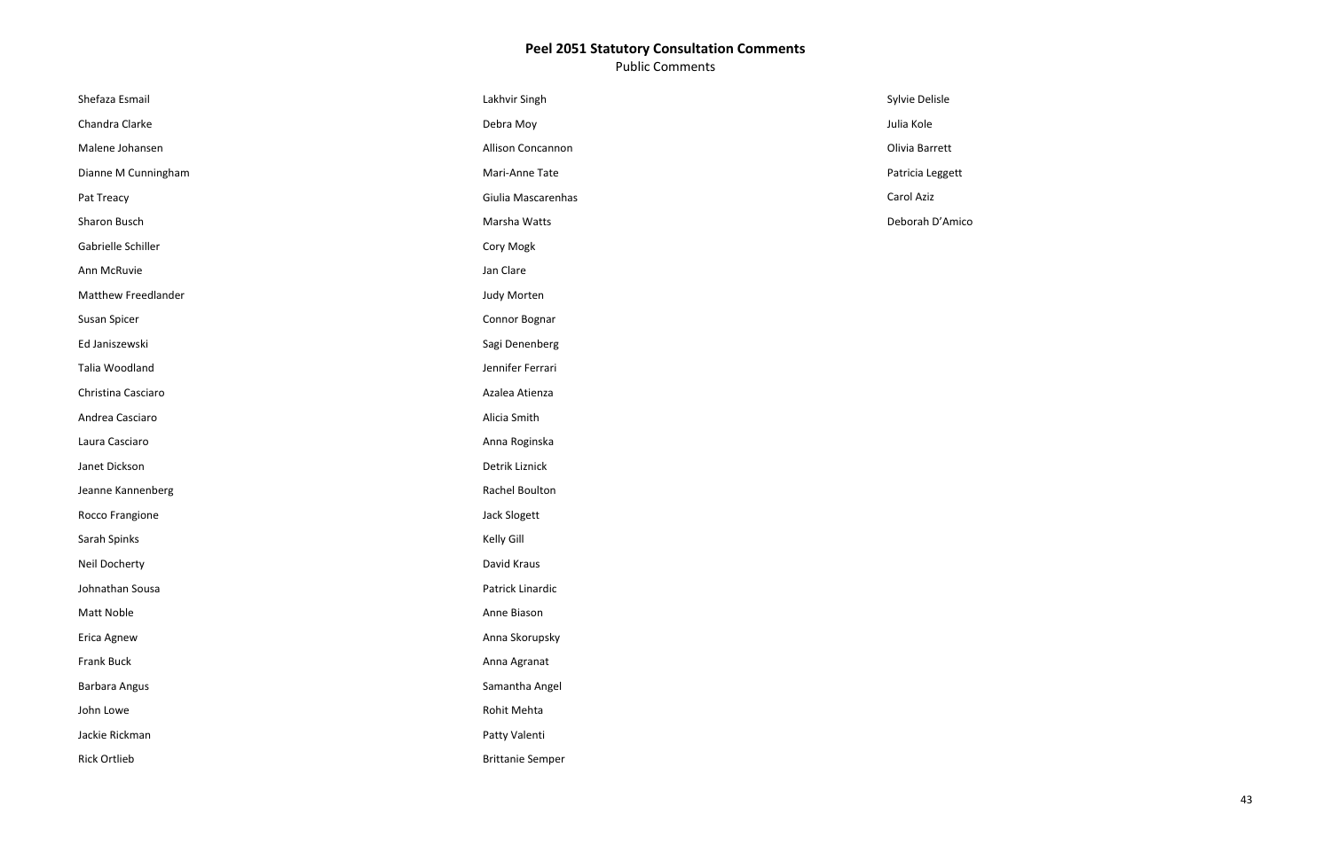# Peel 2051 Statutory Consultation Comments

Public Comments

Shefaza Esmail

Chandra Clarke

Malene Johansen

Dianne M Cunningham

Pat Treacy

Sharon Busch

Gabrielle Schiller

Ann McRuvie

Matthew Freedlander

Susan Spicer

Ed Janiszewski

Talia Woodland

Christina Casciaro

Andrea Casciaro

Laura Casciaro

Janet Dickson

Jeanne Kannenberg

Rocco Frangione

Sarah Spinks

Neil Docherty

Johnathan Sousa

Matt Noble

Erica Agnew

Frank Buck

Barbara Angus

John Lowe

Jackie Rickman

Rick Ortlieb

Lakhvir Singh

Debra Moy

Allison Concannon

Mari-Anne Tate

Giulia Mascarenhas

Marsha Watts

Cory Mogk

Jan Clare

Judy Morten

Connor Bognar

Sagi Denenberg

Jennifer Ferrari

Azalea Atienza

Alicia Smith

Anna Roginska

Detrik Liznick

Rachel Boulton

Jack Slogett

Kelly Gill

David Kraus

Patrick Linardic

Anne Biason

Anna Skorupsky

Anna Agranat

Samantha Angel

Rohit Mehta

Patty Valenti

Brittanie Semper

Sylvie Delisle

Julia Kole

Olivia Barrett

Patricia Leggett

Carol Aziz

Deborah D'Amico